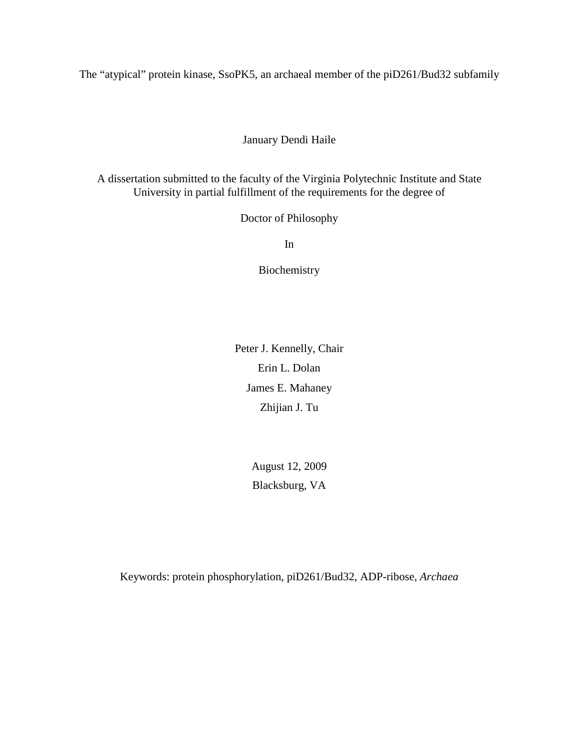# The "atypical" protein kinase, SsoPK5, an archaeal member of the piD261/Bud32 subfamily

January Dendi Haile

A dissertation submitted to the faculty of the Virginia Polytechnic Institute and State University in partial fulfillment of the requirements for the degree of

Doctor of Philosophy

In

Biochemistry

Peter J. Kennelly, Chair

Erin L. Dolan

James E. Mahaney

Zhijian J. Tu

August 12, 2009

Blacksburg, VA

Keywords: protein phosphorylation, piD261/Bud32, ADP-ribose, *Archaea*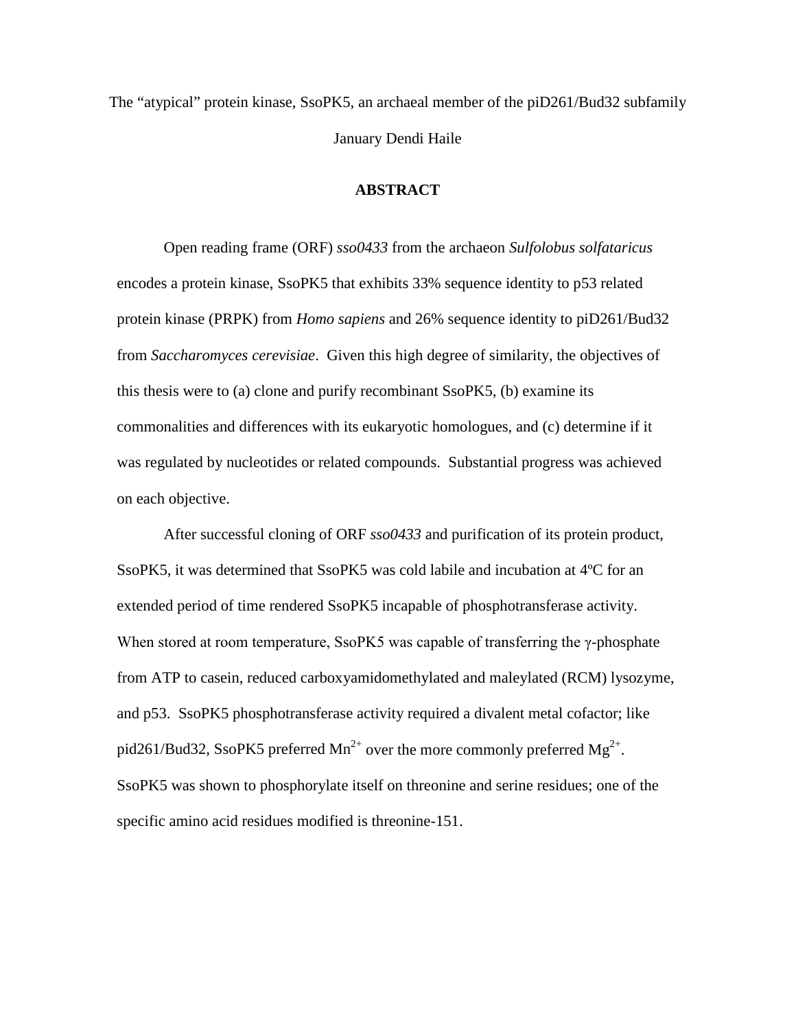The "atypical" protein kinase, SsoPK5, an archaeal member of the piD261/Bud32 subfamily

January Dendi Haile

## ABSTRACT

Open reading frame (ORF) *sso0433* from the archaeon *Sulfolobus solfataricus* encodes a protein kinase, SsoPK5 that exhibits 33% sequence identity to p53 related protein kinase (PRPK) from *Homo sapiens* and 26% sequence identity to piD261/Bud32 from *Saccharomyces cerevisiae*. Given this high degree of similarity, the objectives of this thesis were to (a) clone and purify recombinant SsoPK5, (b) examine its commonalities and differences with its eukaryotic homologues, and (c) determine if it was regulated by nucleotides or related compounds. Substantial progress was achieved on each objective.

After successful cloning of ORF *sso0433* and purification of its protein product, SsoPK5, it was determined that SsoPK5 was cold labile and incubation at 4ºC for an extended period of time rendered SsoPK5 incapable of phosphotransferase activity. When stored at room temperature, SsoPK5 was capable of transferring the γ-phosphate from ATP to casein, reduced carboxyamidomethylated and maleylated (RCM) lysozyme, and p53. SsoPK5 phosphotransferase activity required a divalent metal cofactor; like pid261/Bud32, SsoPK5 preferred $Mn^{2+}$ over the more commonly preferred $Mg^{2+}$. SsoPK5 was shown to phosphorylate itself on threonine and serine residues; one of the specific amino acid residues modified is threonine-151.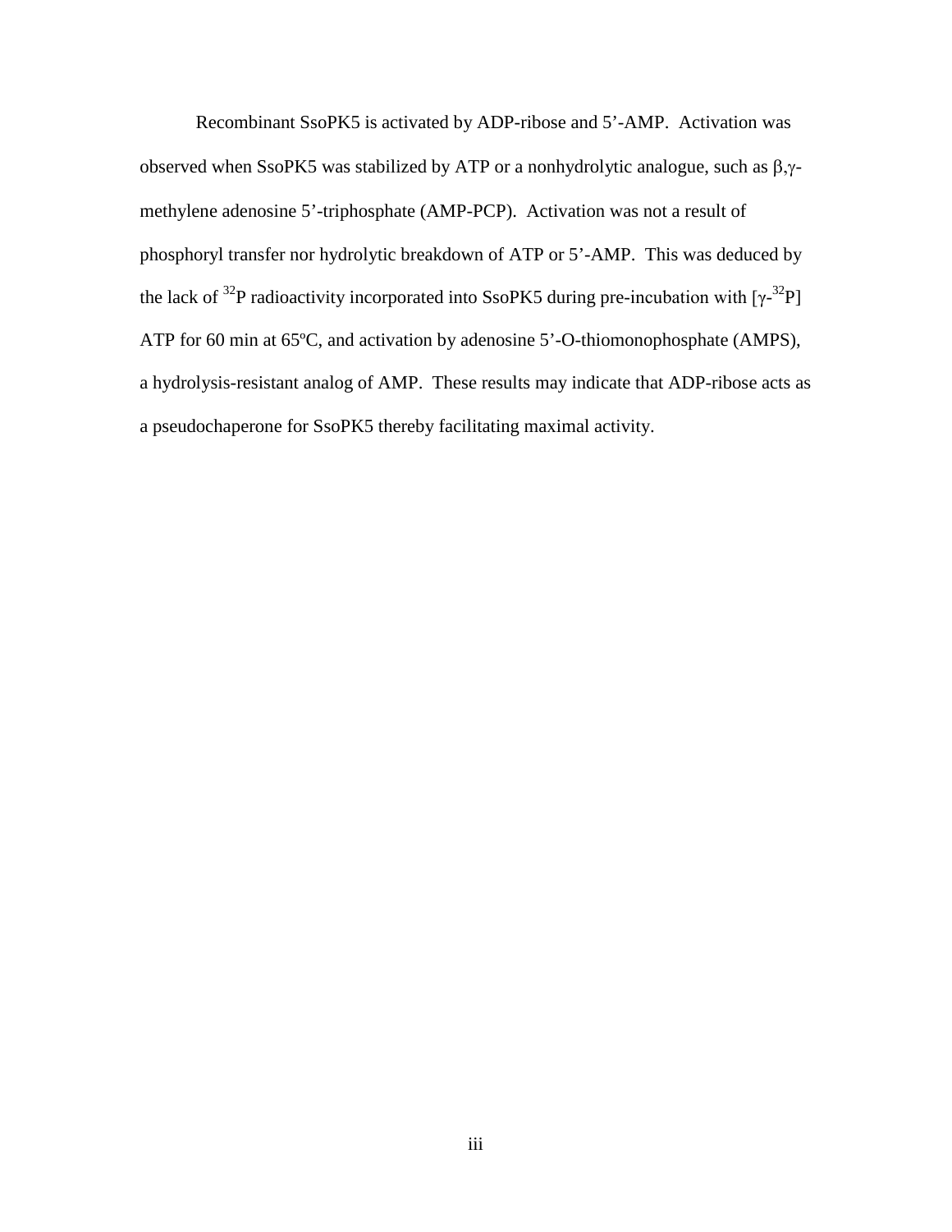Recombinant SsoPK5 is activated by ADP-ribose and 5'-AMP. Activation was observed when SsoPK5 was stabilized by ATP or a nonhydrolytic analogue, such as β,γ-methylene adenosine 5'-triphosphate (AMP-PCP). Activation was not a result of phosphoryl transfer nor hydrolytic breakdown of ATP or 5'-AMP. This was deduced by the lack of $^{32}P$ radioactivity incorporated into SsoPK5 during pre-incubation with [$\gamma$-$^{32}P$] ATP for 60 min at 65ºC, and activation by adenosine 5'-O-thiomonophosphate (AMPS), a hydrolysis-resistant analog of AMP. These results may indicate that ADP-ribose acts as a pseudochaperone for SsoPK5 thereby facilitating maximal activity.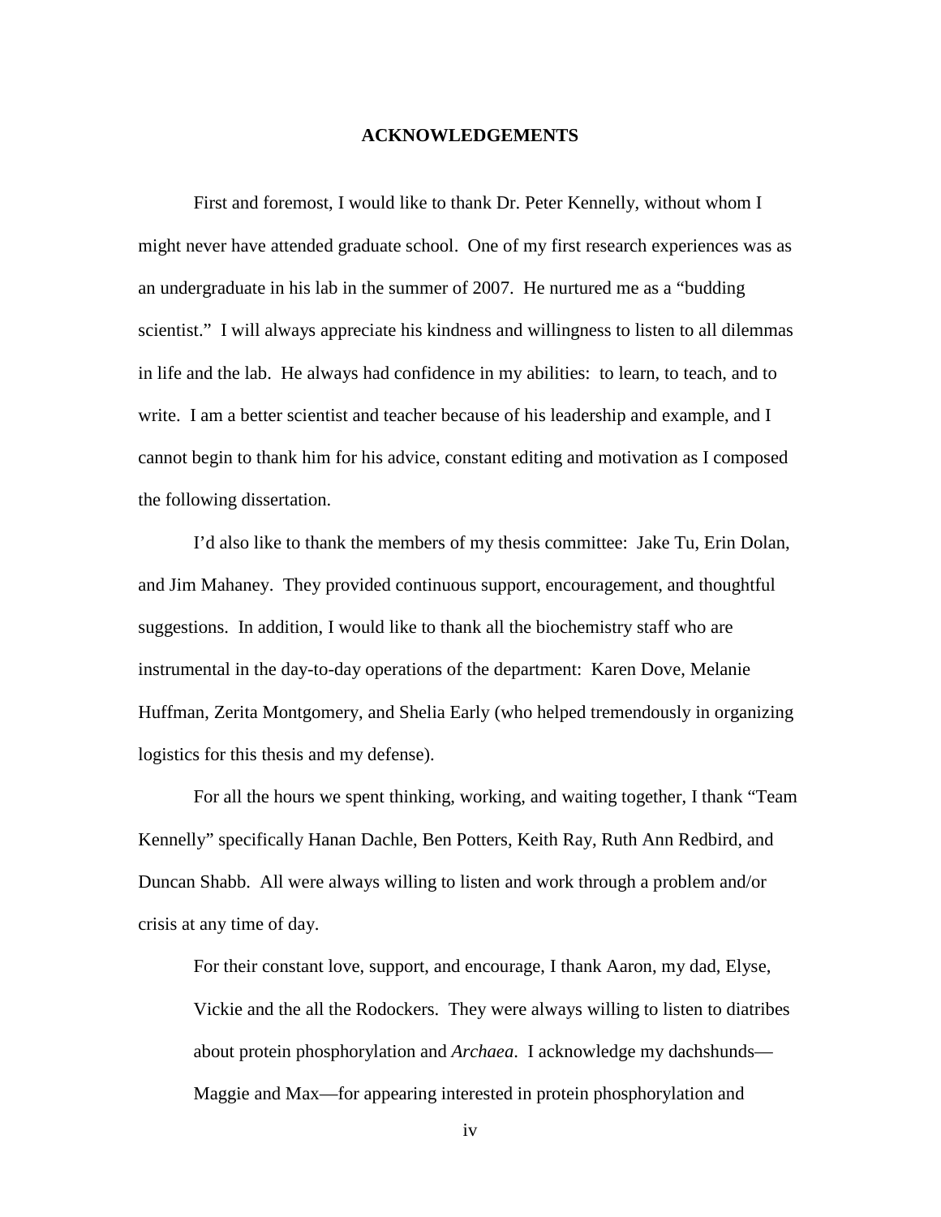# ACKNOWLEDGEMENTS

First and foremost, I would like to thank Dr. Peter Kennelly, without whom I might never have attended graduate school. One of my first research experiences was as an undergraduate in his lab in the summer of 2007. He nurtured me as a "budding scientist." I will always appreciate his kindness and willingness to listen to all dilemmas in life and the lab. He always had confidence in my abilities: to learn, to teach, and to write. I am a better scientist and teacher because of his leadership and example, and I cannot begin to thank him for his advice, constant editing and motivation as I composed the following dissertation.

I'd also like to thank the members of my thesis committee: Jake Tu, Erin Dolan, and Jim Mahaney. They provided continuous support, encouragement, and thoughtful suggestions. In addition, I would like to thank all the biochemistry staff who are instrumental in the day-to-day operations of the department: Karen Dove, Melanie Huffman, Zerita Montgomery, and Shelia Early (who helped tremendously in organizing logistics for this thesis and my defense).

For all the hours we spent thinking, working, and waiting together, I thank "Team Kennelly" specifically Hanan Dachle, Ben Potters, Keith Ray, Ruth Ann Redbird, and Duncan Shabb. All were always willing to listen and work through a problem and/or crisis at any time of day.

> For their constant love, support, and encourage, I thank Aaron, my dad, Elyse, Vickie and the all the Rodockers. They were always willing to listen to diatribes about protein phosphorylation and *Archaea*. I acknowledge my dachshunds—Maggie and Max—for appearing interested in protein phosphorylation and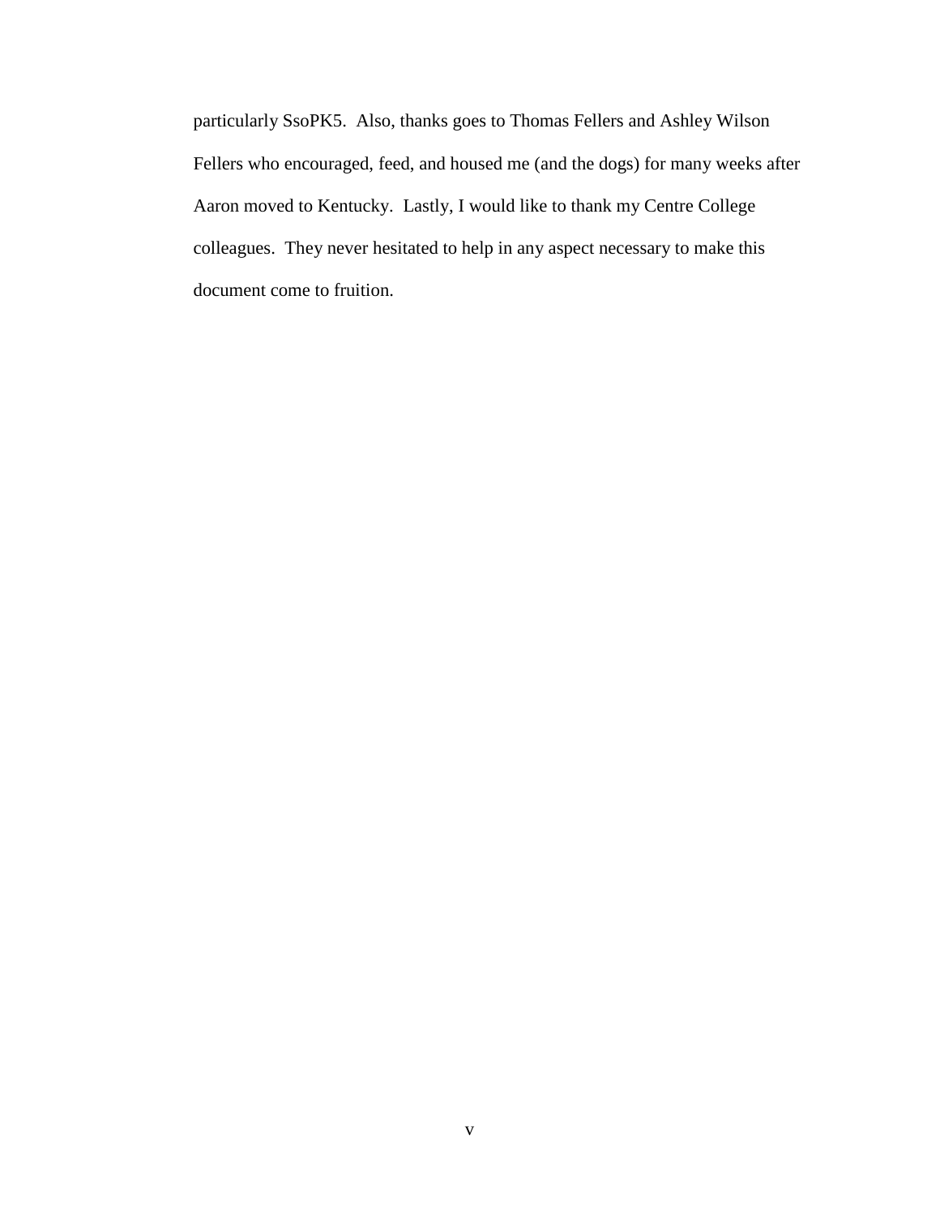particularly SsoPK5. Also, thanks goes to Thomas Fellers and Ashley Wilson Fellers who encouraged, feed, and housed me (and the dogs) for many weeks after Aaron moved to Kentucky. Lastly, I would like to thank my Centre College colleagues. They never hesitated to help in any aspect necessary to make this document come to fruition.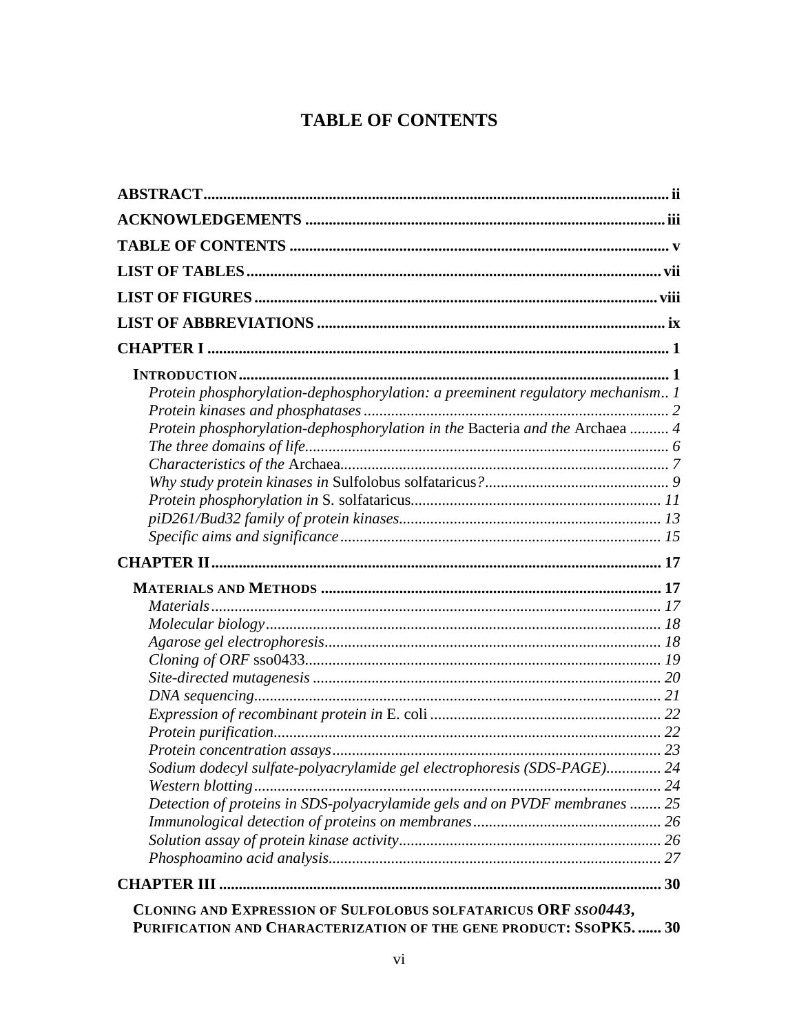# TABLE OF CONTENTS

**ABSTRACT** ..... ii

**ACKNOWLEDGEMENTS** ..... iii

**TABLE OF CONTENTS** ..... v

**LIST OF TABLES** ..... vii

**LIST OF FIGURES** ..... viii

**LIST OF ABBREVIATIONS** ..... ix

**CHAPTER I** ..... 1

- **INTRODUCTION** ..... 1
  - *Protein phosphorylation-dephosphorylation: a preeminent regulatory mechanism* .. 1
  - *Protein kinases and phosphatases* ..... 2
  - *Protein phosphorylation-dephosphorylation in the* Bacteria *and the* Archaea ..... 4
  - *The three domains of life* ..... 6
  - *Characteristics of the* Archaea ..... 7
  - *Why study protein kinases in* Sulfolobus solfataricus*?* ..... 9
  - *Protein phosphorylation in* S. solfataricus ..... 11
  - *piD261/Bud32 family of protein kinases* ..... 13
  - *Specific aims and significance* ..... 15

**CHAPTER II** ..... 17

- **MATERIALS AND METHODS** ..... 17
  - *Materials* ..... 17
  - *Molecular biology* ..... 18
  - *Agarose gel electrophoresis* ..... 18
  - *Cloning of ORF* sso0433 ..... 19
  - *Site-directed mutagenesis* ..... 20
  - *DNA sequencing* ..... 21
  - *Expression of recombinant protein in* E. coli ..... 22
  - *Protein purification* ..... 22
  - *Protein concentration assays* ..... 23
  - *Sodium dodecyl sulfate-polyacrylamide gel electrophoresis (SDS-PAGE)* ..... 24
  - *Western blotting* ..... 24
  - *Detection of proteins in SDS-polyacrylamide gels and on PVDF membranes* ..... 25
  - *Immunological detection of proteins on membranes* ..... 26
  - *Solution assay of protein kinase activity* ..... 26
  - *Phosphoamino acid analysis* ..... 27

**CHAPTER III** ..... 30

- **CLONING AND EXPRESSION OF SULFOLOBUS SOLFATARICUS ORF *SSO0443*, PURIFICATION AND CHARACTERIZATION OF THE GENE PRODUCT: SSOPK5.** ..... 30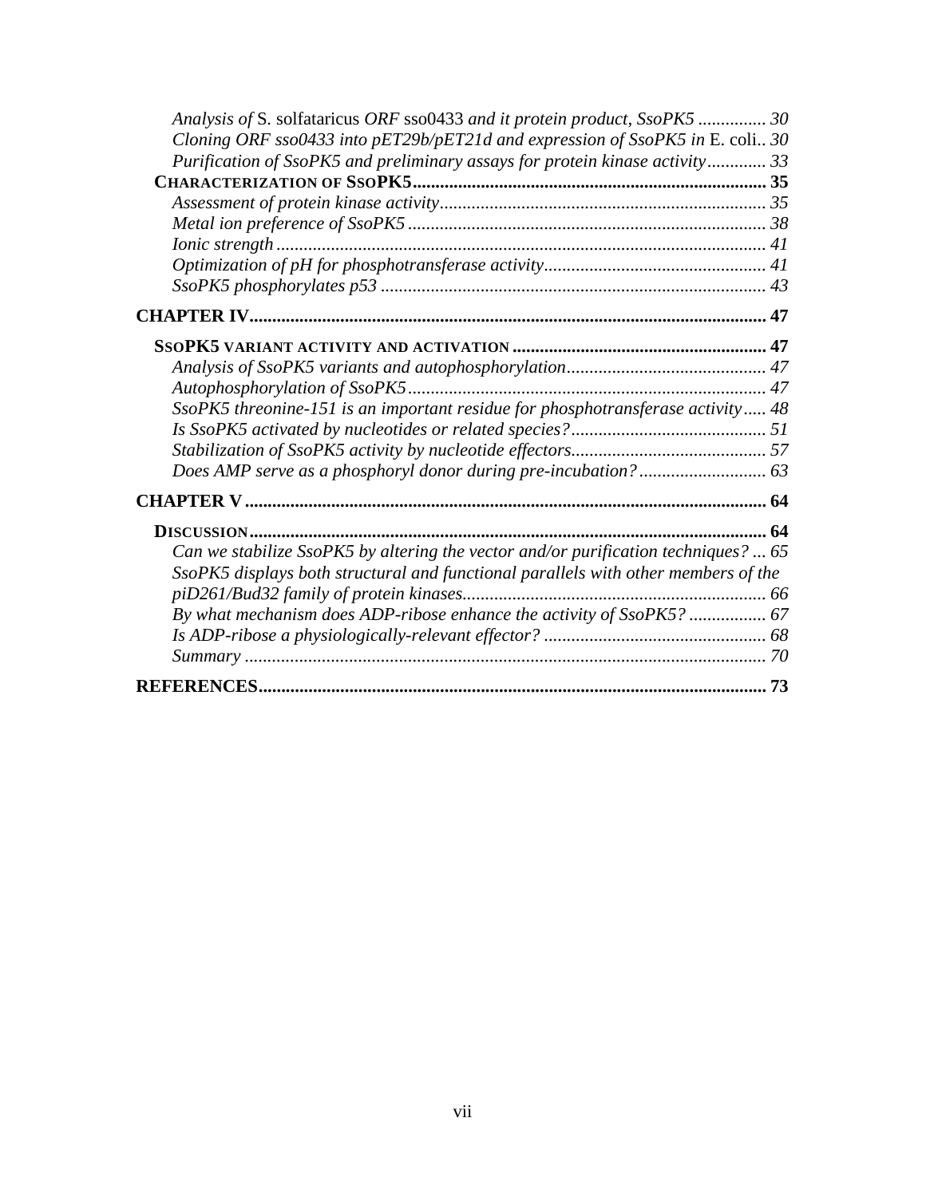*Analysis of* S. solfataricus *ORF* sso0433 *and it protein product, SsoPK5* ............... 30
*Cloning ORF sso0433 into pET29b/pET21d and expression of SsoPK5 in* E. coli.. 30
*Purification of SsoPK5 and preliminary assays for protein kinase activity* ............ 33

**CHARACTERIZATION OF SSOPK5** ............................................................................ 35
*Assessment of protein kinase activity* ...................................................................... 35
*Metal ion preference of SsoPK5* ............................................................................. 38
*Ionic strength* .......................................................................................................... 41
*Optimization of pH for phosphotransferase activity* ................................................ 41
*SsoPK5 phosphorylates p53* .................................................................................... 43

**CHAPTER IV** ................................................................................................................ 47

**SSOPK5 VARIANT ACTIVITY AND ACTIVATION** ....................................................... 47
*Analysis of SsoPK5 variants and autophosphorylation* ........................................... 47
*Autophosphorylation of SsoPK5* .............................................................................. 47
*SsoPK5 threonine-151 is an important residue for phosphotransferase activity* ..... 48
*Is SsoPK5 activated by nucleotides or related species?* ........................................... 51
*Stabilization of SsoPK5 activity by nucleotide effectors* .......................................... 57
*Does AMP serve as a phosphoryl donor during pre-incubation?* ............................ 63

**CHAPTER V** ................................................................................................................. 64

**DISCUSSION** ................................................................................................................. 64
*Can we stabilize SsoPK5 by altering the vector and/or purification techniques?* ... 65
*SsoPK5 displays both structural and functional parallels with other members of the piD261/Bud32 family of protein kinases* .................................................................. 66
*By what mechanism does ADP-ribose enhance the activity of SsoPK5?* ................. 67
*Is ADP-ribose a physiologically-relevant effector?* ................................................. 68
*Summary* .................................................................................................................. 70

**REFERENCES** ............................................................................................................... 73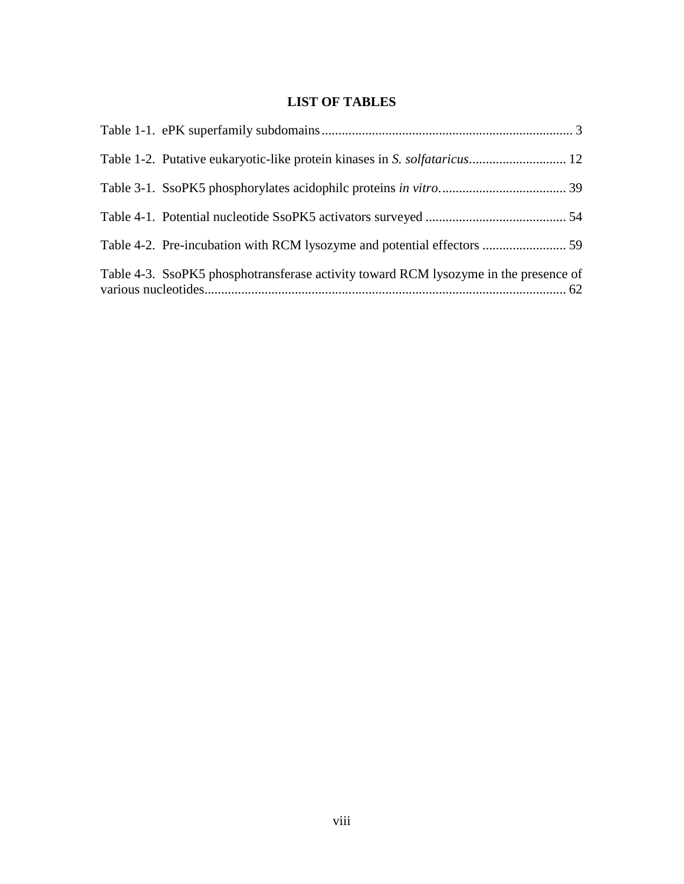# LIST OF TABLES

Table 1-1. ePK superfamily subdomains........................................................................... 3

Table 1-2. Putative eukaryotic-like protein kinases in *S. solfataricus*............................. 12

Table 3-1. SsoPK5 phosphorylates acidophilc proteins *in vitro*...................................... 39

Table 4-1. Potential nucleotide SsoPK5 activators surveyed .......................................... 54

Table 4-2. Pre-incubation with RCM lysozyme and potential effectors ......................... 59

Table 4-3. SsoPK5 phosphotransferase activity toward RCM lysozyme in the presence of various nucleotides........................................................................................................... 62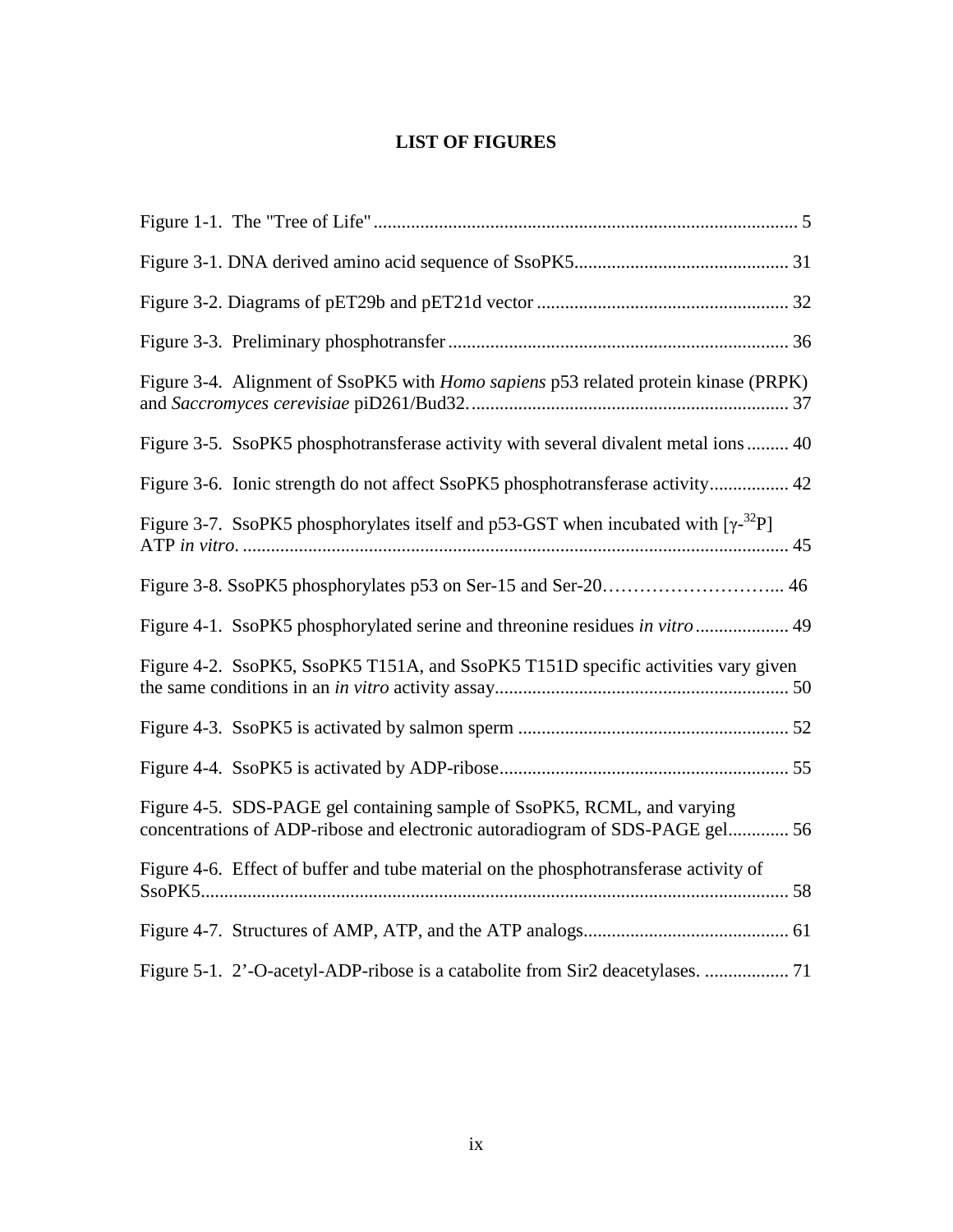# LIST OF FIGURES

Figure 1-1. The "Tree of Life" ........................................................................................ 5

Figure 3-1. DNA derived amino acid sequence of SsoPK5............................................. 31

Figure 3-2. Diagrams of pET29b and pET21d vector ..................................................... 32

Figure 3-3. Preliminary phosphotransfer ........................................................................ 36

Figure 3-4. Alignment of SsoPK5 with *Homo sapiens* p53 related protein kinase (PRPK) and *Saccromyces cerevisiae* piD261/Bud32.................................................................... 37

Figure 3-5. SsoPK5 phosphotransferase activity with several divalent metal ions ......... 40

Figure 3-6. Ionic strength do not affect SsoPK5 phosphotransferase activity................. 42

Figure 3-7. SsoPK5 phosphorylates itself and p53-GST when incubated with [$\gamma$-$^{32}$P] ATP *in vitro*. .................................................................................................................... 45

Figure 3-8. SsoPK5 phosphorylates p53 on Ser-15 and Ser-20………………………... 46

Figure 4-1. SsoPK5 phosphorylated serine and threonine residues *in vitro* .................... 49

Figure 4-2. SsoPK5, SsoPK5 T151A, and SsoPK5 T151D specific activities vary given the same conditions in an *in vitro* activity assay.............................................................. 50

Figure 4-3. SsoPK5 is activated by salmon sperm .......................................................... 52

Figure 4-4. SsoPK5 is activated by ADP-ribose............................................................. 55

Figure 4-5. SDS-PAGE gel containing sample of SsoPK5, RCML, and varying concentrations of ADP-ribose and electronic autoradiogram of SDS-PAGE gel............. 56

Figure 4-6. Effect of buffer and tube material on the phosphotransferase activity of SsoPK5............................................................................................................................ 58

Figure 4-7. Structures of AMP, ATP, and the ATP analogs............................................ 61

Figure 5-1. 2'-O-acetyl-ADP-ribose is a catabolite from Sir2 deacetylases. .................. 71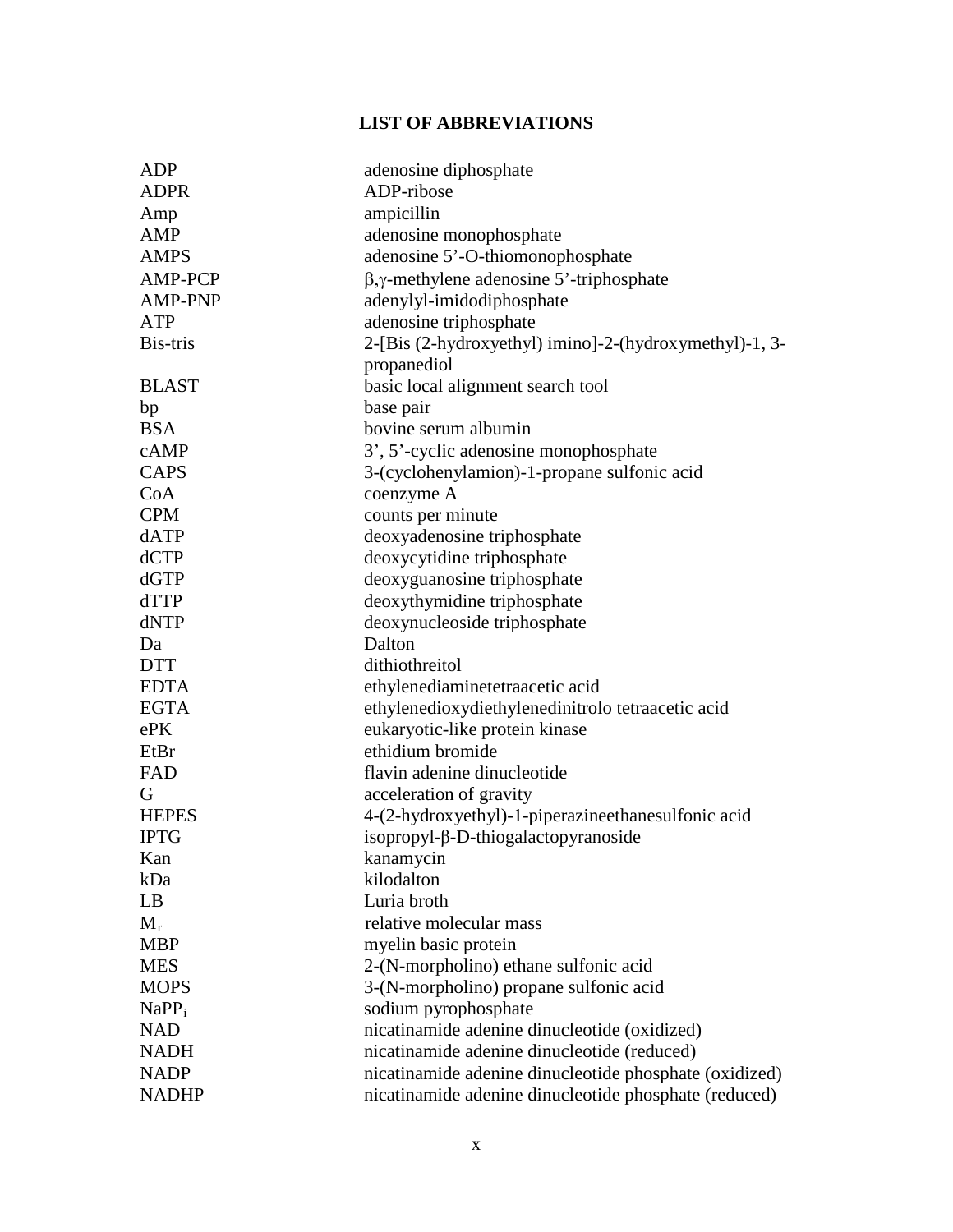## LIST OF ABBREVIATIONS

| | |
|---|---|
| ADP | adenosine diphosphate |
| ADPR | ADP-ribose |
| Amp | ampicillin |
| AMP | adenosine monophosphate |
| AMPS | adenosine 5'-O-thiomonophosphate |
| AMP-PCP | $\beta,\gamma$-methylene adenosine 5'-triphosphate |
| AMP-PNP | adenylyl-imidodiphosphate |
| ATP | adenosine triphosphate |
| Bis-tris | 2-[Bis (2-hydroxyethyl) imino]-2-(hydroxymethyl)-1, 3-propanediol |
| BLAST | basic local alignment search tool |
| bp | base pair |
| BSA | bovine serum albumin |
| cAMP | 3', 5'-cyclic adenosine monophosphate |
| CAPS | 3-(cyclohenylamion)-1-propane sulfonic acid |
| CoA | coenzyme A |
| CPM | counts per minute |
| dATP | deoxyadenosine triphosphate |
| dCTP | deoxycytidine triphosphate |
| dGTP | deoxyguanosine triphosphate |
| dTTP | deoxythymidine triphosphate |
| dNTP | deoxynucleoside triphosphate |
| Da | Dalton |
| DTT | dithiothreitol |
| EDTA | ethylenediaminetetraacetic acid |
| EGTA | ethylenedioxydiethylenedinitrolo tetraacetic acid |
| ePK | eukaryotic-like protein kinase |
| EtBr | ethidium bromide |
| FAD | flavin adenine dinucleotide |
| G | acceleration of gravity |
| HEPES | 4-(2-hydroxyethyl)-1-piperazineethanesulfonic acid |
| IPTG | isopropyl-$\beta$-D-thiogalactopyranoside |
| Kan | kanamycin |
| kDa | kilodalton |
| LB | Luria broth |
| $M_r$ | relative molecular mass |
| MBP | myelin basic protein |
| MES | 2-(N-morpholino) ethane sulfonic acid |
| MOPS | 3-(N-morpholino) propane sulfonic acid |
| $NaPP_i$ | sodium pyrophosphate |
| NAD | nicatinamide adenine dinucleotide (oxidized) |
| NADH | nicatinamide adenine dinucleotide (reduced) |
| NADP | nicatinamide adenine dinucleotide phosphate (oxidized) |
| NADHP | nicatinamide adenine dinucleotide phosphate (reduced) |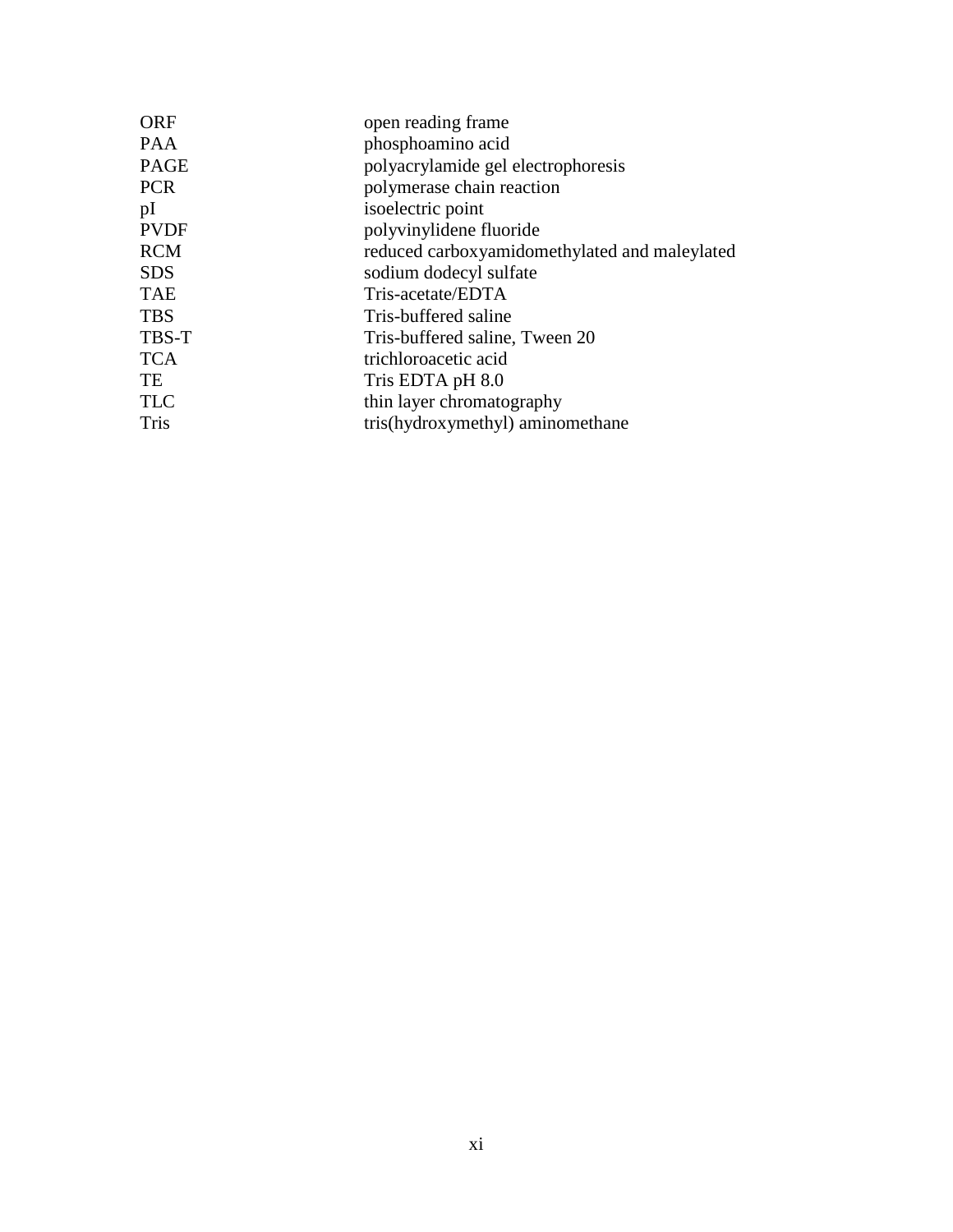| | |
|---|---|
| ORF | open reading frame |
| PAA | phosphoamino acid |
| PAGE | polyacrylamide gel electrophoresis |
| PCR | polymerase chain reaction |
| pI | isoelectric point |
| PVDF | polyvinylidene fluoride |
| RCM | reduced carboxyamidomethylated and maleylated |
| SDS | sodium dodecyl sulfate |
| TAE | Tris-acetate/EDTA |
| TBS | Tris-buffered saline |
| TBS-T | Tris-buffered saline, Tween 20 |
| TCA | trichloroacetic acid |
| TE | Tris EDTA pH 8.0 |
| TLC | thin layer chromatography |
| Tris | tris(hydroxymethyl) aminomethane |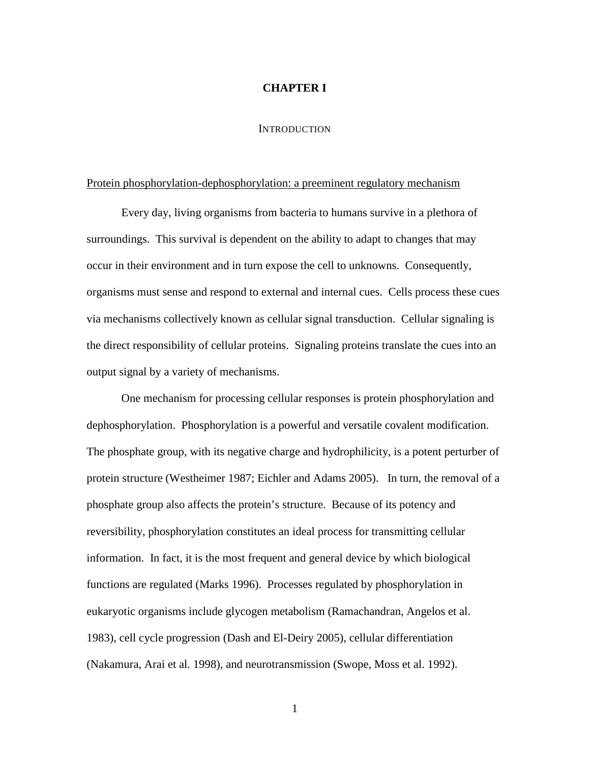# CHAPTER I

## INTRODUCTION

### Protein phosphorylation-dephosphorylation: a preeminent regulatory mechanism

Every day, living organisms from bacteria to humans survive in a plethora of surroundings. This survival is dependent on the ability to adapt to changes that may occur in their environment and in turn expose the cell to unknowns. Consequently, organisms must sense and respond to external and internal cues. Cells process these cues via mechanisms collectively known as cellular signal transduction. Cellular signaling is the direct responsibility of cellular proteins. Signaling proteins translate the cues into an output signal by a variety of mechanisms.

One mechanism for processing cellular responses is protein phosphorylation and dephosphorylation. Phosphorylation is a powerful and versatile covalent modification. The phosphate group, with its negative charge and hydrophilicity, is a potent perturber of protein structure (Westheimer 1987; Eichler and Adams 2005). In turn, the removal of a phosphate group also affects the protein's structure. Because of its potency and reversibility, phosphorylation constitutes an ideal process for transmitting cellular information. In fact, it is the most frequent and general device by which biological functions are regulated (Marks 1996). Processes regulated by phosphorylation in eukaryotic organisms include glycogen metabolism (Ramachandran, Angelos et al. 1983), cell cycle progression (Dash and El-Deiry 2005), cellular differentiation (Nakamura, Arai et al. 1998), and neurotransmission (Swope, Moss et al. 1992).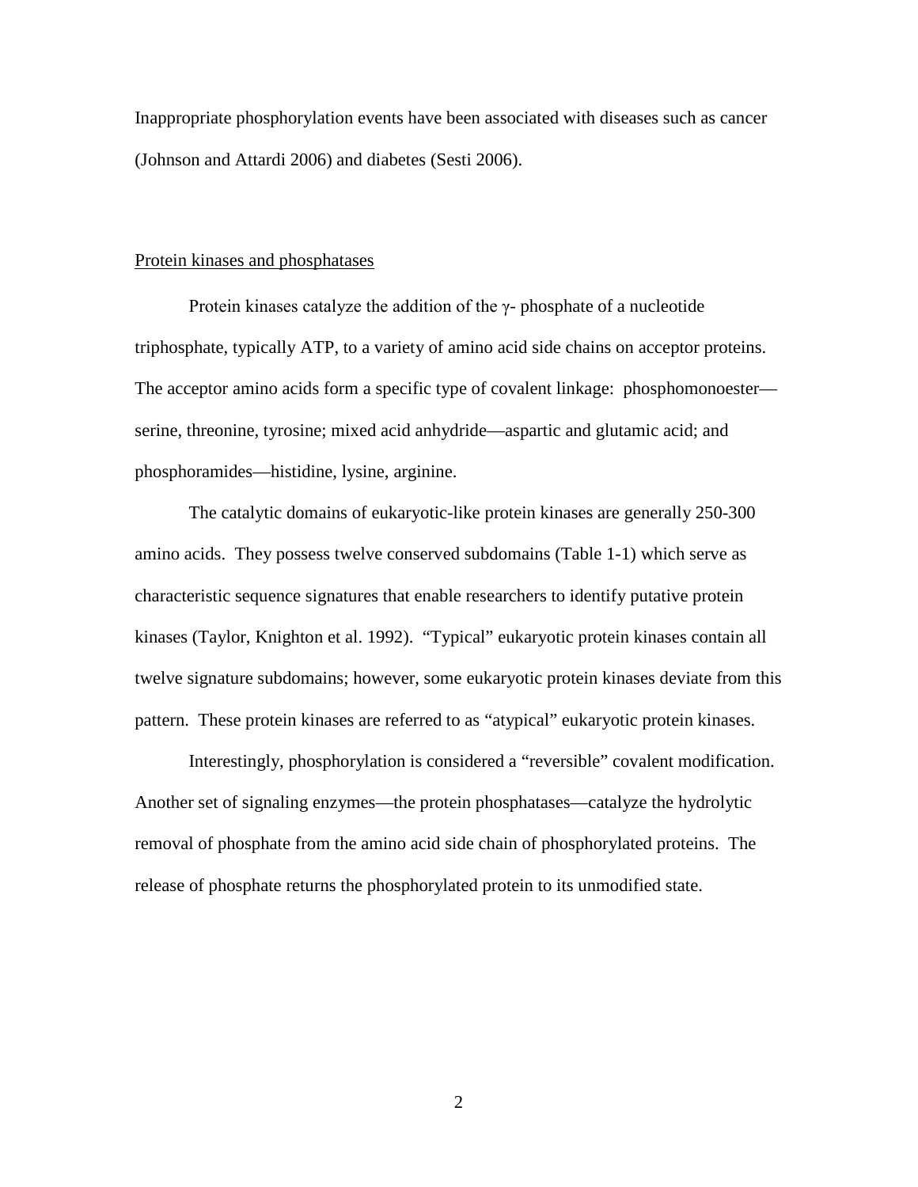Inappropriate phosphorylation events have been associated with diseases such as cancer (Johnson and Attardi 2006) and diabetes (Sesti 2006).

## Protein kinases and phosphatases

Protein kinases catalyze the addition of the $\gamma$- phosphate of a nucleotide triphosphate, typically ATP, to a variety of amino acid side chains on acceptor proteins. The acceptor amino acids form a specific type of covalent linkage: phosphomonoester—serine, threonine, tyrosine; mixed acid anhydride—aspartic and glutamic acid; and phosphoramides—histidine, lysine, arginine.

The catalytic domains of eukaryotic-like protein kinases are generally 250-300 amino acids. They possess twelve conserved subdomains (Table 1-1) which serve as characteristic sequence signatures that enable researchers to identify putative protein kinases (Taylor, Knighton et al. 1992). "Typical" eukaryotic protein kinases contain all twelve signature subdomains; however, some eukaryotic protein kinases deviate from this pattern. These protein kinases are referred to as "atypical" eukaryotic protein kinases.

Interestingly, phosphorylation is considered a "reversible" covalent modification. Another set of signaling enzymes—the protein phosphatases—catalyze the hydrolytic removal of phosphate from the amino acid side chain of phosphorylated proteins. The release of phosphate returns the phosphorylated protein to its unmodified state.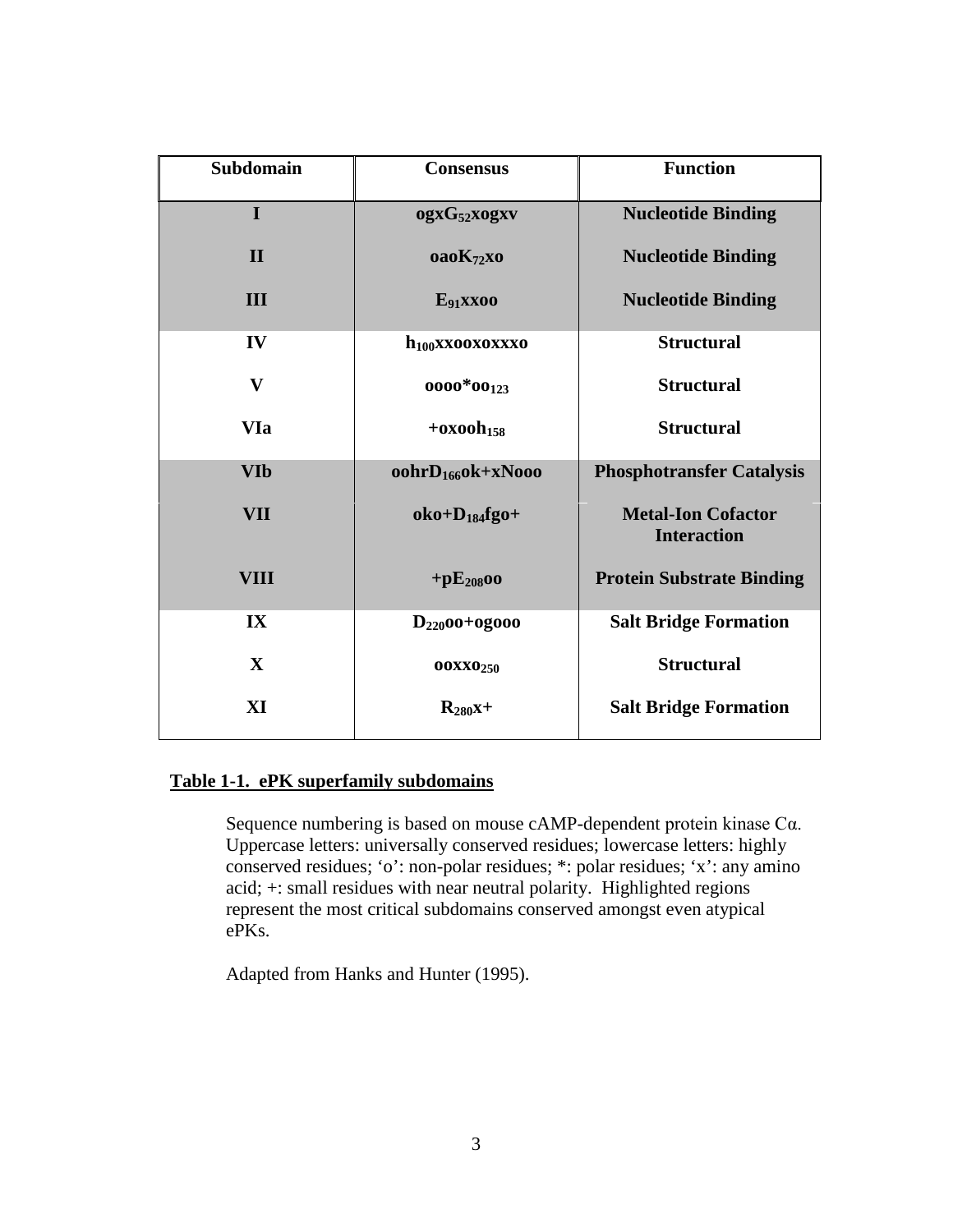| Subdomain | Consensus | Function |
|---|---|---|
| **I** | **ogxG$_{52}$xogxv** | **Nucleotide Binding** |
| **II** | **oaoK$_{72}$xo** | **Nucleotide Binding** |
| **III** | **E$_{91}$xxoo** | **Nucleotide Binding** |
| **IV** | **h$_{100}$xxooxoxxxo** | **Structural** |
| **V** | **oooo*oo$_{123}$** | **Structural** |
| **VIa** | **+oxooh$_{158}$** | **Structural** |
| **VIb** | **oohrD$_{166}$ok+xNooo** | **Phosphotransfer Catalysis** |
| **VII** | **oko+D$_{184}$fgo+** | **Metal-Ion Cofactor Interaction** |
| **VIII** | **+pE$_{208}$oo** | **Protein Substrate Binding** |
| **IX** | **D$_{220}$oo+ogooo** | **Salt Bridge Formation** |
| **X** | **ooxxo$_{250}$** | **Structural** |
| **XI** | **R$_{280}$x+** | **Salt Bridge Formation** |

**Table 1-1. ePK superfamily subdomains**

Sequence numbering is based on mouse cAMP-dependent protein kinase Cα. Uppercase letters: universally conserved residues; lowercase letters: highly conserved residues; 'o': non-polar residues; *: polar residues; 'x': any amino acid; +: small residues with near neutral polarity. Highlighted regions represent the most critical subdomains conserved amongst even atypical ePKs.

Adapted from Hanks and Hunter (1995).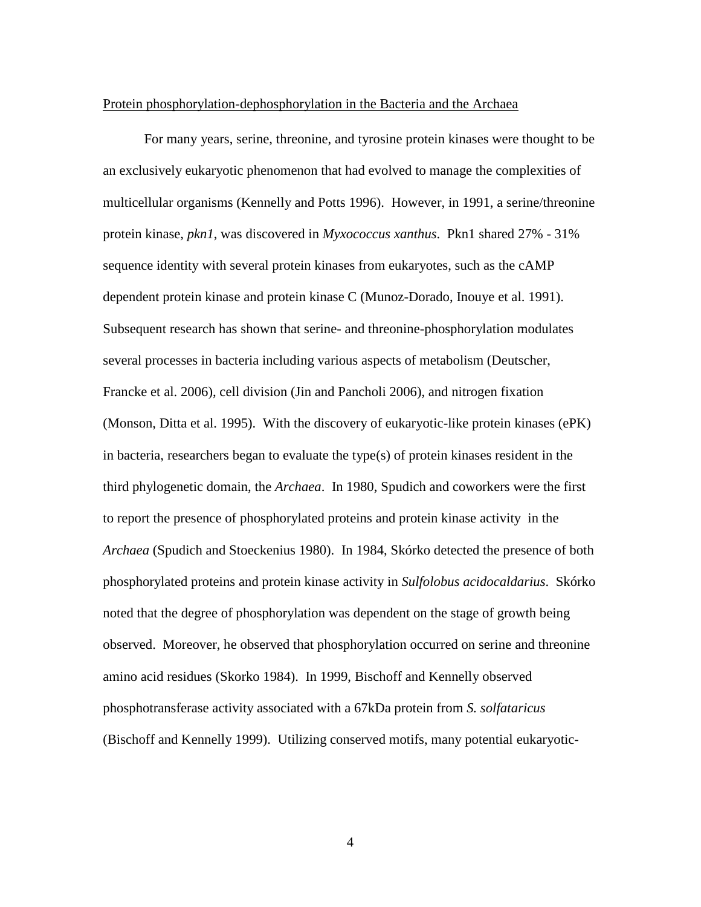Protein phosphorylation-dephosphorylation in the Bacteria and the Archaea

For many years, serine, threonine, and tyrosine protein kinases were thought to be an exclusively eukaryotic phenomenon that had evolved to manage the complexities of multicellular organisms (Kennelly and Potts 1996). However, in 1991, a serine/threonine protein kinase, *pkn1*, was discovered in *Myxococcus xanthus*. Pkn1 shared 27% - 31% sequence identity with several protein kinases from eukaryotes, such as the cAMP dependent protein kinase and protein kinase C (Munoz-Dorado, Inouye et al. 1991). Subsequent research has shown that serine- and threonine-phosphorylation modulates several processes in bacteria including various aspects of metabolism (Deutscher, Francke et al. 2006), cell division (Jin and Pancholi 2006), and nitrogen fixation (Monson, Ditta et al. 1995). With the discovery of eukaryotic-like protein kinases (ePK) in bacteria, researchers began to evaluate the type(s) of protein kinases resident in the third phylogenetic domain, the *Archaea*. In 1980, Spudich and coworkers were the first to report the presence of phosphorylated proteins and protein kinase activity in the *Archaea* (Spudich and Stoeckenius 1980). In 1984, Skórko detected the presence of both phosphorylated proteins and protein kinase activity in *Sulfolobus acidocaldarius*. Skórko noted that the degree of phosphorylation was dependent on the stage of growth being observed. Moreover, he observed that phosphorylation occurred on serine and threonine amino acid residues (Skorko 1984). In 1999, Bischoff and Kennelly observed phosphotransferase activity associated with a 67kDa protein from *S. solfataricus* (Bischoff and Kennelly 1999). Utilizing conserved motifs, many potential eukaryotic-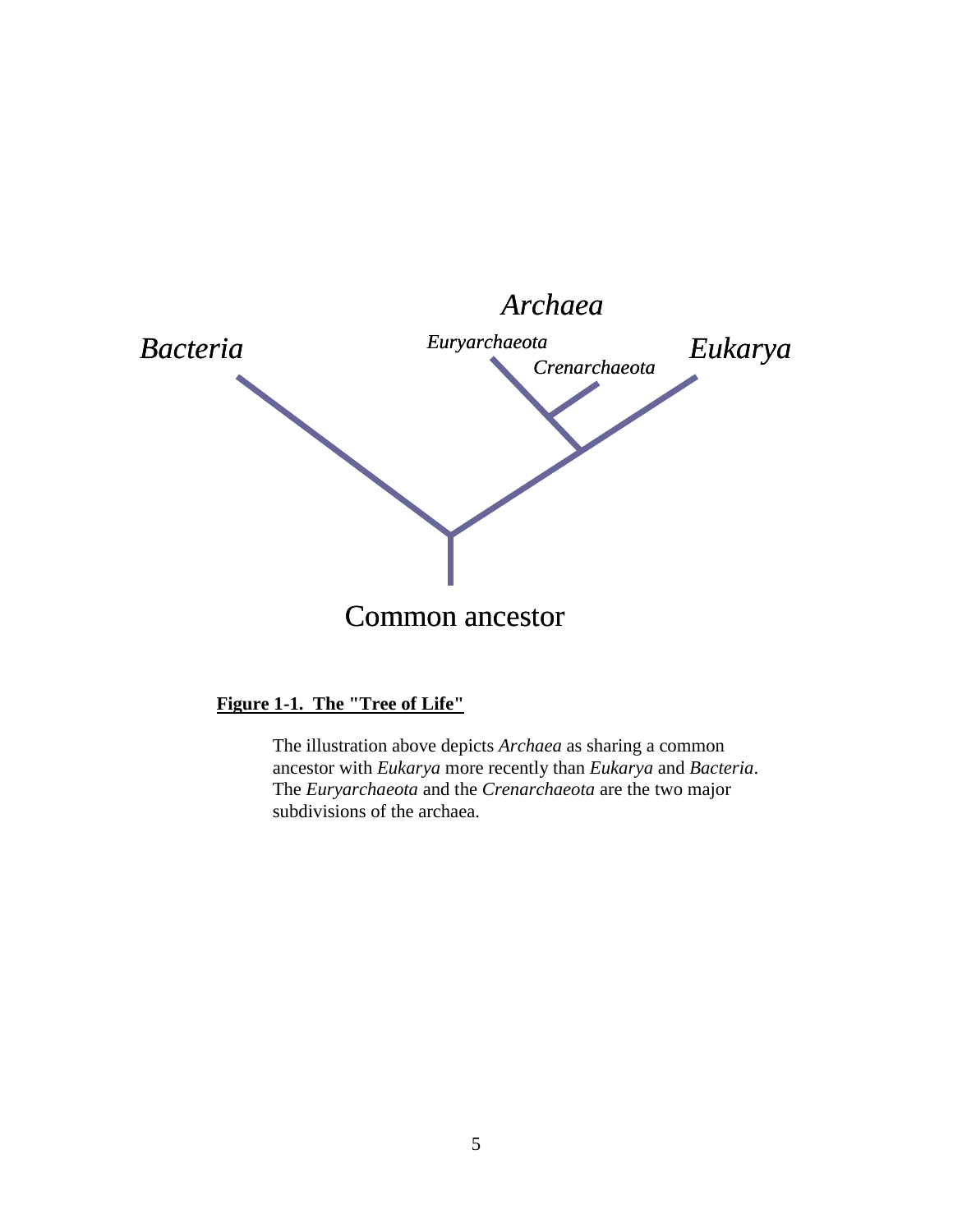**Figure 1-1. The "Tree of Life"**

The illustration above depicts *Archaea* as sharing a common ancestor with *Eukarya* more recently than *Eukarya* and *Bacteria*. The *Euryarchaeota* and the *Crenarchaeota* are the two major subdivisions of the archaea.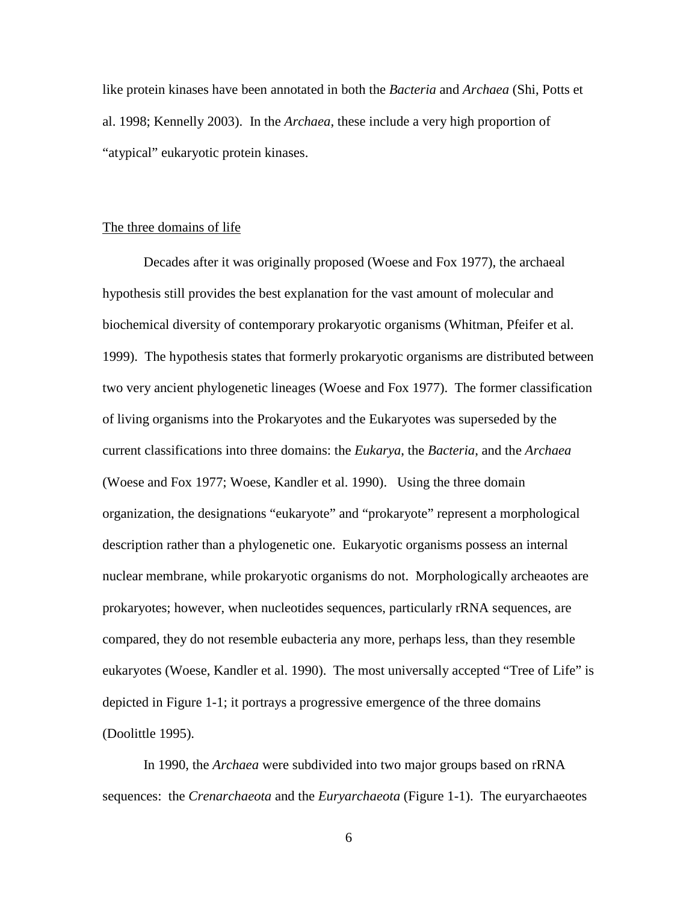like protein kinases have been annotated in both the *Bacteria* and *Archaea* (Shi, Potts et al. 1998; Kennelly 2003). In the *Archaea*, these include a very high proportion of "atypical" eukaryotic protein kinases.

## The three domains of life

Decades after it was originally proposed (Woese and Fox 1977), the archaeal hypothesis still provides the best explanation for the vast amount of molecular and biochemical diversity of contemporary prokaryotic organisms (Whitman, Pfeifer et al. 1999). The hypothesis states that formerly prokaryotic organisms are distributed between two very ancient phylogenetic lineages (Woese and Fox 1977). The former classification of living organisms into the Prokaryotes and the Eukaryotes was superseded by the current classifications into three domains: the *Eukarya*, the *Bacteria*, and the *Archaea* (Woese and Fox 1977; Woese, Kandler et al. 1990). Using the three domain organization, the designations "eukaryote" and "prokaryote" represent a morphological description rather than a phylogenetic one. Eukaryotic organisms possess an internal nuclear membrane, while prokaryotic organisms do not. Morphologically archeaotes are prokaryotes; however, when nucleotides sequences, particularly rRNA sequences, are compared, they do not resemble eubacteria any more, perhaps less, than they resemble eukaryotes (Woese, Kandler et al. 1990). The most universally accepted "Tree of Life" is depicted in Figure 1-1; it portrays a progressive emergence of the three domains (Doolittle 1995).

In 1990, the *Archaea* were subdivided into two major groups based on rRNA sequences: the *Crenarchaeota* and the *Euryarchaeota* (Figure 1-1). The euryarchaeotes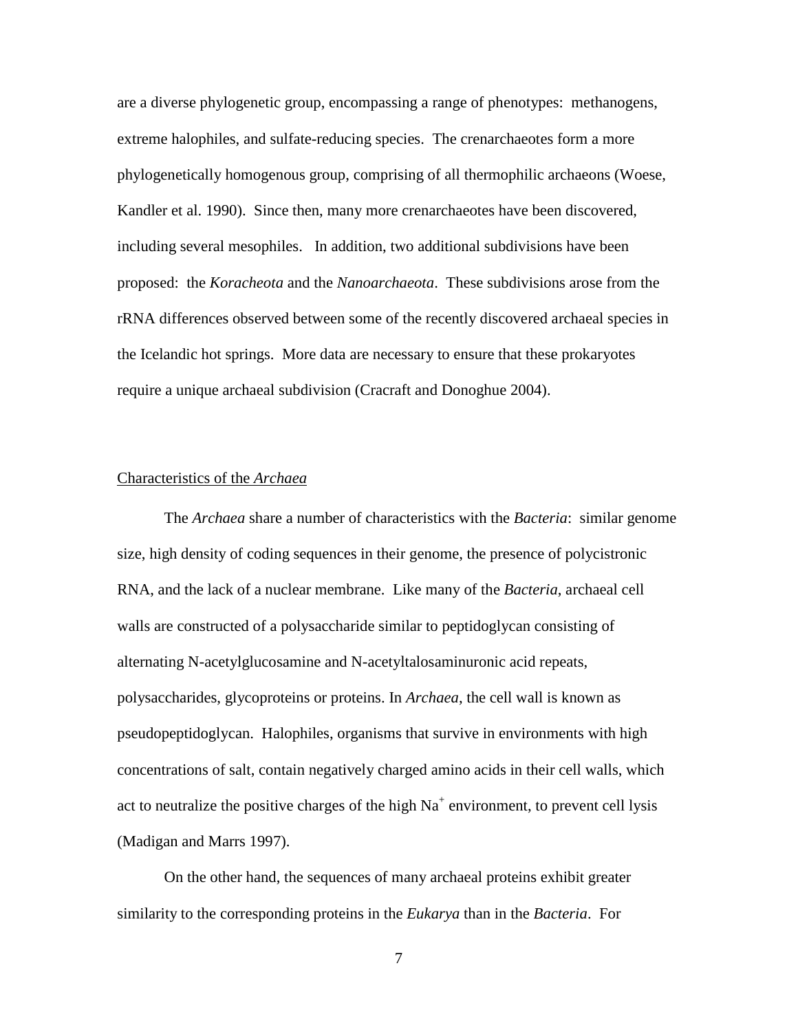are a diverse phylogenetic group, encompassing a range of phenotypes: methanogens, extreme halophiles, and sulfate-reducing species. The crenarchaeotes form a more phylogenetically homogenous group, comprising of all thermophilic archaeons (Woese, Kandler et al. 1990). Since then, many more crenarchaeotes have been discovered, including several mesophiles. In addition, two additional subdivisions have been proposed: the *Koracheota* and the *Nanoarchaeota*. These subdivisions arose from the rRNA differences observed between some of the recently discovered archaeal species in the Icelandic hot springs. More data are necessary to ensure that these prokaryotes require a unique archaeal subdivision (Cracraft and Donoghue 2004).

## Characteristics of the *Archaea*

The *Archaea* share a number of characteristics with the *Bacteria*: similar genome size, high density of coding sequences in their genome, the presence of polycistronic RNA, and the lack of a nuclear membrane. Like many of the *Bacteria*, archaeal cell walls are constructed of a polysaccharide similar to peptidoglycan consisting of alternating N-acetylglucosamine and N-acetyltalosaminuronic acid repeats, polysaccharides, glycoproteins or proteins. In *Archaea*, the cell wall is known as pseudopeptidoglycan. Halophiles, organisms that survive in environments with high concentrations of salt, contain negatively charged amino acids in their cell walls, which act to neutralize the positive charges of the high $Na^+$ environment, to prevent cell lysis (Madigan and Marrs 1997).

On the other hand, the sequences of many archaeal proteins exhibit greater similarity to the corresponding proteins in the *Eukarya* than in the *Bacteria*. For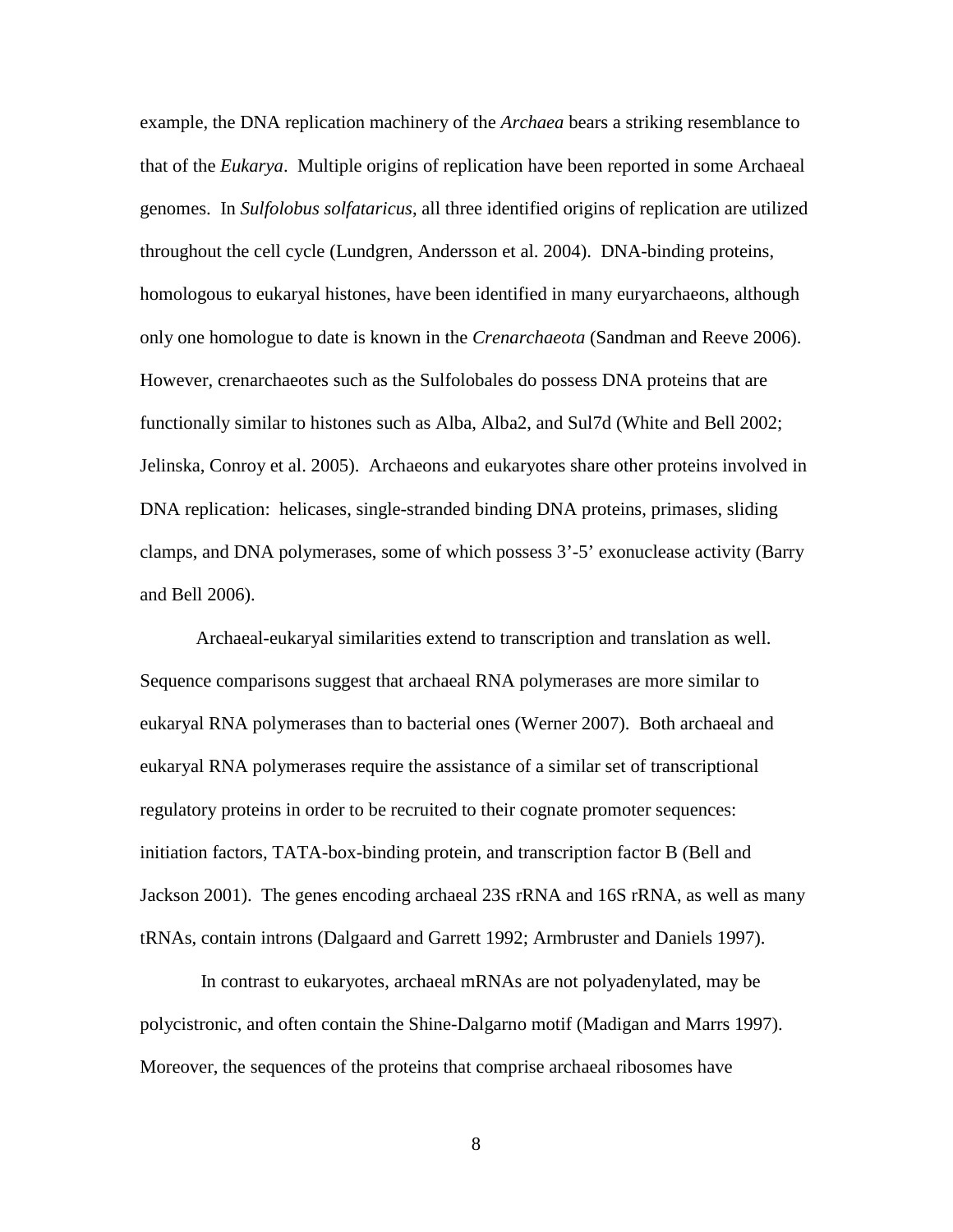example, the DNA replication machinery of the *Archaea* bears a striking resemblance to that of the *Eukarya*. Multiple origins of replication have been reported in some Archaeal genomes. In *Sulfolobus solfataricus*, all three identified origins of replication are utilized throughout the cell cycle (Lundgren, Andersson et al. 2004). DNA-binding proteins, homologous to eukaryal histones, have been identified in many euryarchaeons, although only one homologue to date is known in the *Crenarchaeota* (Sandman and Reeve 2006). However, crenarchaeotes such as the Sulfolobales do possess DNA proteins that are functionally similar to histones such as Alba, Alba2, and Sul7d (White and Bell 2002; Jelinska, Conroy et al. 2005). Archaeons and eukaryotes share other proteins involved in DNA replication: helicases, single-stranded binding DNA proteins, primases, sliding clamps, and DNA polymerases, some of which possess 3'-5' exonuclease activity (Barry and Bell 2006).

Archaeal-eukaryal similarities extend to transcription and translation as well. Sequence comparisons suggest that archaeal RNA polymerases are more similar to eukaryal RNA polymerases than to bacterial ones (Werner 2007). Both archaeal and eukaryal RNA polymerases require the assistance of a similar set of transcriptional regulatory proteins in order to be recruited to their cognate promoter sequences: initiation factors, TATA-box-binding protein, and transcription factor B (Bell and Jackson 2001). The genes encoding archaeal 23S rRNA and 16S rRNA, as well as many tRNAs, contain introns (Dalgaard and Garrett 1992; Armbruster and Daniels 1997).

In contrast to eukaryotes, archaeal mRNAs are not polyadenylated, may be polycistronic, and often contain the Shine-Dalgarno motif (Madigan and Marrs 1997). Moreover, the sequences of the proteins that comprise archaeal ribosomes have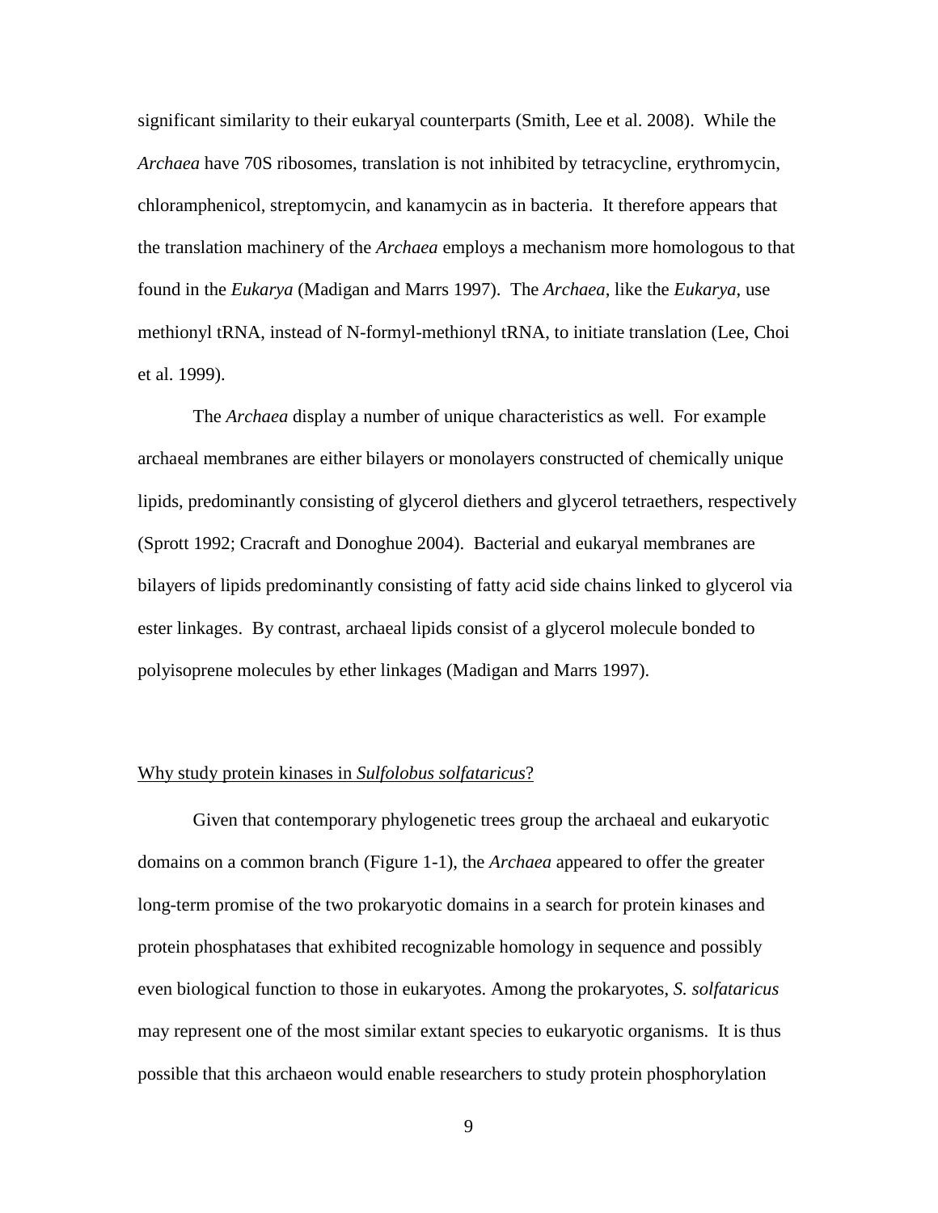significant similarity to their eukaryal counterparts (Smith, Lee et al. 2008). While the *Archaea* have 70S ribosomes, translation is not inhibited by tetracycline, erythromycin, chloramphenicol, streptomycin, and kanamycin as in bacteria. It therefore appears that the translation machinery of the *Archaea* employs a mechanism more homologous to that found in the *Eukarya* (Madigan and Marrs 1997). The *Archaea*, like the *Eukarya*, use methionyl tRNA, instead of N-formyl-methionyl tRNA, to initiate translation (Lee, Choi et al. 1999).

The *Archaea* display a number of unique characteristics as well. For example archaeal membranes are either bilayers or monolayers constructed of chemically unique lipids, predominantly consisting of glycerol diethers and glycerol tetraethers, respectively (Sprott 1992; Cracraft and Donoghue 2004). Bacterial and eukaryal membranes are bilayers of lipids predominantly consisting of fatty acid side chains linked to glycerol via ester linkages. By contrast, archaeal lipids consist of a glycerol molecule bonded to polyisoprene molecules by ether linkages (Madigan and Marrs 1997).

## Why study protein kinases in *Sulfolobus solfataricus*?

Given that contemporary phylogenetic trees group the archaeal and eukaryotic domains on a common branch (Figure 1-1), the *Archaea* appeared to offer the greater long-term promise of the two prokaryotic domains in a search for protein kinases and protein phosphatases that exhibited recognizable homology in sequence and possibly even biological function to those in eukaryotes. Among the prokaryotes, *S. solfataricus* may represent one of the most similar extant species to eukaryotic organisms. It is thus possible that this archaeon would enable researchers to study protein phosphorylation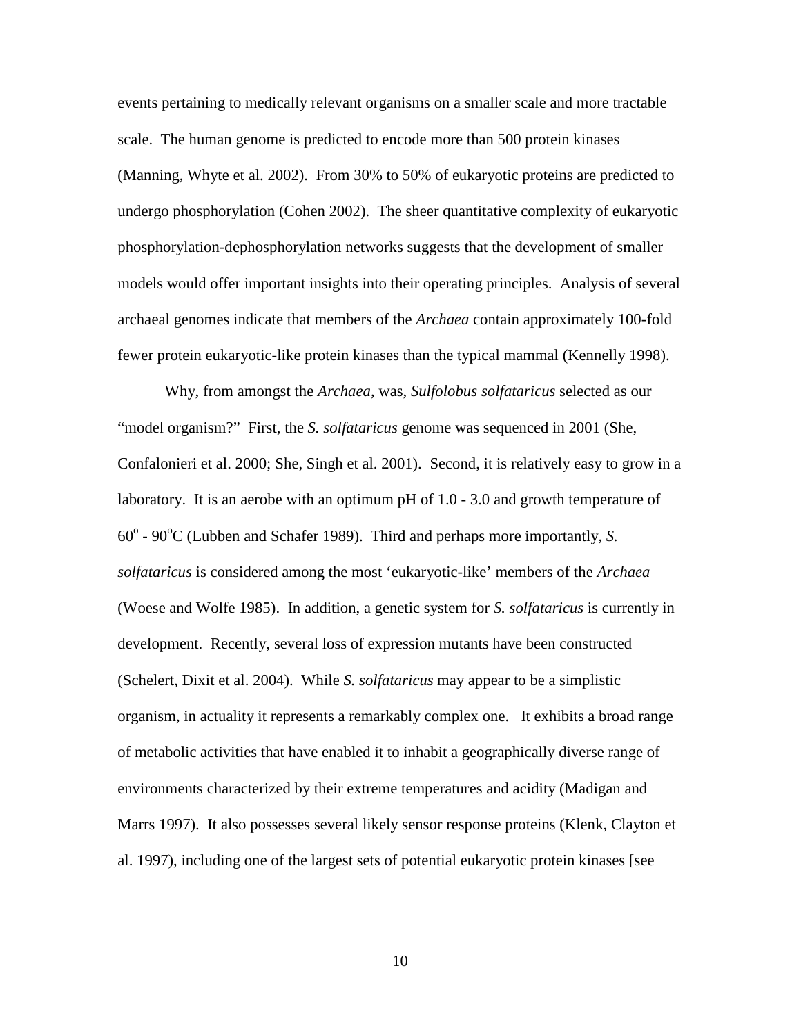events pertaining to medically relevant organisms on a smaller scale and more tractable scale. The human genome is predicted to encode more than 500 protein kinases (Manning, Whyte et al. 2002). From 30% to 50% of eukaryotic proteins are predicted to undergo phosphorylation (Cohen 2002). The sheer quantitative complexity of eukaryotic phosphorylation-dephosphorylation networks suggests that the development of smaller models would offer important insights into their operating principles. Analysis of several archaeal genomes indicate that members of the *Archaea* contain approximately 100-fold fewer protein eukaryotic-like protein kinases than the typical mammal (Kennelly 1998).

Why, from amongst the *Archaea*, was, *Sulfolobus solfataricus* selected as our "model organism?" First, the *S. solfataricus* genome was sequenced in 2001 (She, Confalonieri et al. 2000; She, Singh et al. 2001). Second, it is relatively easy to grow in a laboratory. It is an aerobe with an optimum pH of 1.0 - 3.0 and growth temperature of $60^{o}$ - $90^{o}$C (Lubben and Schafer 1989). Third and perhaps more importantly, *S. solfataricus* is considered among the most 'eukaryotic-like' members of the *Archaea* (Woese and Wolfe 1985). In addition, a genetic system for *S. solfataricus* is currently in development. Recently, several loss of expression mutants have been constructed (Schelert, Dixit et al. 2004). While *S. solfataricus* may appear to be a simplistic organism, in actuality it represents a remarkably complex one. It exhibits a broad range of metabolic activities that have enabled it to inhabit a geographically diverse range of environments characterized by their extreme temperatures and acidity (Madigan and Marrs 1997). It also possesses several likely sensor response proteins (Klenk, Clayton et al. 1997), including one of the largest sets of potential eukaryotic protein kinases [see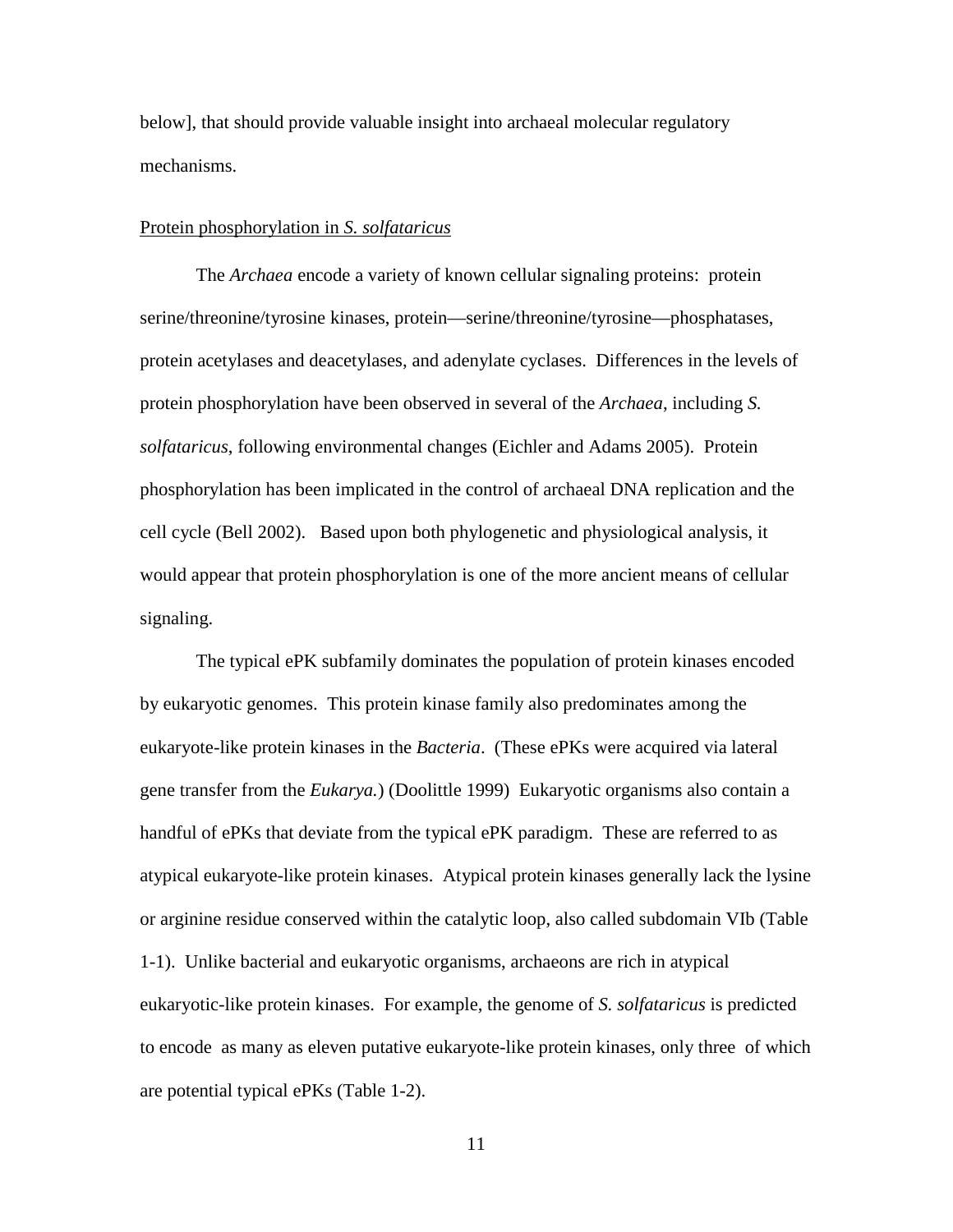below], that should provide valuable insight into archaeal molecular regulatory mechanisms.

Protein phosphorylation in *S. solfataricus*

The *Archaea* encode a variety of known cellular signaling proteins: protein serine/threonine/tyrosine kinases, protein—serine/threonine/tyrosine—phosphatases, protein acetylases and deacetylases, and adenylate cyclases. Differences in the levels of protein phosphorylation have been observed in several of the *Archaea*, including *S. solfataricus*, following environmental changes (Eichler and Adams 2005). Protein phosphorylation has been implicated in the control of archaeal DNA replication and the cell cycle (Bell 2002). Based upon both phylogenetic and physiological analysis, it would appear that protein phosphorylation is one of the more ancient means of cellular signaling.

The typical ePK subfamily dominates the population of protein kinases encoded by eukaryotic genomes. This protein kinase family also predominates among the eukaryote-like protein kinases in the *Bacteria*. (These ePKs were acquired via lateral gene transfer from the *Eukarya.*) (Doolittle 1999) Eukaryotic organisms also contain a handful of ePKs that deviate from the typical ePK paradigm. These are referred to as atypical eukaryote-like protein kinases. Atypical protein kinases generally lack the lysine or arginine residue conserved within the catalytic loop, also called subdomain VIb (Table 1-1). Unlike bacterial and eukaryotic organisms, archaeons are rich in atypical eukaryotic-like protein kinases. For example, the genome of *S. solfataricus* is predicted to encode as many as eleven putative eukaryote-like protein kinases, only three of which are potential typical ePKs (Table 1-2).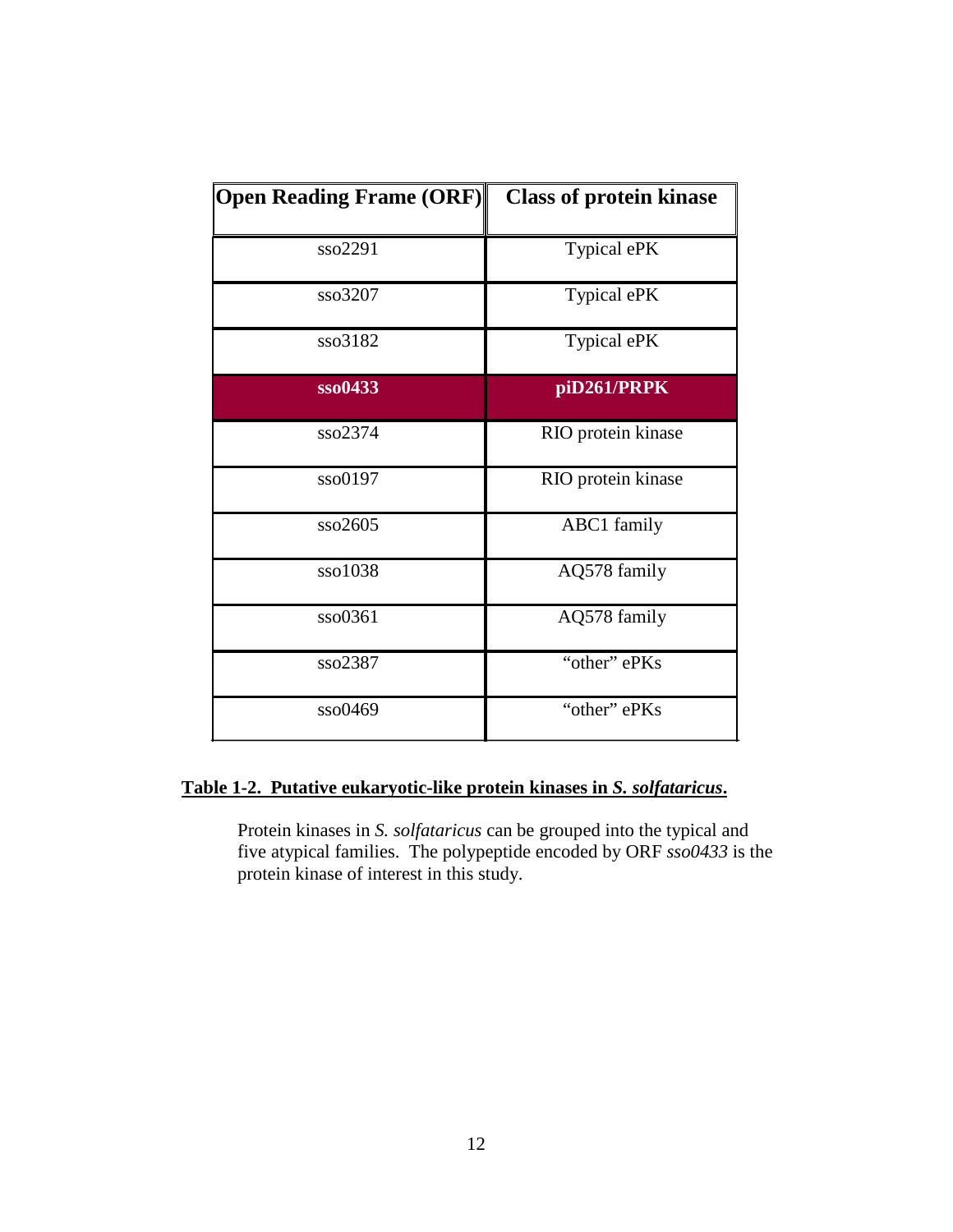| Open Reading Frame (ORF) | Class of protein kinase |
|---|---|
| sso2291 | Typical ePK |
| sso3207 | Typical ePK |
| sso3182 | Typical ePK |
| **sso0433** | **piD261/PRPK** |
| sso2374 | RIO protein kinase |
| sso0197 | RIO protein kinase |
| sso2605 | ABC1 family |
| sso1038 | AQ578 family |
| sso0361 | AQ578 family |
| sso2387 | “other” ePKs |
| sso0469 | “other” ePKs |

**Table 1-2. Putative eukaryotic-like protein kinases in *S. solfataricus*.**

Protein kinases in *S. solfataricus* can be grouped into the typical and five atypical families. The polypeptide encoded by ORF *sso0433* is the protein kinase of interest in this study.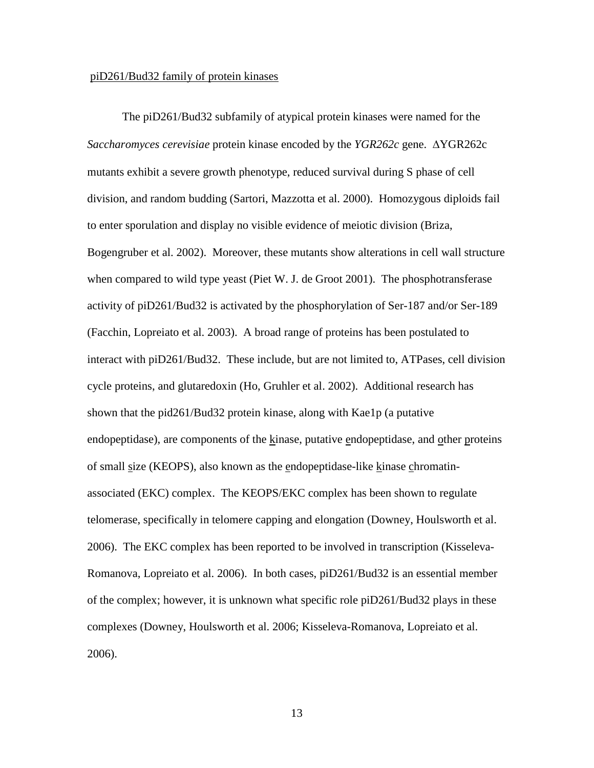## piD261/Bud32 family of protein kinases

The piD261/Bud32 subfamily of atypical protein kinases were named for the *Saccharomyces cerevisiae* protein kinase encoded by the *YGR262c* gene. ΔYGR262c mutants exhibit a severe growth phenotype, reduced survival during S phase of cell division, and random budding (Sartori, Mazzotta et al. 2000). Homozygous diploids fail to enter sporulation and display no visible evidence of meiotic division (Briza, Bogengruber et al. 2002). Moreover, these mutants show alterations in cell wall structure when compared to wild type yeast (Piet W. J. de Groot 2001). The phosphotransferase activity of piD261/Bud32 is activated by the phosphorylation of Ser-187 and/or Ser-189 (Facchin, Lopreiato et al. 2003). A broad range of proteins has been postulated to interact with piD261/Bud32. These include, but are not limited to, ATPases, cell division cycle proteins, and glutaredoxin (Ho, Gruhler et al. 2002). Additional research has shown that the pid261/Bud32 protein kinase, along with Kae1p (a putative endopeptidase), are components of the kinase, putative endopeptidase, and other proteins of small size (KEOPS), also known as the endopeptidase-like kinase chromatin-associated (EKC) complex. The KEOPS/EKC complex has been shown to regulate telomerase, specifically in telomere capping and elongation (Downey, Houlsworth et al. 2006). The EKC complex has been reported to be involved in transcription (Kisseleva-Romanova, Lopreiato et al. 2006). In both cases, piD261/Bud32 is an essential member of the complex; however, it is unknown what specific role piD261/Bud32 plays in these complexes (Downey, Houlsworth et al. 2006; Kisseleva-Romanova, Lopreiato et al. 2006).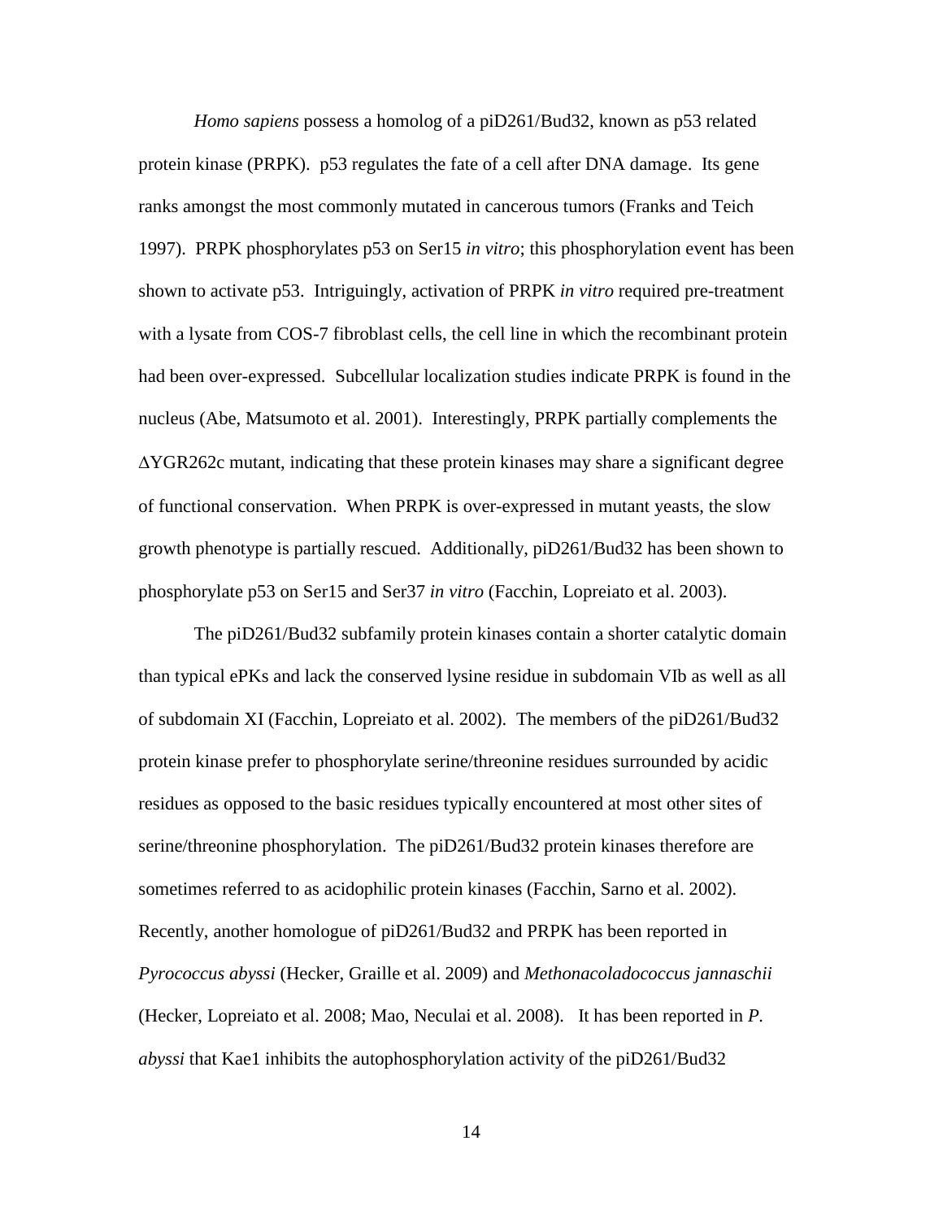*Homo sapiens* possess a homolog of a piD261/Bud32, known as p53 related protein kinase (PRPK). p53 regulates the fate of a cell after DNA damage. Its gene ranks amongst the most commonly mutated in cancerous tumors (Franks and Teich 1997). PRPK phosphorylates p53 on Ser15 *in vitro*; this phosphorylation event has been shown to activate p53. Intriguingly, activation of PRPK *in vitro* required pre-treatment with a lysate from COS-7 fibroblast cells, the cell line in which the recombinant protein had been over-expressed. Subcellular localization studies indicate PRPK is found in the nucleus (Abe, Matsumoto et al. 2001). Interestingly, PRPK partially complements the ΔYGR262c mutant, indicating that these protein kinases may share a significant degree of functional conservation. When PRPK is over-expressed in mutant yeasts, the slow growth phenotype is partially rescued. Additionally, piD261/Bud32 has been shown to phosphorylate p53 on Ser15 and Ser37 *in vitro* (Facchin, Lopreiato et al. 2003).

The piD261/Bud32 subfamily protein kinases contain a shorter catalytic domain than typical ePKs and lack the conserved lysine residue in subdomain VIb as well as all of subdomain XI (Facchin, Lopreiato et al. 2002). The members of the piD261/Bud32 protein kinase prefer to phosphorylate serine/threonine residues surrounded by acidic residues as opposed to the basic residues typically encountered at most other sites of serine/threonine phosphorylation. The piD261/Bud32 protein kinases therefore are sometimes referred to as acidophilic protein kinases (Facchin, Sarno et al. 2002). Recently, another homologue of piD261/Bud32 and PRPK has been reported in *Pyrococcus abyssi* (Hecker, Graille et al. 2009) and *Methonacoladococcus jannaschii* (Hecker, Lopreiato et al. 2008; Mao, Neculai et al. 2008). It has been reported in *P. abyssi* that Kae1 inhibits the autophosphorylation activity of the piD261/Bud32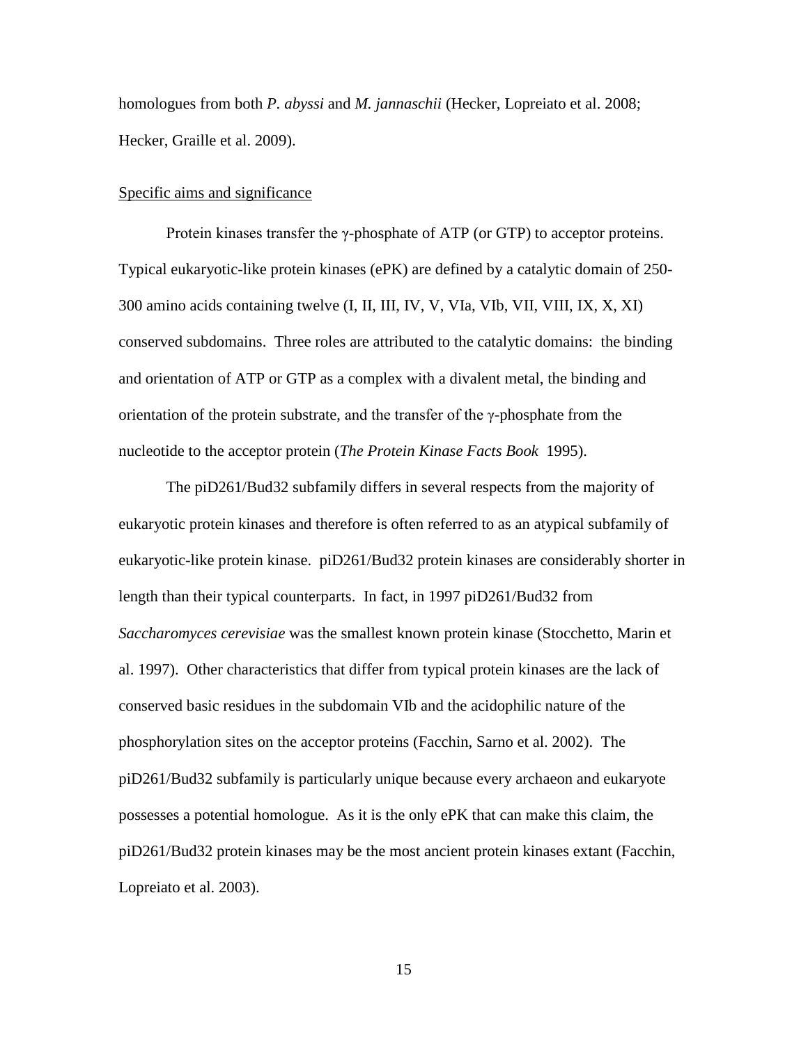homologues from both *P. abyssi* and *M. jannaschii* (Hecker, Lopreiato et al. 2008; Hecker, Graille et al. 2009).

## Specific aims and significance

Protein kinases transfer the γ-phosphate of ATP (or GTP) to acceptor proteins. Typical eukaryotic-like protein kinases (ePK) are defined by a catalytic domain of 250-300 amino acids containing twelve (I, II, III, IV, V, VIa, VIb, VII, VIII, IX, X, XI) conserved subdomains. Three roles are attributed to the catalytic domains: the binding and orientation of ATP or GTP as a complex with a divalent metal, the binding and orientation of the protein substrate, and the transfer of the γ-phosphate from the nucleotide to the acceptor protein (*The Protein Kinase Facts Book* 1995).

The piD261/Bud32 subfamily differs in several respects from the majority of eukaryotic protein kinases and therefore is often referred to as an atypical subfamily of eukaryotic-like protein kinase. piD261/Bud32 protein kinases are considerably shorter in length than their typical counterparts. In fact, in 1997 piD261/Bud32 from *Saccharomyces cerevisiae* was the smallest known protein kinase (Stocchetto, Marin et al. 1997). Other characteristics that differ from typical protein kinases are the lack of conserved basic residues in the subdomain VIb and the acidophilic nature of the phosphorylation sites on the acceptor proteins (Facchin, Sarno et al. 2002). The piD261/Bud32 subfamily is particularly unique because every archaeon and eukaryote possesses a potential homologue. As it is the only ePK that can make this claim, the piD261/Bud32 protein kinases may be the most ancient protein kinases extant (Facchin, Lopreiato et al. 2003).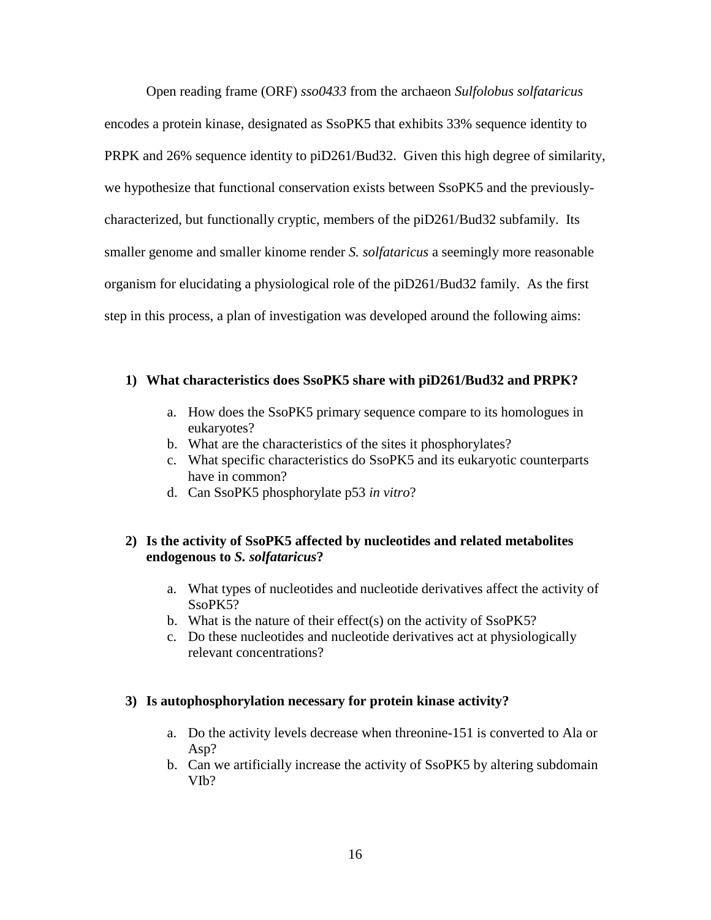Open reading frame (ORF) *sso0433* from the archaeon *Sulfolobus solfataricus* encodes a protein kinase, designated as SsoPK5 that exhibits 33% sequence identity to PRPK and 26% sequence identity to piD261/Bud32. Given this high degree of similarity, we hypothesize that functional conservation exists between SsoPK5 and the previously-characterized, but functionally cryptic, members of the piD261/Bud32 subfamily. Its smaller genome and smaller kinome render *S. solfataricus* a seemingly more reasonable organism for elucidating a physiological role of the piD261/Bud32 family. As the first step in this process, a plan of investigation was developed around the following aims:

1) **What characteristics does SsoPK5 share with piD261/Bud32 and PRPK?**
    a. How does the SsoPK5 primary sequence compare to its homologues in eukaryotes?
    b. What are the characteristics of the sites it phosphorylates?
    c. What specific characteristics do SsoPK5 and its eukaryotic counterparts have in common?
    d. Can SsoPK5 phosphorylate p53 *in vitro*?

2) **Is the activity of SsoPK5 affected by nucleotides and related metabolites endogenous to *S. solfataricus*?**
    a. What types of nucleotides and nucleotide derivatives affect the activity of SsoPK5?
    b. What is the nature of their effect(s) on the activity of SsoPK5?
    c. Do these nucleotides and nucleotide derivatives act at physiologically relevant concentrations?

3) **Is autophosphorylation necessary for protein kinase activity?**
    a. Do the activity levels decrease when threonine-151 is converted to Ala or Asp?
    b. Can we artificially increase the activity of SsoPK5 by altering subdomain VIb?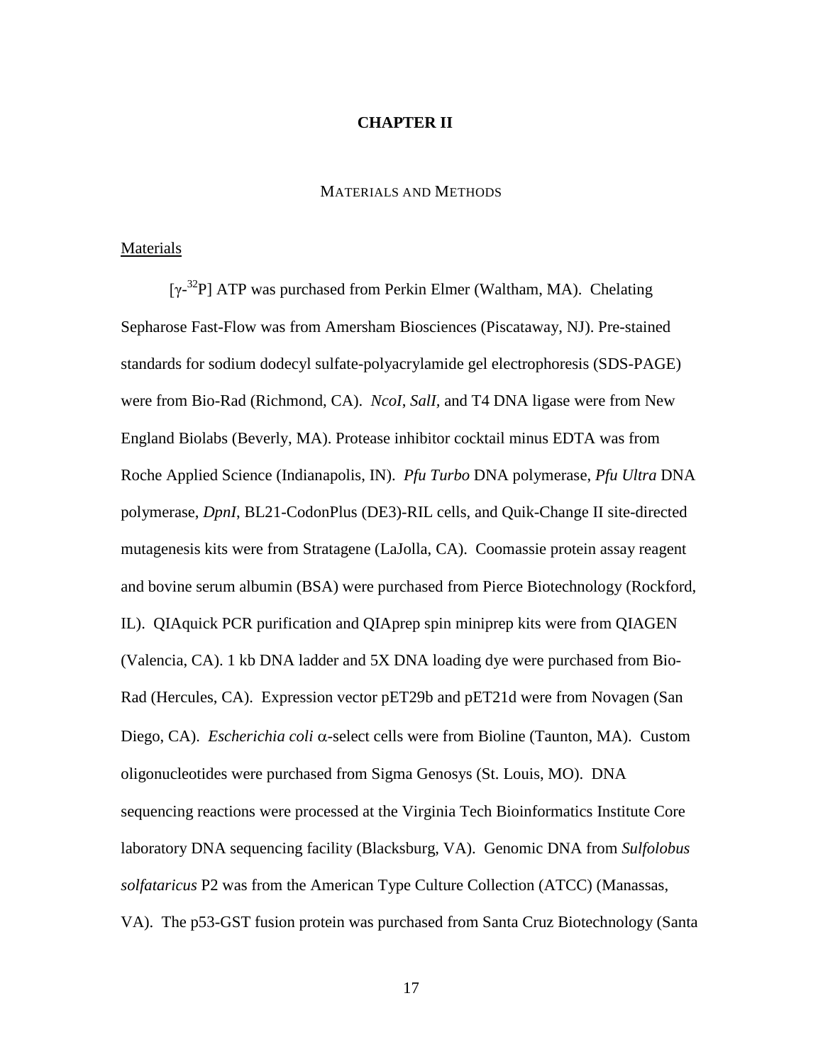# CHAPTER II

## MATERIALS AND METHODS

### Materials

[$\gamma$-$^{32}$P] ATP was purchased from Perkin Elmer (Waltham, MA). Chelating Sepharose Fast-Flow was from Amersham Biosciences (Piscataway, NJ). Pre-stained standards for sodium dodecyl sulfate-polyacrylamide gel electrophoresis (SDS-PAGE) were from Bio-Rad (Richmond, CA). *NcoI*, *SalI*, and T4 DNA ligase were from New England Biolabs (Beverly, MA). Protease inhibitor cocktail minus EDTA was from Roche Applied Science (Indianapolis, IN). *Pfu Turbo* DNA polymerase, *Pfu Ultra* DNA polymerase, *DpnI*, BL21-CodonPlus (DE3)-RIL cells, and Quik-Change II site-directed mutagenesis kits were from Stratagene (LaJolla, CA). Coomassie protein assay reagent and bovine serum albumin (BSA) were purchased from Pierce Biotechnology (Rockford, IL). QIAquick PCR purification and QIAprep spin miniprep kits were from QIAGEN (Valencia, CA). 1 kb DNA ladder and 5X DNA loading dye were purchased from Bio-Rad (Hercules, CA). Expression vector pET29b and pET21d were from Novagen (San Diego, CA). *Escherichia coli* $\alpha$-select cells were from Bioline (Taunton, MA). Custom oligonucleotides were purchased from Sigma Genosys (St. Louis, MO). DNA sequencing reactions were processed at the Virginia Tech Bioinformatics Institute Core laboratory DNA sequencing facility (Blacksburg, VA). Genomic DNA from *Sulfolobus solfataricus* P2 was from the American Type Culture Collection (ATCC) (Manassas, VA). The p53-GST fusion protein was purchased from Santa Cruz Biotechnology (Santa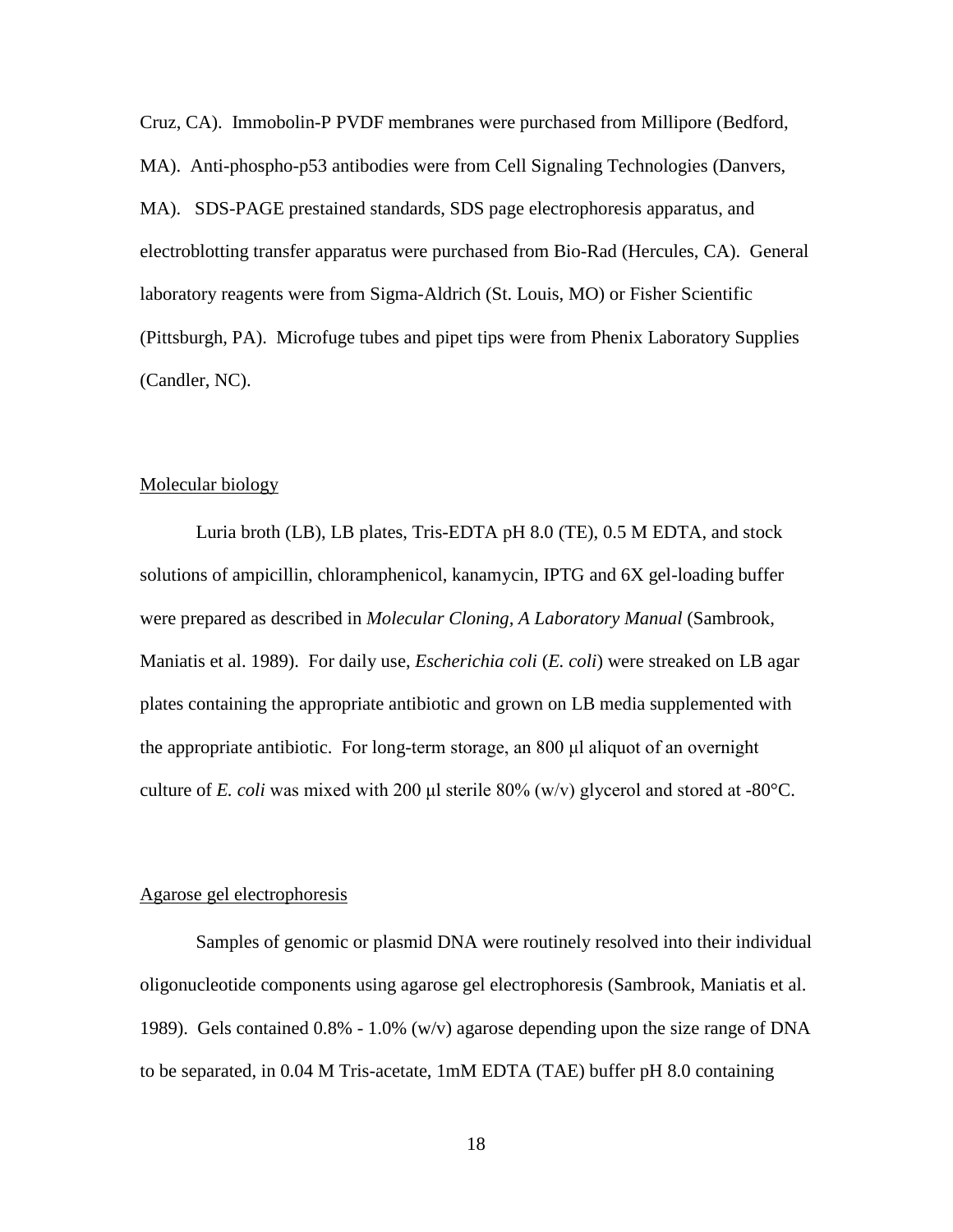Cruz, CA). Immobolin-P PVDF membranes were purchased from Millipore (Bedford, MA). Anti-phospho-p53 antibodies were from Cell Signaling Technologies (Danvers, MA). SDS-PAGE prestained standards, SDS page electrophoresis apparatus, and electroblotting transfer apparatus were purchased from Bio-Rad (Hercules, CA). General laboratory reagents were from Sigma-Aldrich (St. Louis, MO) or Fisher Scientific (Pittsburgh, PA). Microfuge tubes and pipet tips were from Phenix Laboratory Supplies (Candler, NC).

## Molecular biology

Luria broth (LB), LB plates, Tris-EDTA pH 8.0 (TE), 0.5 M EDTA, and stock solutions of ampicillin, chloramphenicol, kanamycin, IPTG and 6X gel-loading buffer were prepared as described in *Molecular Cloning, A Laboratory Manual* (Sambrook, Maniatis et al. 1989). For daily use, *Escherichia coli* (*E. coli*) were streaked on LB agar plates containing the appropriate antibiotic and grown on LB media supplemented with the appropriate antibiotic. For long-term storage, an 800 μl aliquot of an overnight culture of *E. coli* was mixed with 200 μl sterile 80% (w/v) glycerol and stored at -80°C.

## Agarose gel electrophoresis

Samples of genomic or plasmid DNA were routinely resolved into their individual oligonucleotide components using agarose gel electrophoresis (Sambrook, Maniatis et al. 1989). Gels contained 0.8% - 1.0% (w/v) agarose depending upon the size range of DNA to be separated, in 0.04 M Tris-acetate, 1mM EDTA (TAE) buffer pH 8.0 containing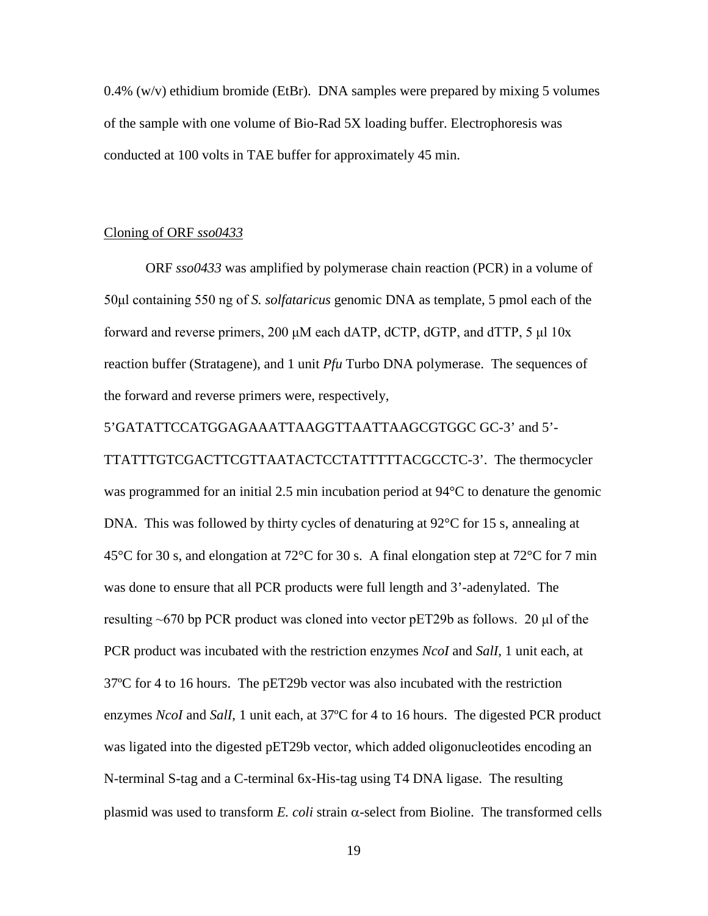0.4% (w/v) ethidium bromide (EtBr). DNA samples were prepared by mixing 5 volumes of the sample with one volume of Bio-Rad 5X loading buffer. Electrophoresis was conducted at 100 volts in TAE buffer for approximately 45 min.

Cloning of ORF *sso0433*

ORF *sso0433* was amplified by polymerase chain reaction (PCR) in a volume of 50μl containing 550 ng of *S. solfataricus* genomic DNA as template, 5 pmol each of the forward and reverse primers, 200 μM each dATP, dCTP, dGTP, and dTTP, 5 μl 10x reaction buffer (Stratagene), and 1 unit *Pfu* Turbo DNA polymerase. The sequences of the forward and reverse primers were, respectively, 5'GATATTCCATGGAGAAATTAAGGTTAATTAAGCGTGGC GC-3' and 5'-TTATTTGTCGACTTCGTTAATACTCCTATTTTTACGCCTC-3'. The thermocycler was programmed for an initial 2.5 min incubation period at 94°C to denature the genomic DNA. This was followed by thirty cycles of denaturing at 92°C for 15 s, annealing at 45°C for 30 s, and elongation at 72°C for 30 s. A final elongation step at 72°C for 7 min was done to ensure that all PCR products were full length and 3'-adenylated. The resulting ~670 bp PCR product was cloned into vector pET29b as follows. 20 μl of the PCR product was incubated with the restriction enzymes *NcoI* and *SalI*, 1 unit each, at 37ºC for 4 to 16 hours. The pET29b vector was also incubated with the restriction enzymes *NcoI* and *SalI*, 1 unit each, at 37ºC for 4 to 16 hours. The digested PCR product was ligated into the digested pET29b vector, which added oligonucleotides encoding an N-terminal S-tag and a C-terminal 6x-His-tag using T4 DNA ligase. The resulting plasmid was used to transform *E. coli* strain α-select from Bioline. The transformed cells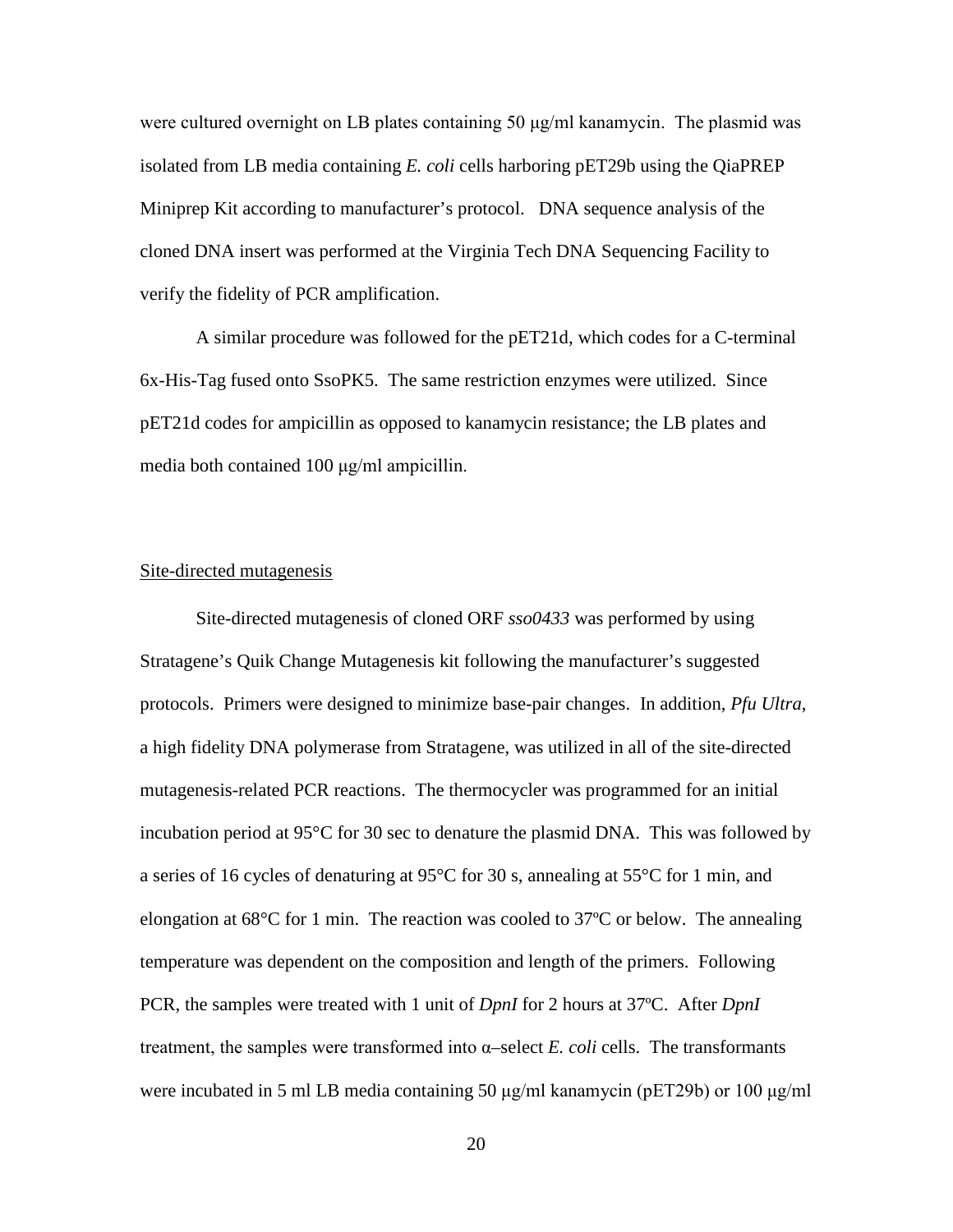were cultured overnight on LB plates containing 50 μg/ml kanamycin. The plasmid was isolated from LB media containing *E. coli* cells harboring pET29b using the QiaPREP Miniprep Kit according to manufacturer's protocol. DNA sequence analysis of the cloned DNA insert was performed at the Virginia Tech DNA Sequencing Facility to verify the fidelity of PCR amplification.

A similar procedure was followed for the pET21d, which codes for a C-terminal 6x-His-Tag fused onto SsoPK5. The same restriction enzymes were utilized. Since pET21d codes for ampicillin as opposed to kanamycin resistance; the LB plates and media both contained 100 μg/ml ampicillin.

## Site-directed mutagenesis

Site-directed mutagenesis of cloned ORF *sso0433* was performed by using Stratagene's Quik Change Mutagenesis kit following the manufacturer's suggested protocols. Primers were designed to minimize base-pair changes. In addition, *Pfu Ultra*, a high fidelity DNA polymerase from Stratagene, was utilized in all of the site-directed mutagenesis-related PCR reactions. The thermocycler was programmed for an initial incubation period at 95°C for 30 sec to denature the plasmid DNA. This was followed by a series of 16 cycles of denaturing at 95°C for 30 s, annealing at 55°C for 1 min, and elongation at 68°C for 1 min. The reaction was cooled to 37ºC or below. The annealing temperature was dependent on the composition and length of the primers. Following PCR, the samples were treated with 1 unit of *DpnI* for 2 hours at 37ºC. After *DpnI* treatment, the samples were transformed into α–select *E. coli* cells. The transformants were incubated in 5 ml LB media containing 50 μg/ml kanamycin (pET29b) or 100 μg/ml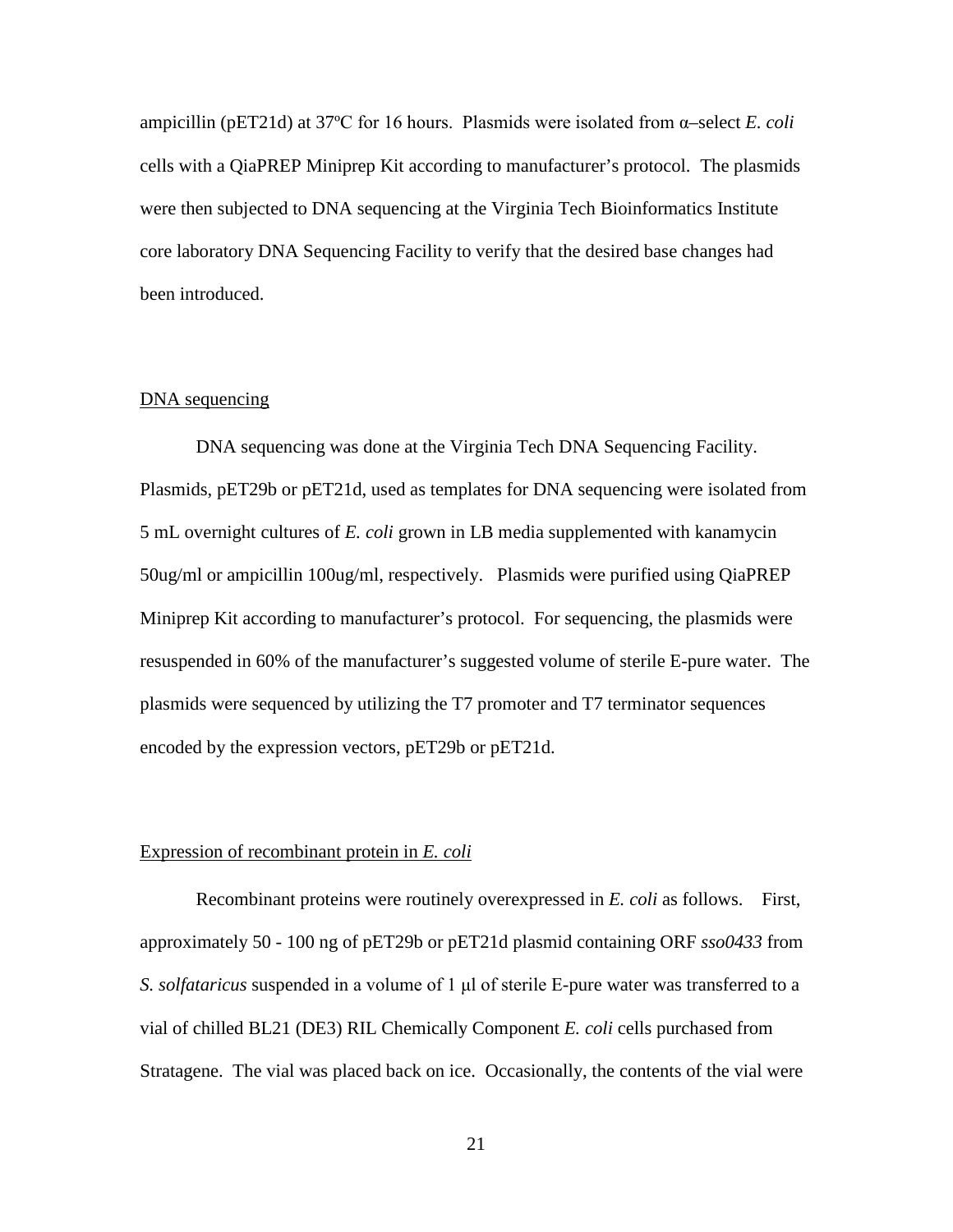ampicillin (pET21d) at 37ºC for 16 hours. Plasmids were isolated from α–select *E. coli* cells with a QiaPREP Miniprep Kit according to manufacturer's protocol. The plasmids were then subjected to DNA sequencing at the Virginia Tech Bioinformatics Institute core laboratory DNA Sequencing Facility to verify that the desired base changes had been introduced.

## DNA sequencing

DNA sequencing was done at the Virginia Tech DNA Sequencing Facility. Plasmids, pET29b or pET21d, used as templates for DNA sequencing were isolated from 5 mL overnight cultures of *E. coli* grown in LB media supplemented with kanamycin 50ug/ml or ampicillin 100ug/ml, respectively. Plasmids were purified using QiaPREP Miniprep Kit according to manufacturer's protocol. For sequencing, the plasmids were resuspended in 60% of the manufacturer's suggested volume of sterile E-pure water. The plasmids were sequenced by utilizing the T7 promoter and T7 terminator sequences encoded by the expression vectors, pET29b or pET21d.

## Expression of recombinant protein in *E. coli*

Recombinant proteins were routinely overexpressed in *E. coli* as follows. First, approximately 50 - 100 ng of pET29b or pET21d plasmid containing ORF *sso0433* from *S. solfataricus* suspended in a volume of 1 μl of sterile E-pure water was transferred to a vial of chilled BL21 (DE3) RIL Chemically Component *E. coli* cells purchased from Stratagene. The vial was placed back on ice. Occasionally, the contents of the vial were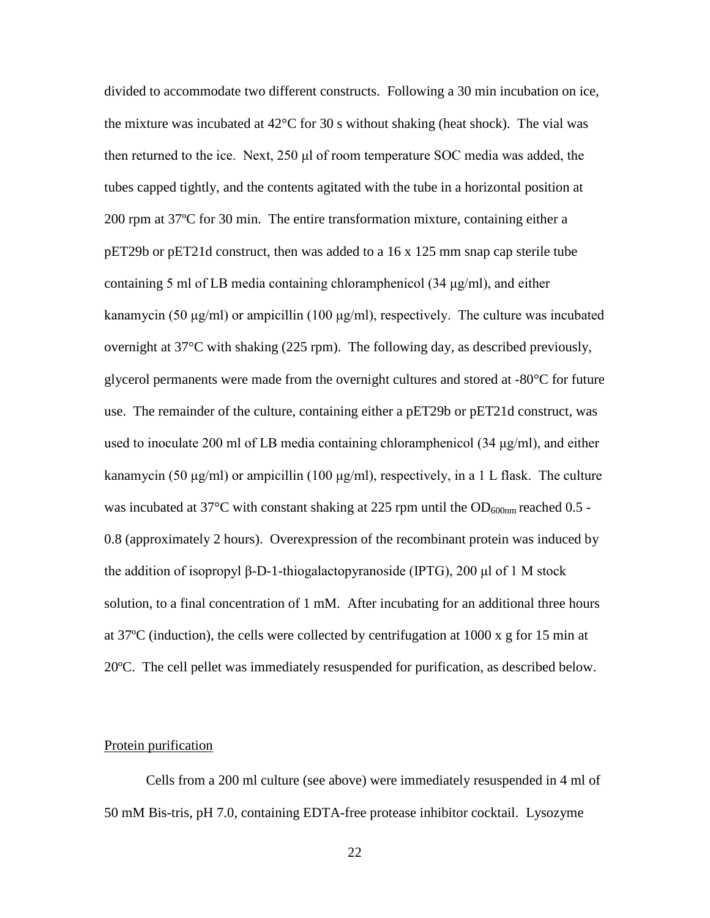divided to accommodate two different constructs. Following a 30 min incubation on ice, the mixture was incubated at 42°C for 30 s without shaking (heat shock). The vial was then returned to the ice. Next, 250 µl of room temperature SOC media was added, the tubes capped tightly, and the contents agitated with the tube in a horizontal position at 200 rpm at 37ºC for 30 min. The entire transformation mixture, containing either a pET29b or pET21d construct, then was added to a 16 x 125 mm snap cap sterile tube containing 5 ml of LB media containing chloramphenicol (34 µg/ml), and either kanamycin (50 µg/ml) or ampicillin (100 µg/ml), respectively. The culture was incubated overnight at 37°C with shaking (225 rpm). The following day, as described previously, glycerol permanents were made from the overnight cultures and stored at -80°C for future use. The remainder of the culture, containing either a pET29b or pET21d construct, was used to inoculate 200 ml of LB media containing chloramphenicol (34 µg/ml), and either kanamycin (50 µg/ml) or ampicillin (100 µg/ml), respectively, in a 1 L flask. The culture was incubated at 37°C with constant shaking at 225 rpm until the $OD_{600nm}$ reached 0.5 - 0.8 (approximately 2 hours). Overexpression of the recombinant protein was induced by the addition of isopropyl β-D-1-thiogalactopyranoside (IPTG), 200 µl of 1 M stock solution, to a final concentration of 1 mM. After incubating for an additional three hours at 37ºC (induction), the cells were collected by centrifugation at 1000 x g for 15 min at 20ºC. The cell pellet was immediately resuspended for purification, as described below.

Protein purification

Cells from a 200 ml culture (see above) were immediately resuspended in 4 ml of 50 mM Bis-tris, pH 7.0, containing EDTA-free protease inhibitor cocktail. Lysozyme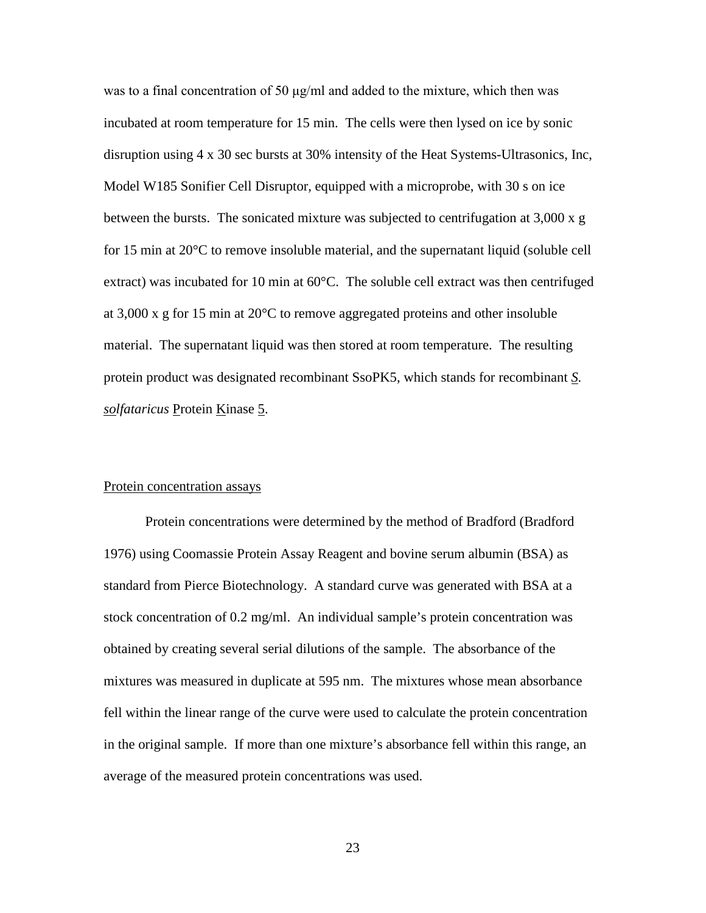was to a final concentration of 50 μg/ml and added to the mixture, which then was incubated at room temperature for 15 min. The cells were then lysed on ice by sonic disruption using 4 x 30 sec bursts at 30% intensity of the Heat Systems-Ultrasonics, Inc, Model W185 Sonifier Cell Disruptor, equipped with a microprobe, with 30 s on ice between the bursts. The sonicated mixture was subjected to centrifugation at 3,000 x g for 15 min at 20°C to remove insoluble material, and the supernatant liquid (soluble cell extract) was incubated for 10 min at 60°C. The soluble cell extract was then centrifuged at 3,000 x g for 15 min at 20°C to remove aggregated proteins and other insoluble material. The supernatant liquid was then stored at room temperature. The resulting protein product was designated recombinant SsoPK5, which stands for recombinant *S. solfataricus* Protein Kinase 5.

## Protein concentration assays

Protein concentrations were determined by the method of Bradford (Bradford 1976) using Coomassie Protein Assay Reagent and bovine serum albumin (BSA) as standard from Pierce Biotechnology. A standard curve was generated with BSA at a stock concentration of 0.2 mg/ml. An individual sample's protein concentration was obtained by creating several serial dilutions of the sample. The absorbance of the mixtures was measured in duplicate at 595 nm. The mixtures whose mean absorbance fell within the linear range of the curve were used to calculate the protein concentration in the original sample. If more than one mixture's absorbance fell within this range, an average of the measured protein concentrations was used.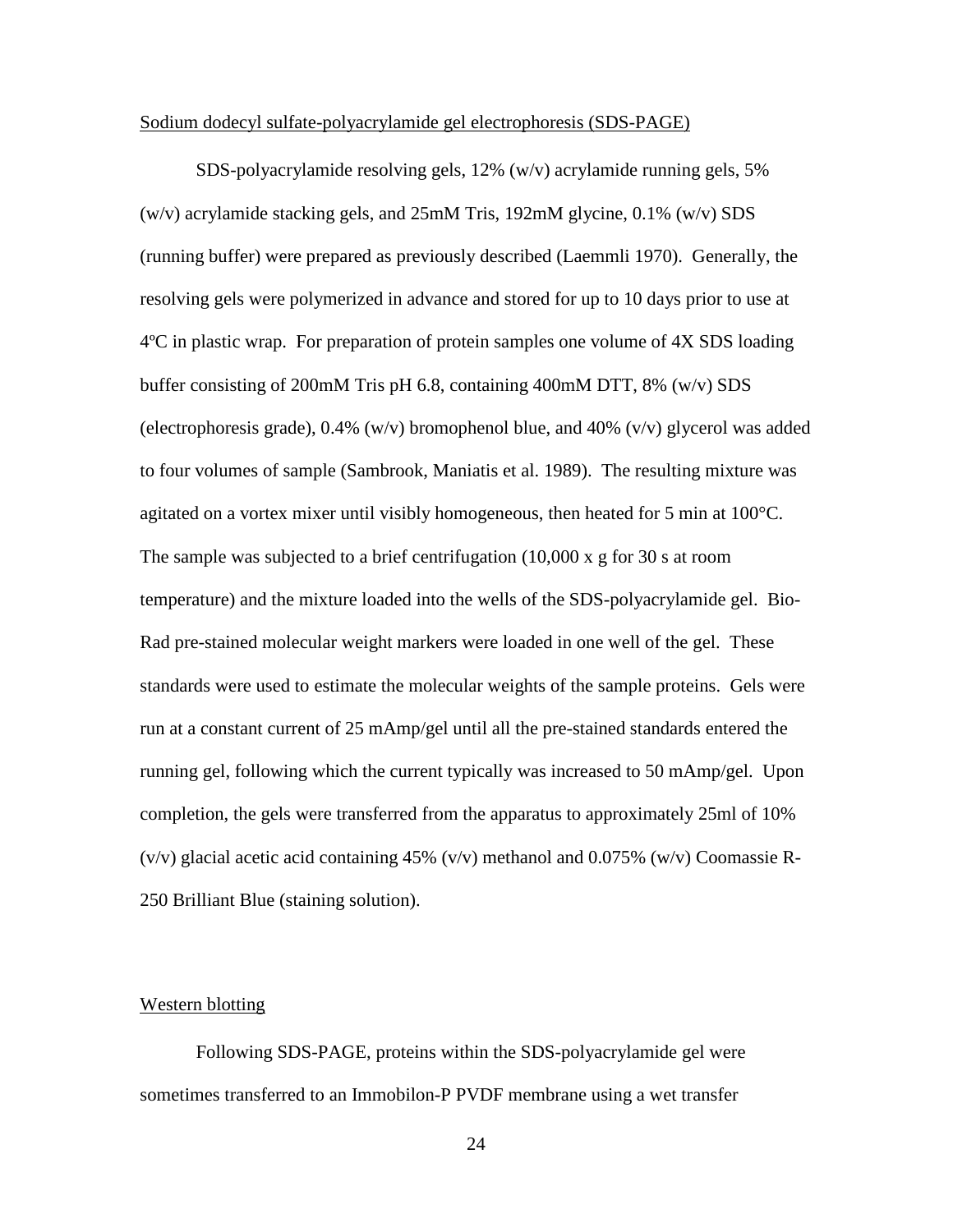Sodium dodecyl sulfate-polyacrylamide gel electrophoresis (SDS-PAGE)

SDS-polyacrylamide resolving gels, 12% (w/v) acrylamide running gels, 5% (w/v) acrylamide stacking gels, and 25mM Tris, 192mM glycine, 0.1% (w/v) SDS (running buffer) were prepared as previously described (Laemmli 1970). Generally, the resolving gels were polymerized in advance and stored for up to 10 days prior to use at 4ºC in plastic wrap. For preparation of protein samples one volume of 4X SDS loading buffer consisting of 200mM Tris pH 6.8, containing 400mM DTT, 8% (w/v) SDS (electrophoresis grade), 0.4% (w/v) bromophenol blue, and 40% (v/v) glycerol was added to four volumes of sample (Sambrook, Maniatis et al. 1989). The resulting mixture was agitated on a vortex mixer until visibly homogeneous, then heated for 5 min at 100°C. The sample was subjected to a brief centrifugation (10,000 x g for 30 s at room temperature) and the mixture loaded into the wells of the SDS-polyacrylamide gel. Bio-Rad pre-stained molecular weight markers were loaded in one well of the gel. These standards were used to estimate the molecular weights of the sample proteins. Gels were run at a constant current of 25 mAmp/gel until all the pre-stained standards entered the running gel, following which the current typically was increased to 50 mAmp/gel. Upon completion, the gels were transferred from the apparatus to approximately 25ml of 10% (v/v) glacial acetic acid containing 45% (v/v) methanol and 0.075% (w/v) Coomassie R-250 Brilliant Blue (staining solution).

Western blotting

Following SDS-PAGE, proteins within the SDS-polyacrylamide gel were sometimes transferred to an Immobilon-P PVDF membrane using a wet transfer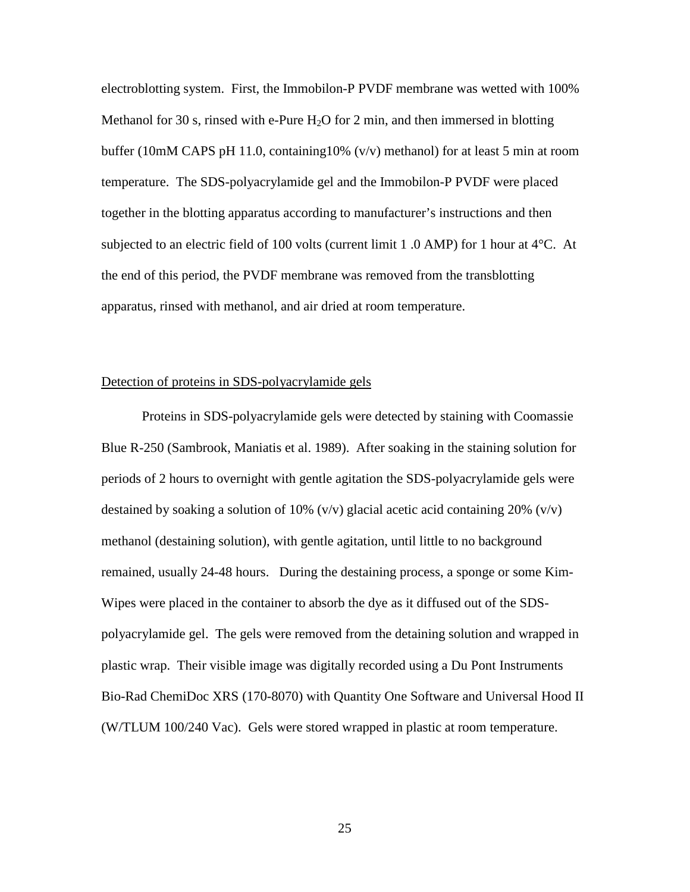electroblotting system. First, the Immobilon-P PVDF membrane was wetted with 100% Methanol for 30 s, rinsed with e-Pure $H_2O$ for 2 min, and then immersed in blotting buffer (10mM CAPS pH 11.0, containing10% (v/v) methanol) for at least 5 min at room temperature. The SDS-polyacrylamide gel and the Immobilon-P PVDF were placed together in the blotting apparatus according to manufacturer's instructions and then subjected to an electric field of 100 volts (current limit 1 .0 AMP) for 1 hour at 4°C. At the end of this period, the PVDF membrane was removed from the transblotting apparatus, rinsed with methanol, and air dried at room temperature.

Detection of proteins in SDS-polyacrylamide gels

Proteins in SDS-polyacrylamide gels were detected by staining with Coomassie Blue R-250 (Sambrook, Maniatis et al. 1989). After soaking in the staining solution for periods of 2 hours to overnight with gentle agitation the SDS-polyacrylamide gels were destained by soaking a solution of 10% (v/v) glacial acetic acid containing 20% (v/v) methanol (destaining solution), with gentle agitation, until little to no background remained, usually 24-48 hours. During the destaining process, a sponge or some Kim-Wipes were placed in the container to absorb the dye as it diffused out of the SDS-polyacrylamide gel. The gels were removed from the detaining solution and wrapped in plastic wrap. Their visible image was digitally recorded using a Du Pont Instruments Bio-Rad ChemiDoc XRS (170-8070) with Quantity One Software and Universal Hood II (W/TLUM 100/240 Vac). Gels were stored wrapped in plastic at room temperature.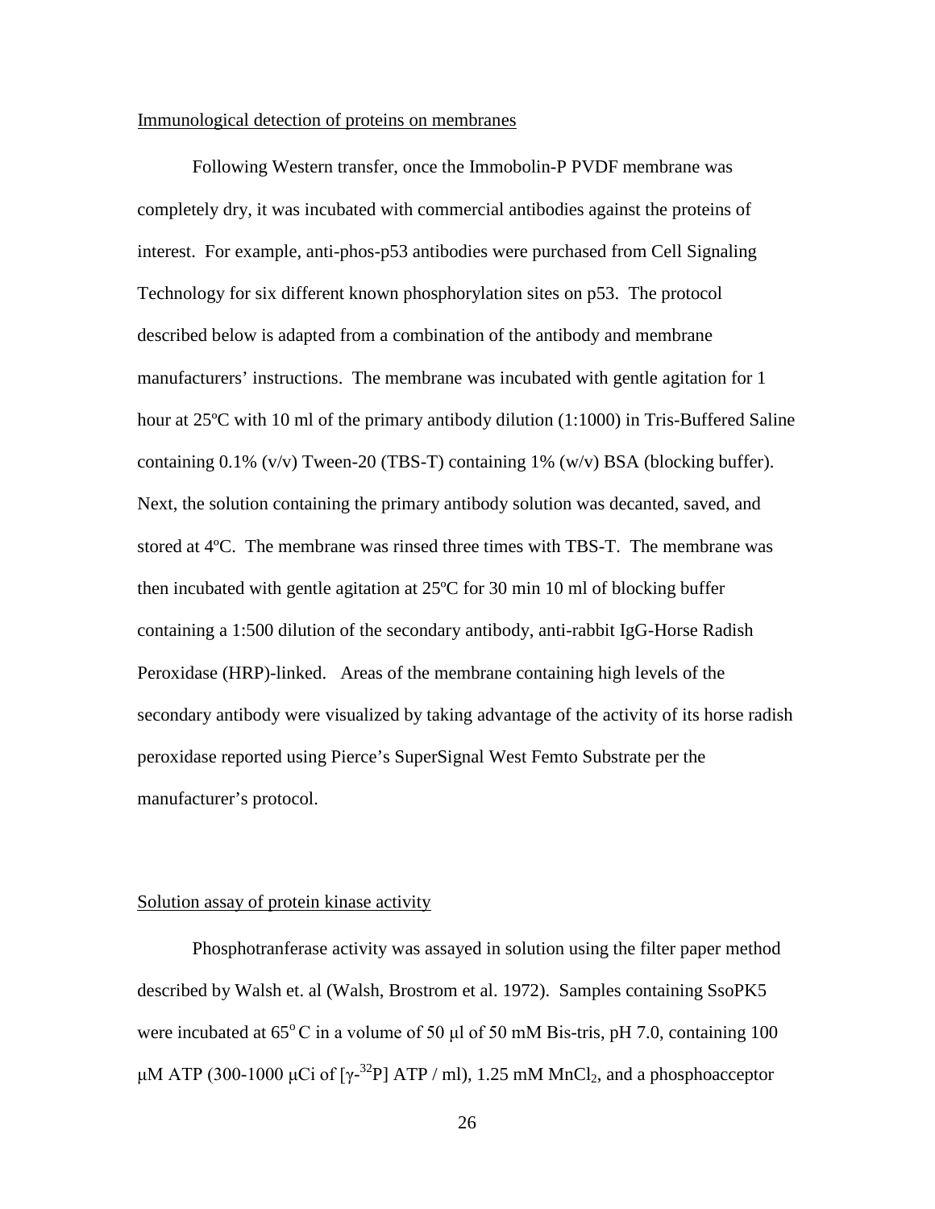Immunological detection of proteins on membranes

Following Western transfer, once the Immobolin-P PVDF membrane was completely dry, it was incubated with commercial antibodies against the proteins of interest. For example, anti-phos-p53 antibodies were purchased from Cell Signaling Technology for six different known phosphorylation sites on p53. The protocol described below is adapted from a combination of the antibody and membrane manufacturers' instructions. The membrane was incubated with gentle agitation for 1 hour at 25ºC with 10 ml of the primary antibody dilution (1:1000) in Tris-Buffered Saline containing 0.1% (v/v) Tween-20 (TBS-T) containing 1% (w/v) BSA (blocking buffer). Next, the solution containing the primary antibody solution was decanted, saved, and stored at 4ºC. The membrane was rinsed three times with TBS-T. The membrane was then incubated with gentle agitation at 25ºC for 30 min 10 ml of blocking buffer containing a 1:500 dilution of the secondary antibody, anti-rabbit IgG-Horse Radish Peroxidase (HRP)-linked. Areas of the membrane containing high levels of the secondary antibody were visualized by taking advantage of the activity of its horse radish peroxidase reported using Pierce's SuperSignal West Femto Substrate per the manufacturer's protocol.

Solution assay of protein kinase activity

Phosphotranferase activity was assayed in solution using the filter paper method described by Walsh et. al (Walsh, Brostrom et al. 1972). Samples containing SsoPK5 were incubated at $65^{o}$ C in a volume of 50 μl of 50 mM Bis-tris, pH 7.0, containing 100 μM ATP (300-1000 μCi of [$\gamma$-$^{32}$P] ATP / ml), 1.25 mM $MnCl_2$, and a phosphoacceptor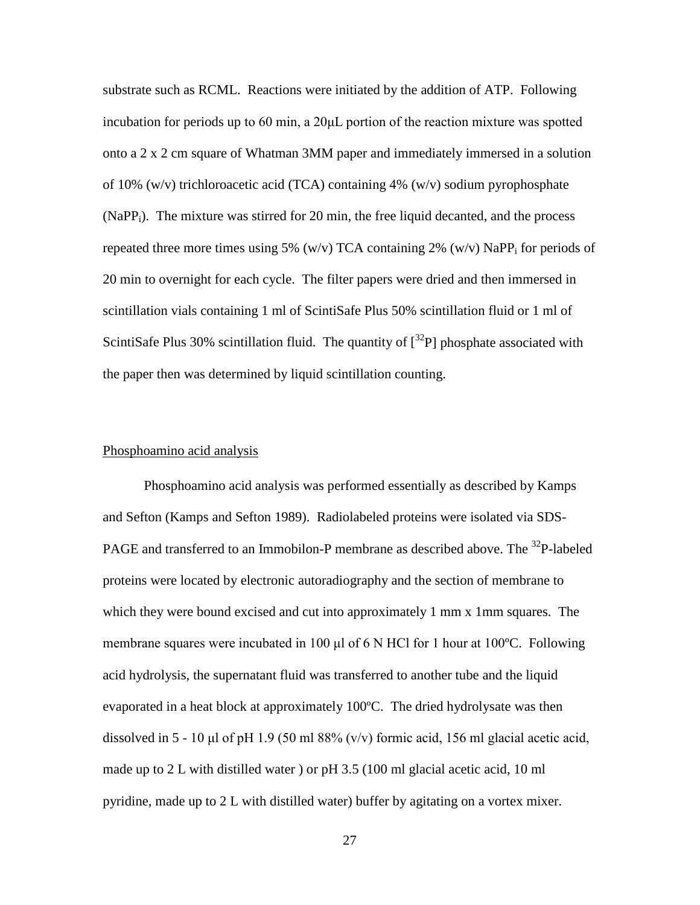substrate such as RCML. Reactions were initiated by the addition of ATP. Following incubation for periods up to 60 min, a 20μL portion of the reaction mixture was spotted onto a 2 x 2 cm square of Whatman 3MM paper and immediately immersed in a solution of 10% (w/v) trichloroacetic acid (TCA) containing 4% (w/v) sodium pyrophosphate ($NaPP_i$). The mixture was stirred for 20 min, the free liquid decanted, and the process repeated three more times using 5% (w/v) TCA containing 2% (w/v) $NaPP_i$ for periods of 20 min to overnight for each cycle. The filter papers were dried and then immersed in scintillation vials containing 1 ml of ScintiSafe Plus 50% scintillation fluid or 1 ml of ScintiSafe Plus 30% scintillation fluid. The quantity of [$^{32}$P] phosphate associated with the paper then was determined by liquid scintillation counting.

<u>Phosphoamino acid analysis</u>

Phosphoamino acid analysis was performed essentially as described by Kamps and Sefton (Kamps and Sefton 1989). Radiolabeled proteins were isolated via SDS-PAGE and transferred to an Immobilon-P membrane as described above. The $^{32}$P-labeled proteins were located by electronic autoradiography and the section of membrane to which they were bound excised and cut into approximately 1 mm x 1mm squares. The membrane squares were incubated in 100 μl of 6 N HCl for 1 hour at 100ºC. Following acid hydrolysis, the supernatant fluid was transferred to another tube and the liquid evaporated in a heat block at approximately 100ºC. The dried hydrolysate was then dissolved in 5 - 10 μl of pH 1.9 (50 ml 88% (v/v) formic acid, 156 ml glacial acetic acid, made up to 2 L with distilled water ) or pH 3.5 (100 ml glacial acetic acid, 10 ml pyridine, made up to 2 L with distilled water) buffer by agitating on a vortex mixer.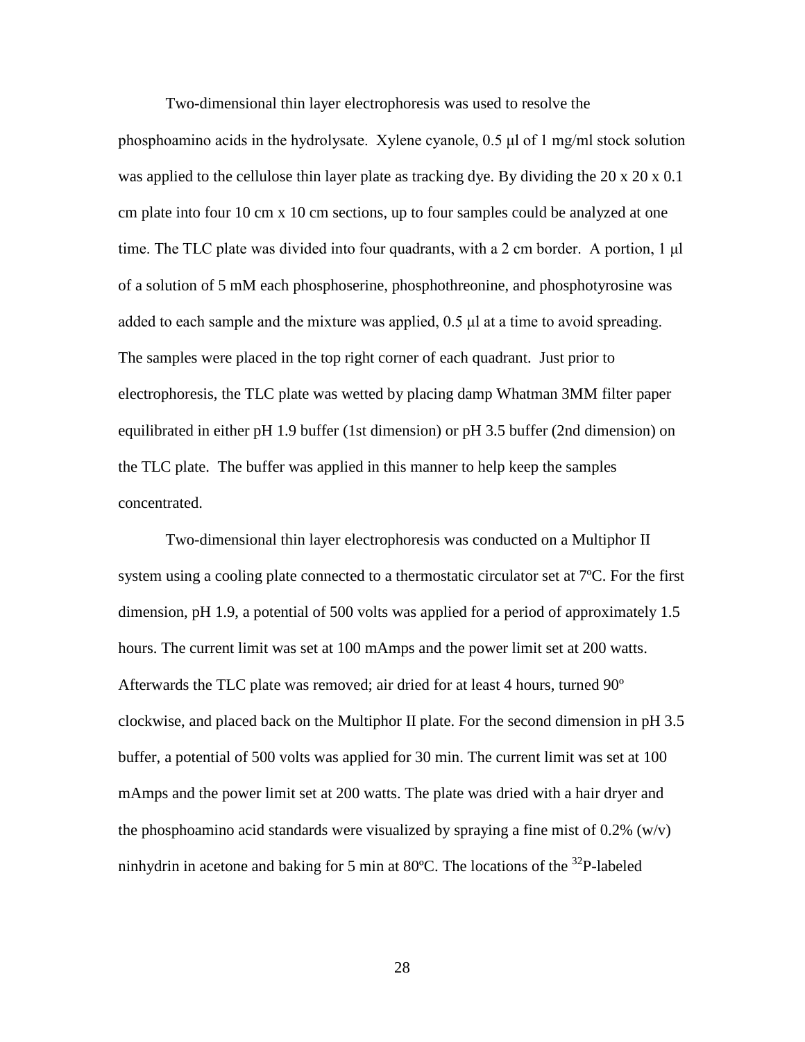Two-dimensional thin layer electrophoresis was used to resolve the phosphoamino acids in the hydrolysate. Xylene cyanole, 0.5 μl of 1 mg/ml stock solution was applied to the cellulose thin layer plate as tracking dye. By dividing the 20 x 20 x 0.1 cm plate into four 10 cm x 10 cm sections, up to four samples could be analyzed at one time. The TLC plate was divided into four quadrants, with a 2 cm border. A portion, 1 μl of a solution of 5 mM each phosphoserine, phosphothreonine, and phosphotyrosine was added to each sample and the mixture was applied, 0.5 μl at a time to avoid spreading. The samples were placed in the top right corner of each quadrant. Just prior to electrophoresis, the TLC plate was wetted by placing damp Whatman 3MM filter paper equilibrated in either pH 1.9 buffer (1st dimension) or pH 3.5 buffer (2nd dimension) on the TLC plate. The buffer was applied in this manner to help keep the samples concentrated.

Two-dimensional thin layer electrophoresis was conducted on a Multiphor II system using a cooling plate connected to a thermostatic circulator set at 7ºC. For the first dimension, pH 1.9, a potential of 500 volts was applied for a period of approximately 1.5 hours. The current limit was set at 100 mAmps and the power limit set at 200 watts. Afterwards the TLC plate was removed; air dried for at least 4 hours, turned 90º clockwise, and placed back on the Multiphor II plate. For the second dimension in pH 3.5 buffer, a potential of 500 volts was applied for 30 min. The current limit was set at 100 mAmps and the power limit set at 200 watts. The plate was dried with a hair dryer and the phosphoamino acid standards were visualized by spraying a fine mist of 0.2% (w/v) ninhydrin in acetone and baking for 5 min at 80ºC. The locations of the $^{32}$P-labeled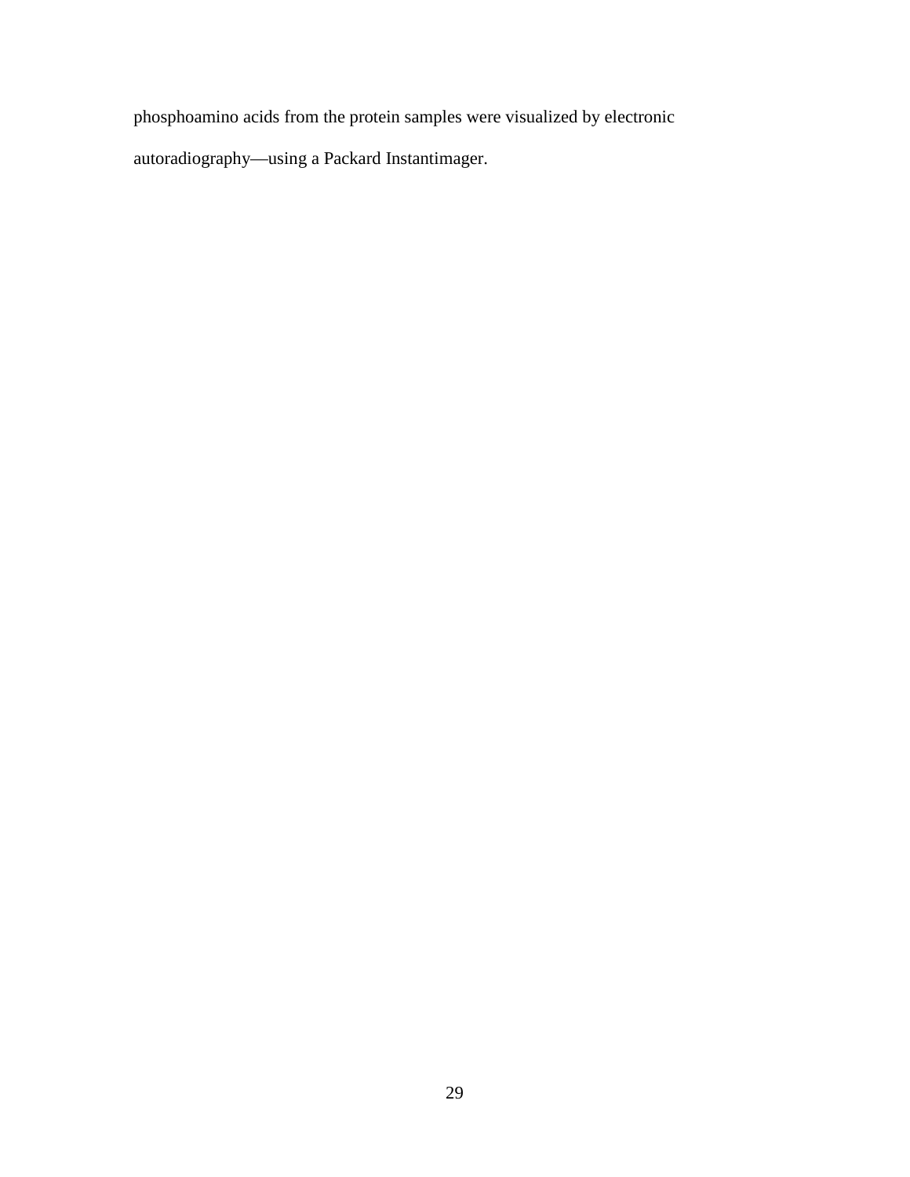phosphoamino acids from the protein samples were visualized by electronic autoradiography—using a Packard Instantimager.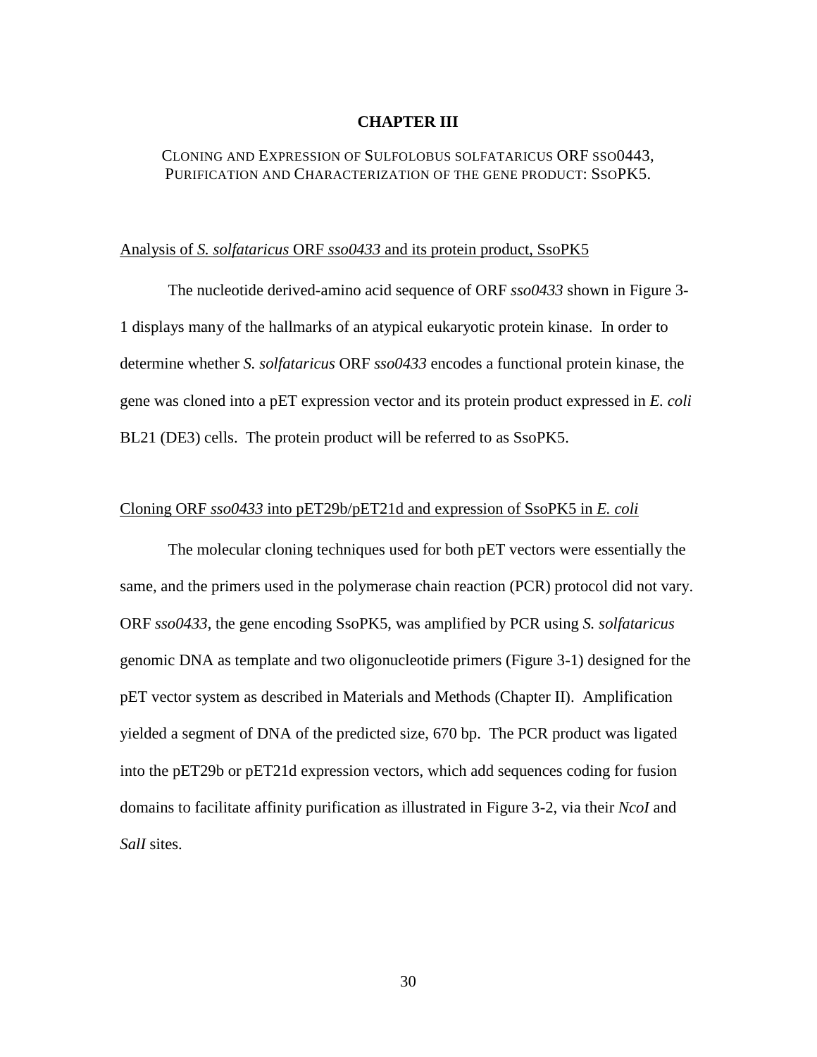# CHAPTER III

## CLONING AND EXPRESSION OF SULFOLOBUS SOLFATARICUS ORF SSO0443, PURIFICATION AND CHARACTERIZATION OF THE GENE PRODUCT: SSOPK5.

### Analysis of *S. solfataricus* ORF *sso0433* and its protein product, SsoPK5

The nucleotide derived-amino acid sequence of ORF *sso0433* shown in Figure 3-1 displays many of the hallmarks of an atypical eukaryotic protein kinase. In order to determine whether *S. solfataricus* ORF *sso0433* encodes a functional protein kinase, the gene was cloned into a pET expression vector and its protein product expressed in *E. coli* BL21 (DE3) cells. The protein product will be referred to as SsoPK5.

### Cloning ORF *sso0433* into pET29b/pET21d and expression of SsoPK5 in *E. coli*

The molecular cloning techniques used for both pET vectors were essentially the same, and the primers used in the polymerase chain reaction (PCR) protocol did not vary. ORF *sso0433*, the gene encoding SsoPK5, was amplified by PCR using *S. solfataricus* genomic DNA as template and two oligonucleotide primers (Figure 3-1) designed for the pET vector system as described in Materials and Methods (Chapter II). Amplification yielded a segment of DNA of the predicted size, 670 bp. The PCR product was ligated into the pET29b or pET21d expression vectors, which add sequences coding for fusion domains to facilitate affinity purification as illustrated in Figure 3-2, via their *NcoI* and *SalI* sites.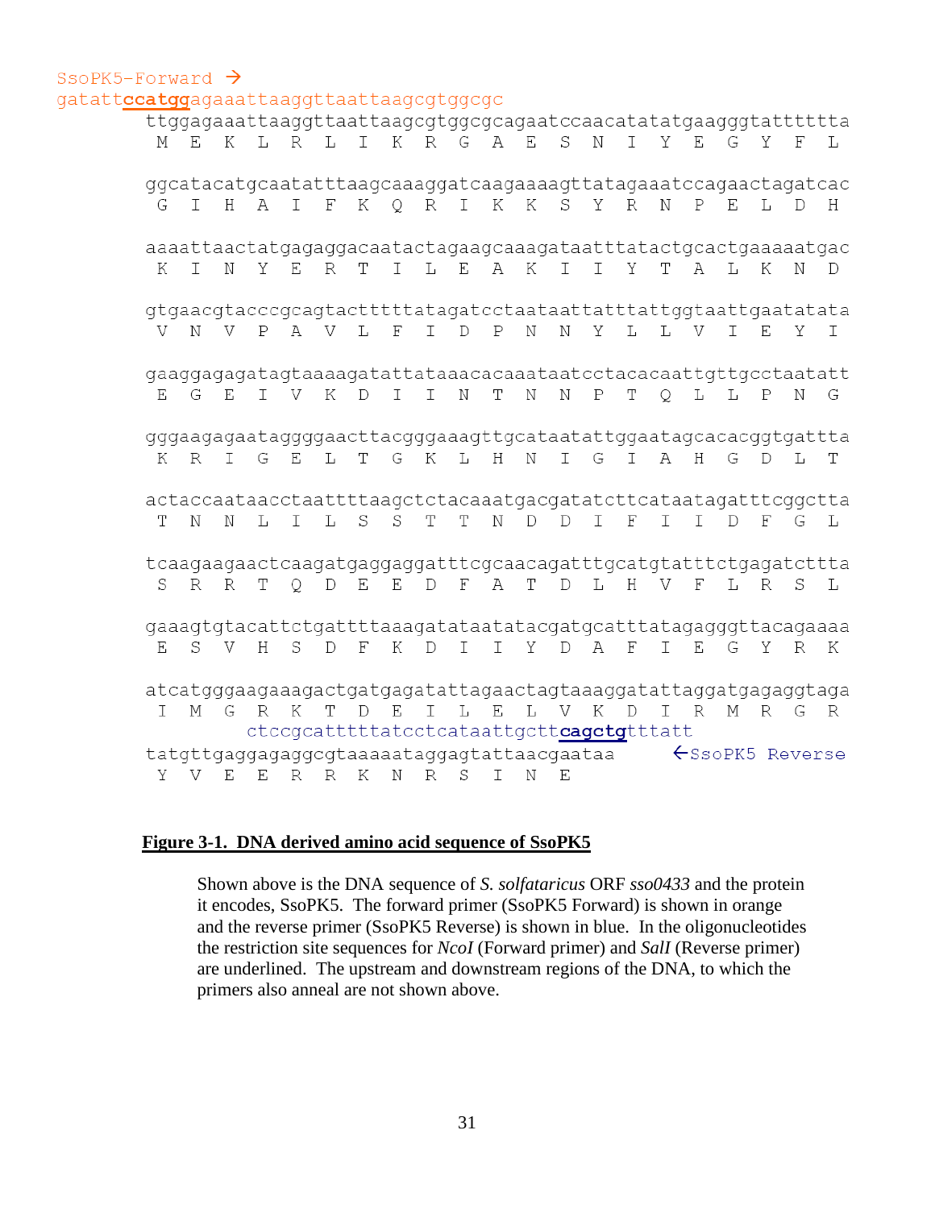```
SsoPK5-Forward →
gatattccatggagaaattaaggttaattaagcgtggcgc
        ttggagaaattaaggttaattaagcgtggcgcagaatccaacatatatgaagggtatttttta
         M  E  K  L  R  L  I  K  R  G  A  E  S  N  I  Y  E  G  Y  F  L

        ggcatacatgcaatatttaagcaaaggatcaagaaaagttatagaaatccagaactagatcac
         G  I  H  A  I  F  K  Q  R  I  K  K  S  Y  R  N  P  E  L  D  H

        aaaattaactatgagaggacaatactagaagcaaagataatttatactgcactgaaaaatgac
         K  I  N  Y  E  R  T  I  L  E  A  K  I  I  Y  T  A  L  K  N  D

        gtgaacgtacccgcagtactttttatagatcctaataattatttattggtaattgaatatata
         V  N  V  P  A  V  L  F  I  D  P  N  N  Y  L  L  V  I  E  Y  I

        gaaggagagatagtaaaagatattataaacacaaataatcctacacaattgttgcctaatatt
         E  G  E  I  V  K  D  I  I  N  T  N  N  P  T  Q  L  L  P  N  G

        gggaagagagaataggggaacttacgggaaagttgcataatattggaatagcacacggtgattta
         K  R  I  G  E  L  T  G  K  L  H  N  I  G  I  A  H  G  D  L  T

        actaccaataacctaattttaagctctacaaatgacgatatcttcataatagatttcggctta
         T  N  N  L  I  L  S  S  T  T  N  D  D  I  F  I  I  D  F  G  L

        tcaagaagaactcaagatgaggaggatttcgcaacagatttgcatgtatttctgagatcttta
         S  R  R  T  Q  D  E  E  D  F  A  T  D  L  H  V  F  L  R  S  L

        gaaagtgtacattctgattttaaagatataatatacgatgcatttatagagggttacagaaaa
         E  S  V  H  S  D  F  K  D  I  I  Y  D  A  F  I  E  G  Y  R  K

        atcatgggaagaaagactgatgagatattagaactagtaaaggatattaggatgagaggtaga
         I  M  G  R  K  T  D  E  I  L  E  L  V  K  D  I  R  M  R  G  R
                    ctccgcattttttatcctcataattgcttcagctgtttatt
        tatgttgaggagaggcgtaaaaataggagtattaacgaataa       ←SsoPK5 Reverse
         Y  V  E  E  R  R  K  N  R  S  I  N  E
```

**Figure 3-1. DNA derived amino acid sequence of SsoPK5**

Shown above is the DNA sequence of *S. solfataricus* ORF *sso0433* and the protein it encodes, SsoPK5. The forward primer (SsoPK5 Forward) is shown in orange and the reverse primer (SsoPK5 Reverse) is shown in blue. In the oligonucleotides the restriction site sequences for *NcoI* (Forward primer) and *SalI* (Reverse primer) are underlined. The upstream and downstream regions of the DNA, to which the primers also anneal are not shown above.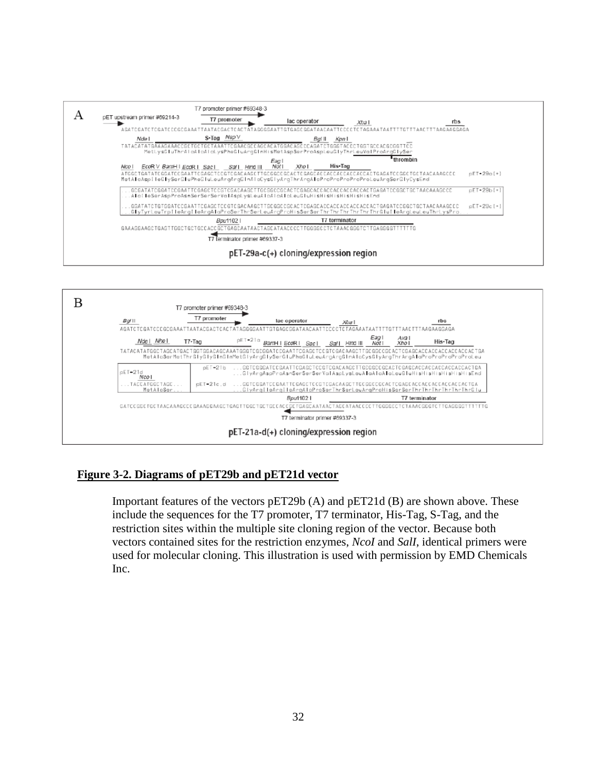**Figure 3-2. Diagrams of pET29b and pET21d vector**

Important features of the vectors pET29b (A) and pET21d (B) are shown above. These include the sequences for the T7 promoter, T7 terminator, His-Tag, S-Tag, and the restriction sites within the multiple site cloning region of the vector. Because both vectors contained sites for the restriction enzymes, *NcoI* and *SalI*, identical primers were used for molecular cloning. This illustration is used with permission by EMD Chemicals Inc.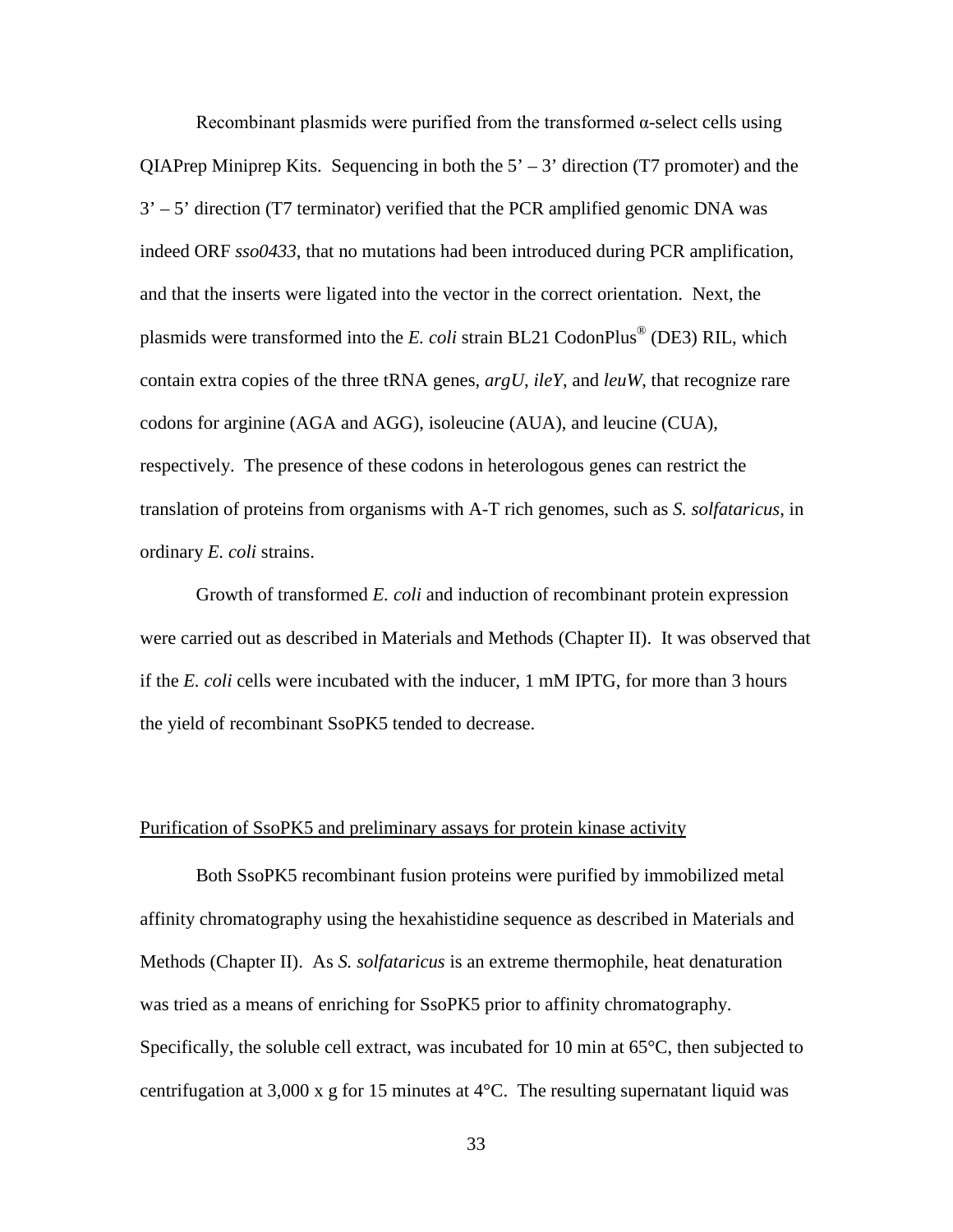Recombinant plasmids were purified from the transformed α-select cells using QIAPrep Miniprep Kits. Sequencing in both the 5' – 3' direction (T7 promoter) and the 3' – 5' direction (T7 terminator) verified that the PCR amplified genomic DNA was indeed ORF *sso0433*, that no mutations had been introduced during PCR amplification, and that the inserts were ligated into the vector in the correct orientation. Next, the plasmids were transformed into the *E. coli* strain BL21 CodonPlus® (DE3) RIL, which contain extra copies of the three tRNA genes, *argU*, *ileY*, and *leuW*, that recognize rare codons for arginine (AGA and AGG), isoleucine (AUA), and leucine (CUA), respectively. The presence of these codons in heterologous genes can restrict the translation of proteins from organisms with A-T rich genomes, such as *S. solfataricus*, in ordinary *E. coli* strains.

Growth of transformed *E. coli* and induction of recombinant protein expression were carried out as described in Materials and Methods (Chapter II). It was observed that if the *E. coli* cells were incubated with the inducer, 1 mM IPTG, for more than 3 hours the yield of recombinant SsoPK5 tended to decrease.

## Purification of SsoPK5 and preliminary assays for protein kinase activity

Both SsoPK5 recombinant fusion proteins were purified by immobilized metal affinity chromatography using the hexahistidine sequence as described in Materials and Methods (Chapter II). As *S. solfataricus* is an extreme thermophile, heat denaturation was tried as a means of enriching for SsoPK5 prior to affinity chromatography. Specifically, the soluble cell extract, was incubated for 10 min at 65°C, then subjected to centrifugation at 3,000 x g for 15 minutes at 4°C. The resulting supernatant liquid was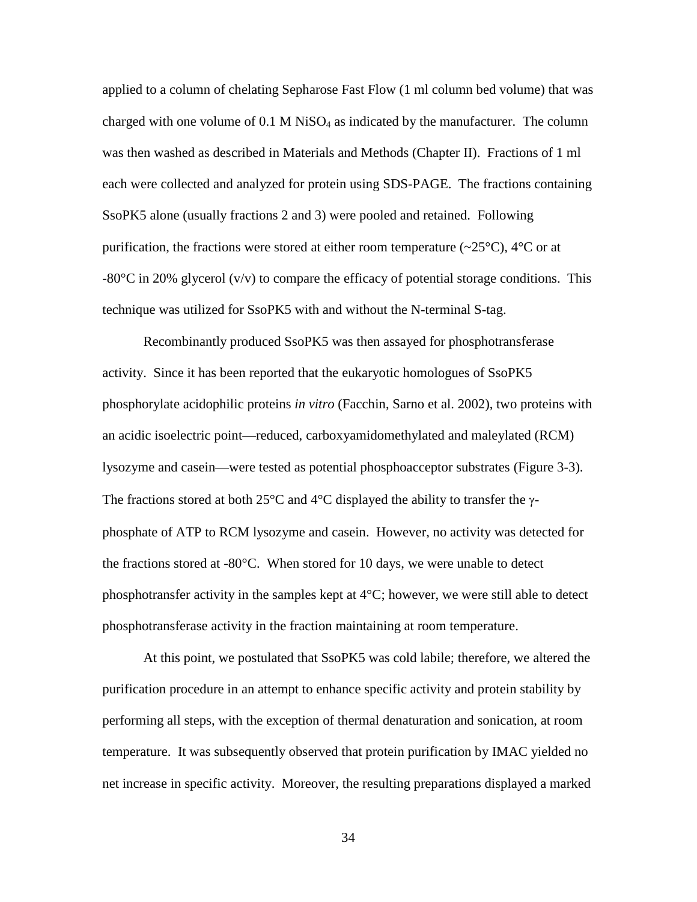applied to a column of chelating Sepharose Fast Flow (1 ml column bed volume) that was charged with one volume of 0.1 M $NiSO_4$ as indicated by the manufacturer. The column was then washed as described in Materials and Methods (Chapter II). Fractions of 1 ml each were collected and analyzed for protein using SDS-PAGE. The fractions containing SsoPK5 alone (usually fractions 2 and 3) were pooled and retained. Following purification, the fractions were stored at either room temperature (~25°C), 4°C or at -80°C in 20% glycerol (v/v) to compare the efficacy of potential storage conditions. This technique was utilized for SsoPK5 with and without the N-terminal S-tag.

Recombinantly produced SsoPK5 was then assayed for phosphotransferase activity. Since it has been reported that the eukaryotic homologues of SsoPK5 phosphorylate acidophilic proteins *in vitro* (Facchin, Sarno et al. 2002), two proteins with an acidic isoelectric point—reduced, carboxyamidomethylated and maleylated (RCM) lysozyme and casein—were tested as potential phosphoacceptor substrates (Figure 3-3). The fractions stored at both 25°C and 4°C displayed the ability to transfer the γ-phosphate of ATP to RCM lysozyme and casein. However, no activity was detected for the fractions stored at -80°C. When stored for 10 days, we were unable to detect phosphotransfer activity in the samples kept at 4°C; however, we were still able to detect phosphotransferase activity in the fraction maintaining at room temperature.

At this point, we postulated that SsoPK5 was cold labile; therefore, we altered the purification procedure in an attempt to enhance specific activity and protein stability by performing all steps, with the exception of thermal denaturation and sonication, at room temperature. It was subsequently observed that protein purification by IMAC yielded no net increase in specific activity. Moreover, the resulting preparations displayed a marked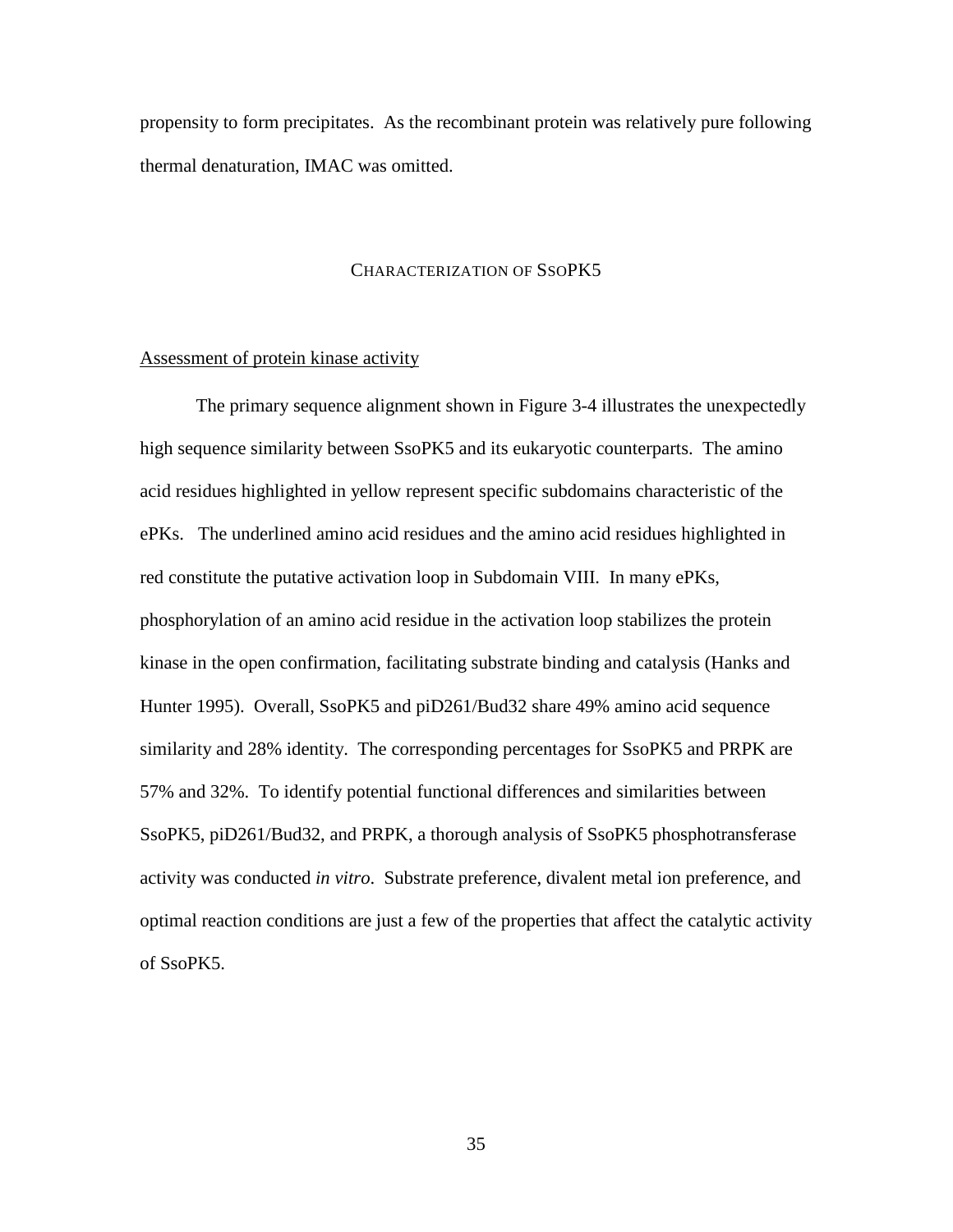propensity to form precipitates. As the recombinant protein was relatively pure following thermal denaturation, IMAC was omitted.

## CHARACTERIZATION OF SSOPK5

### Assessment of protein kinase activity

The primary sequence alignment shown in Figure 3-4 illustrates the unexpectedly high sequence similarity between SsoPK5 and its eukaryotic counterparts. The amino acid residues highlighted in yellow represent specific subdomains characteristic of the ePKs. The underlined amino acid residues and the amino acid residues highlighted in red constitute the putative activation loop in Subdomain VIII. In many ePKs, phosphorylation of an amino acid residue in the activation loop stabilizes the protein kinase in the open confirmation, facilitating substrate binding and catalysis (Hanks and Hunter 1995). Overall, SsoPK5 and piD261/Bud32 share 49% amino acid sequence similarity and 28% identity. The corresponding percentages for SsoPK5 and PRPK are 57% and 32%. To identify potential functional differences and similarities between SsoPK5, piD261/Bud32, and PRPK, a thorough analysis of SsoPK5 phosphotransferase activity was conducted *in vitro*. Substrate preference, divalent metal ion preference, and optimal reaction conditions are just a few of the properties that affect the catalytic activity of SsoPK5.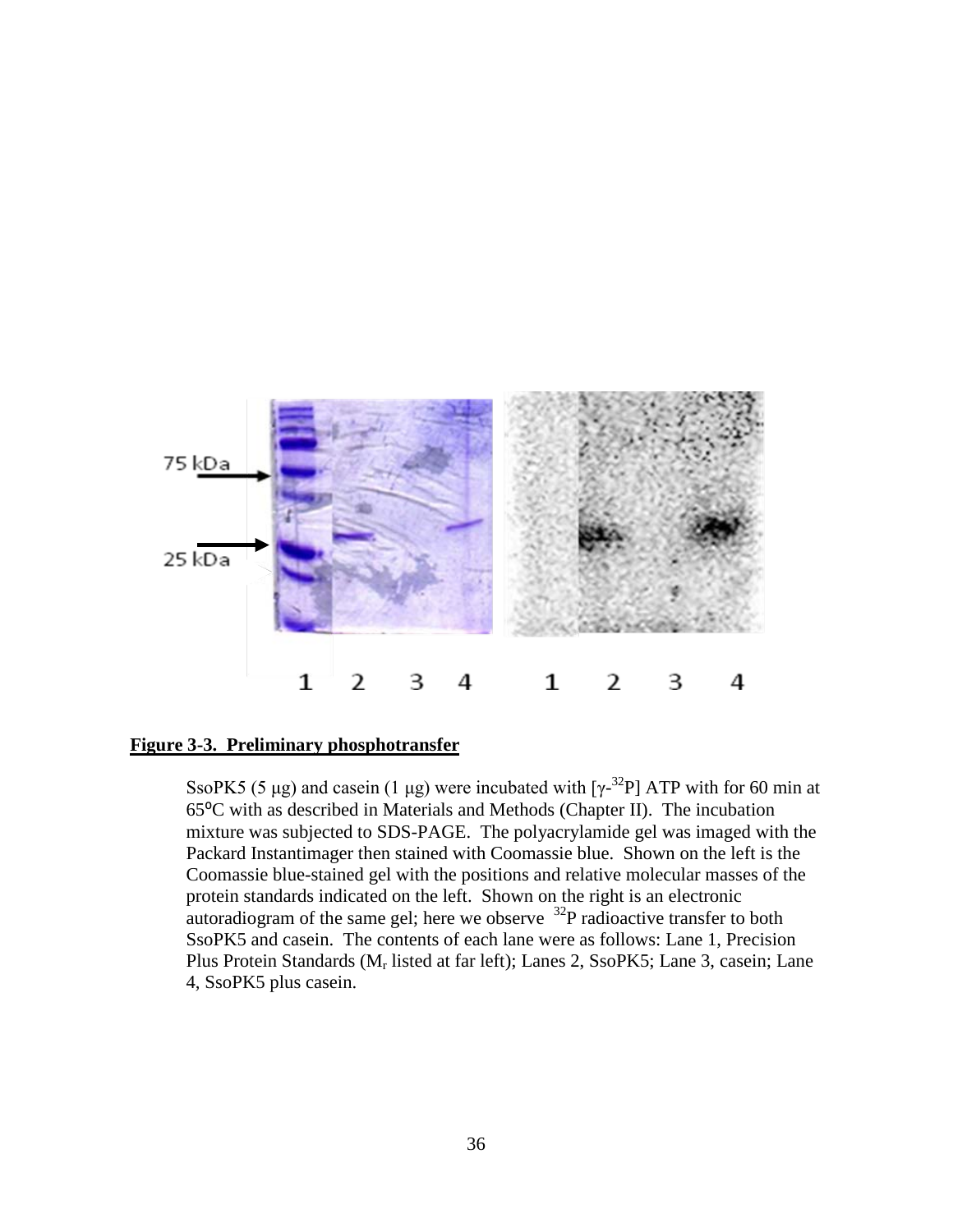**Figure 3-3. Preliminary phosphotransfer**

SsoPK5 (5 μg) and casein (1 μg) were incubated with [γ-$^{32}$P] ATP with for 60 min at 65°C with as described in Materials and Methods (Chapter II). The incubation mixture was subjected to SDS-PAGE. The polyacrylamide gel was imaged with the Packard Instantimager then stained with Coomassie blue. Shown on the left is the Coomassie blue-stained gel with the positions and relative molecular masses of the protein standards indicated on the left. Shown on the right is an electronic autoradiogram of the same gel; here we observe $^{32}$P radioactive transfer to both SsoPK5 and casein. The contents of each lane were as follows: Lane 1, Precision Plus Protein Standards ($M_r$ listed at far left); Lanes 2, SsoPK5; Lane 3, casein; Lane 4, SsoPK5 plus casein.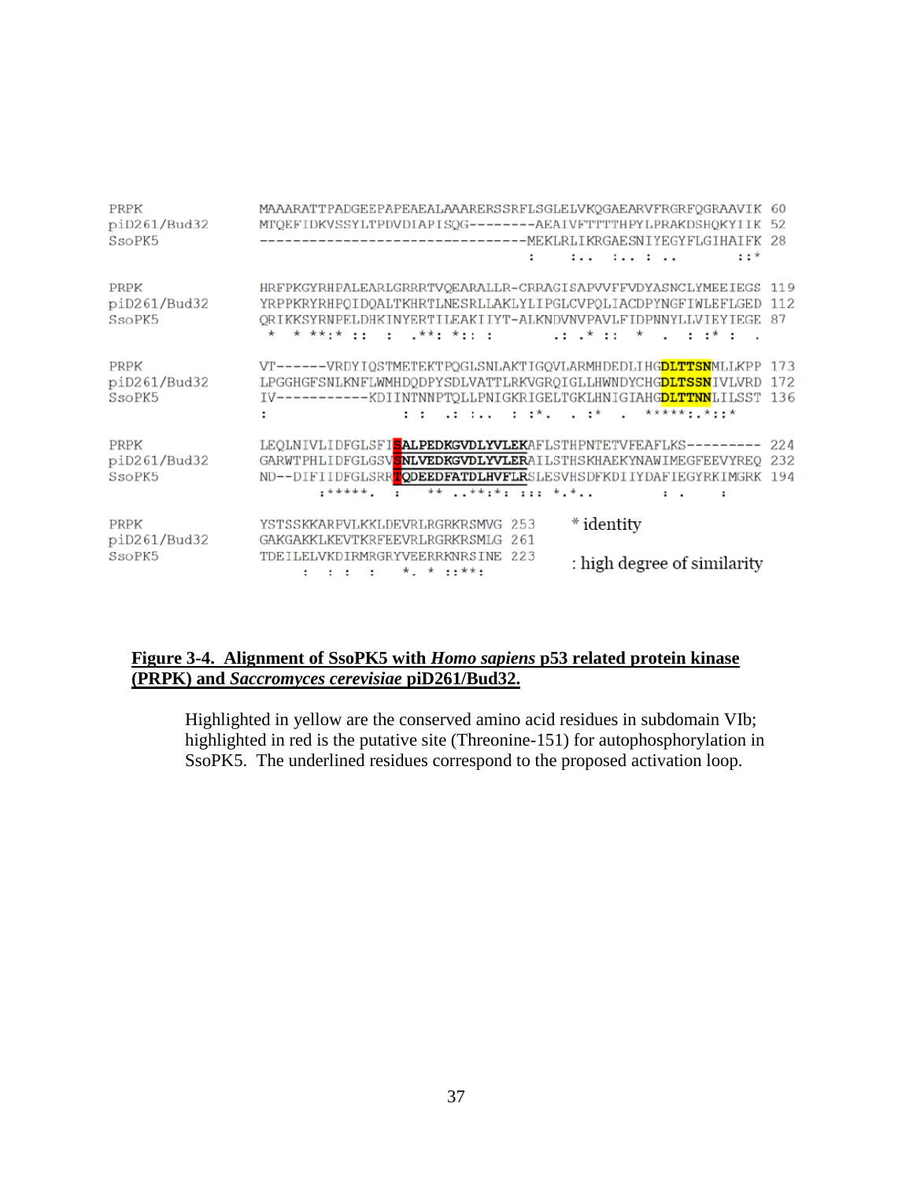```
PRPK           MAAARATTPADGEEPAPEAEALAAARERSSRFLSGLELVKQGAEARVFRGRFQGRAAVIK 60
piD261/Bud32   MTQEFIDKVSSYLTPDVDIAPISQG--------AEAIVFTTTTHPYLPRAKDSHQKYIIK 52
SsoPK5         --------------------------------MEKLRLIKRGAESNIYEGYFLGIHAIFK 28
                                                :    :..  :.. : ..         ::*

PRPK           HRFPKGYRHPALEARLGRRRTVQEARALLR-CRRAGISAPVVFFVDYASNCLYMEEIEGS 119
piD261/Bud32   YRPPKRYRHPQIDQALTKHRTLNESRLLAKLYLIPGLCVPQLIACDPYNGFIWLEFLGED 112
SsoPK5         QRIKKSYRNPELDHKINYERTILEAKIIYT-ALKNDVNVPAVLFIDPNNYLLVIEYIEGE 87
                *  * **:* ::  :  .**: *:: :          .: .* ::  *  .  : :* :  .

PRPK           VT------VRDYIQSTMETEKTPQGLSNLAKTIGQVLARMHDEDLIHGDLTTSNMLLKPP 173
piD261/Bud32   LPGGHGFSNLKNFLWMHDQDPYSDLVATTLRKVGRQIGLLHWNDYCHGDLTSSNIVLVRD 172
SsoPK5         IV-----------KDIINTNNPTQLLPNIGKRIGELTGKLHNIGIAHGDLTTNNLILSST 136
               :              : :  .: :..  : :*.   . :*   .  *****:.*::*

PRPK           LEQLNIVLIDFGLSFISALPEDKGVDLYVLEKAFLSTHPNTETVFEAFLKS--------- 224
piD261/Bud32   GARWTPHLIDFGLGSVSNLVEDKGVDLYVLERAILSTHSKHAEKYNAWIMEGFEEVYREQ 232
SsoPK5         ND--DIFIIDFGLSRRTQDEEDFATDLHVFLRSLESVHSDFKDIIYDAFIEGYRKIMGRK 194
                    :*****.  :   **  ..**:*: ::: *.*..            : .      :

PRPK           YSTSSKKARPVLKKLDEVRLRLGRKRSMVG 253
piD261/Bud32   GAKGAKKLKEVTKRFEEVRLRLGRKRSMLG 261
SsoPK5         TDEILELVKDIRMRGRYVEERRKNRSINE 223
                 :  : :   :    *. * ::**:
```

\* identity

: high degree of similarity

**Figure 3-4. Alignment of SsoPK5 with *Homo sapiens* p53 related protein kinase (PRPK) and *Saccromyces cerevisiae* piD261/Bud32.**

Highlighted in yellow are the conserved amino acid residues in subdomain VIb; highlighted in red is the putative site (Threonine-151) for autophosphorylation in SsoPK5. The underlined residues correspond to the proposed activation loop.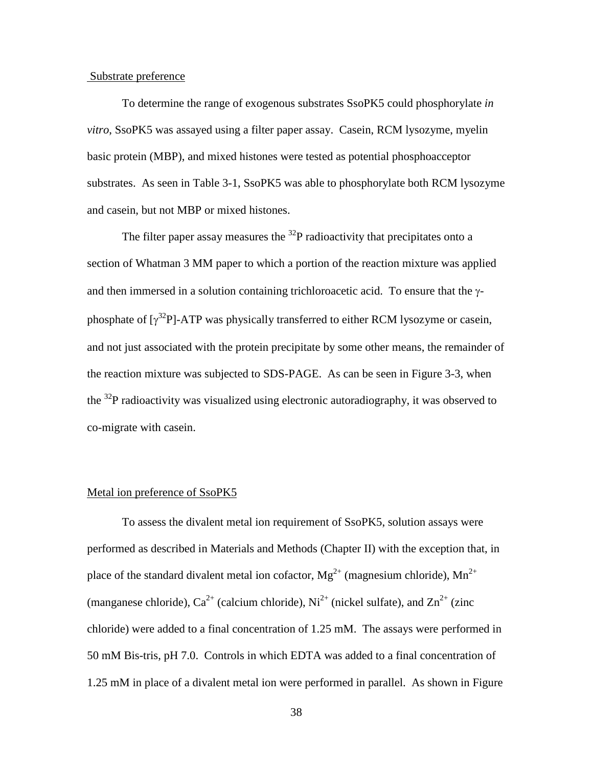## Substrate preference

To determine the range of exogenous substrates SsoPK5 could phosphorylate *in vitro*, SsoPK5 was assayed using a filter paper assay. Casein, RCM lysozyme, myelin basic protein (MBP), and mixed histones were tested as potential phosphoacceptor substrates. As seen in Table 3-1, SsoPK5 was able to phosphorylate both RCM lysozyme and casein, but not MBP or mixed histones.

The filter paper assay measures the $^{32}P$ radioactivity that precipitates onto a section of Whatman 3 MM paper to which a portion of the reaction mixture was applied and then immersed in a solution containing trichloroacetic acid. To ensure that the γ-phosphate of [$\gamma^{32}P$]-ATP was physically transferred to either RCM lysozyme or casein, and not just associated with the protein precipitate by some other means, the remainder of the reaction mixture was subjected to SDS-PAGE. As can be seen in Figure 3-3, when the $^{32}P$ radioactivity was visualized using electronic autoradiography, it was observed to co-migrate with casein.

## Metal ion preference of SsoPK5

To assess the divalent metal ion requirement of SsoPK5, solution assays were performed as described in Materials and Methods (Chapter II) with the exception that, in place of the standard divalent metal ion cofactor, $Mg^{2+}$ (magnesium chloride), $Mn^{2+}$ (manganese chloride), $Ca^{2+}$ (calcium chloride), $Ni^{2+}$ (nickel sulfate), and $Zn^{2+}$ (zinc chloride) were added to a final concentration of 1.25 mM. The assays were performed in 50 mM Bis-tris, pH 7.0. Controls in which EDTA was added to a final concentration of 1.25 mM in place of a divalent metal ion were performed in parallel. As shown in Figure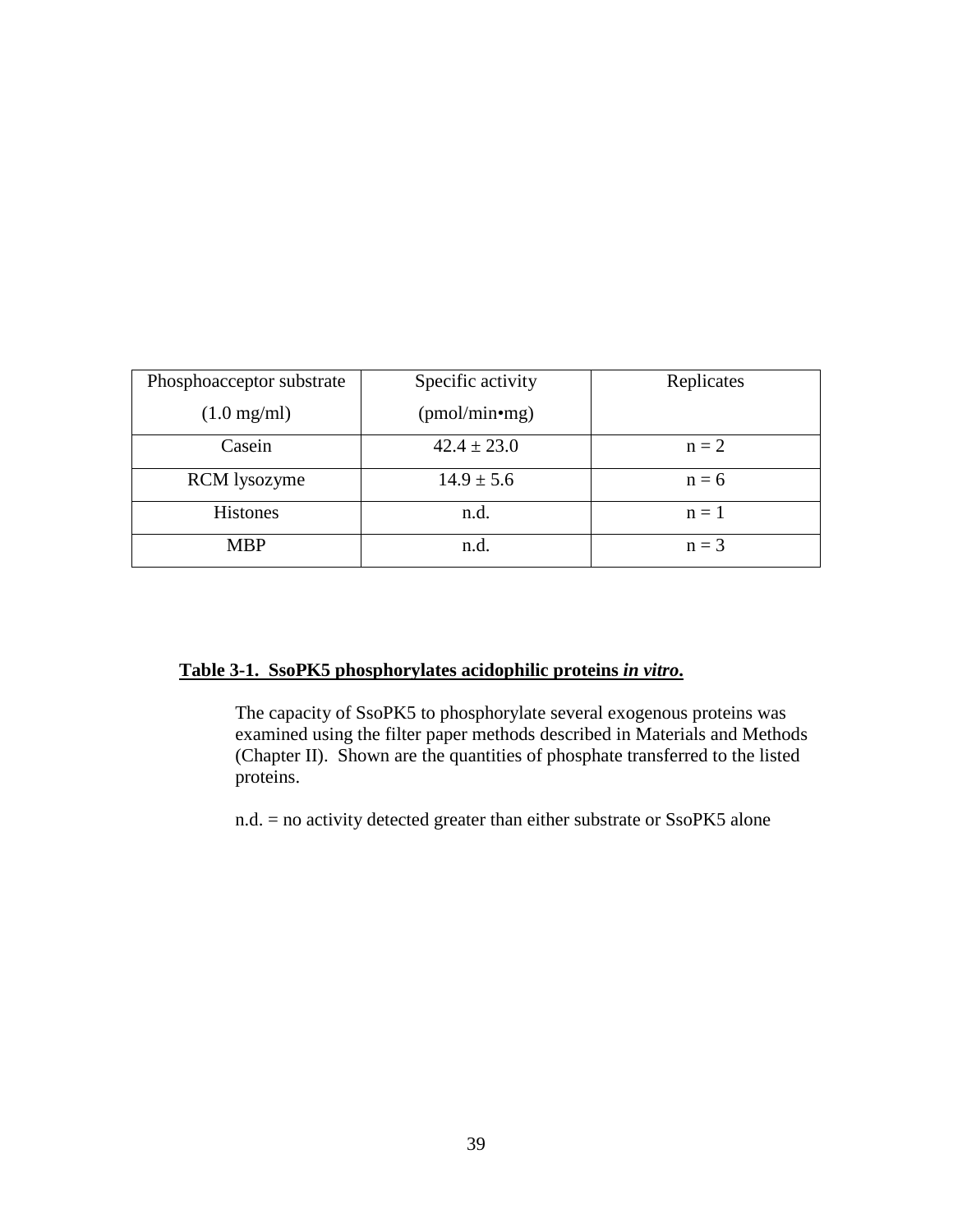| Phosphoacceptor substrate (1.0 mg/ml) | Specific activity (pmol/min•mg) | Replicates |
| --- | --- | --- |
| Casein | $42.4 \pm 23.0$ | n = 2 |
| RCM lysozyme | $14.9 \pm 5.6$ | n = 6 |
| Histones | n.d. | n = 1 |
| MBP | n.d. | n = 3 |

**Table 3-1. SsoPK5 phosphorylates acidophilic proteins *in vitro*.**

The capacity of SsoPK5 to phosphorylate several exogenous proteins was examined using the filter paper methods described in Materials and Methods (Chapter II). Shown are the quantities of phosphate transferred to the listed proteins.

n.d. = no activity detected greater than either substrate or SsoPK5 alone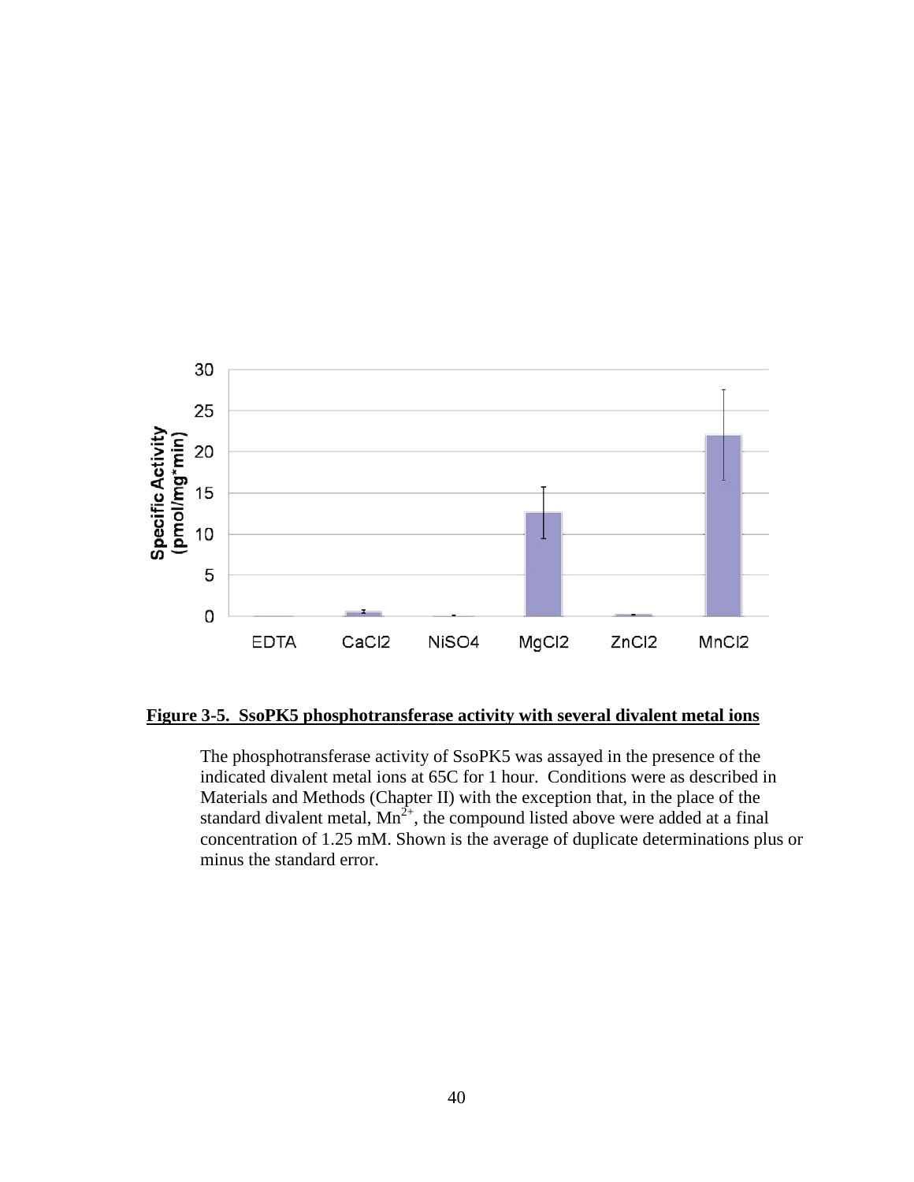**Figure 3-5. SsoPK5 phosphotransferase activity with several divalent metal ions**

The phosphotransferase activity of SsoPK5 was assayed in the presence of the indicated divalent metal ions at 65C for 1 hour. Conditions were as described in Materials and Methods (Chapter II) with the exception that, in the place of the standard divalent metal, $Mn^{2+}$, the compound listed above were added at a final concentration of 1.25 mM. Shown is the average of duplicate determinations plus or minus the standard error.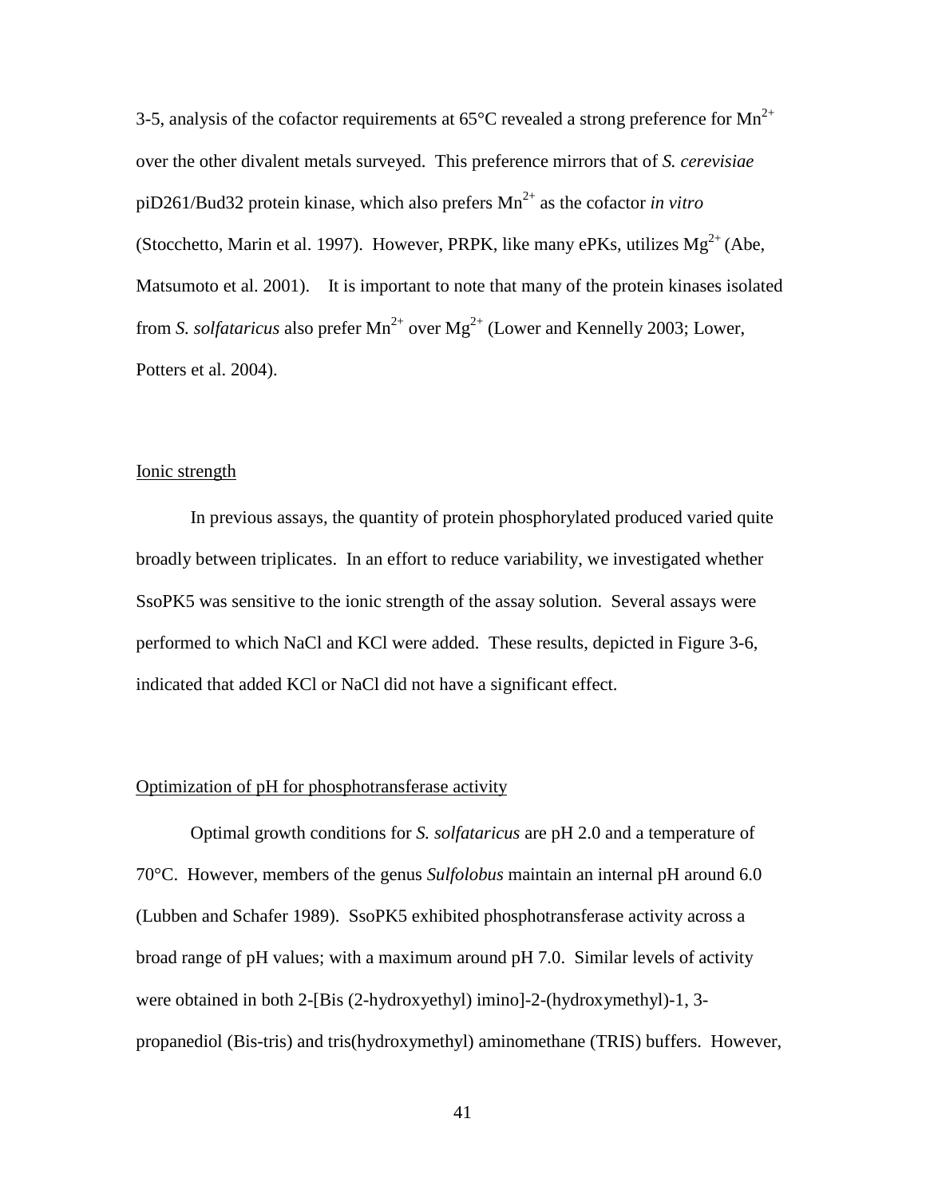3-5, analysis of the cofactor requirements at 65°C revealed a strong preference for $Mn^{2+}$ over the other divalent metals surveyed. This preference mirrors that of *S. cerevisiae* piD261/Bud32 protein kinase, which also prefers $Mn^{2+}$ as the cofactor *in vitro* (Stocchetto, Marin et al. 1997). However, PRPK, like many ePKs, utilizes $Mg^{2+}$ (Abe, Matsumoto et al. 2001). It is important to note that many of the protein kinases isolated from *S. solfataricus* also prefer $Mn^{2+}$ over $Mg^{2+}$ (Lower and Kennelly 2003; Lower, Potters et al. 2004).

### Ionic strength

In previous assays, the quantity of protein phosphorylated produced varied quite broadly between triplicates. In an effort to reduce variability, we investigated whether SsoPK5 was sensitive to the ionic strength of the assay solution. Several assays were performed to which NaCl and KCl were added. These results, depicted in Figure 3-6, indicated that added KCl or NaCl did not have a significant effect.

### Optimization of pH for phosphotransferase activity

Optimal growth conditions for *S. solfataricus* are pH 2.0 and a temperature of 70°C. However, members of the genus *Sulfolobus* maintain an internal pH around 6.0 (Lubben and Schafer 1989). SsoPK5 exhibited phosphotransferase activity across a broad range of pH values; with a maximum around pH 7.0. Similar levels of activity were obtained in both 2-[Bis (2-hydroxyethyl) imino]-2-(hydroxymethyl)-1, 3-propanediol (Bis-tris) and tris(hydroxymethyl) aminomethane (TRIS) buffers. However,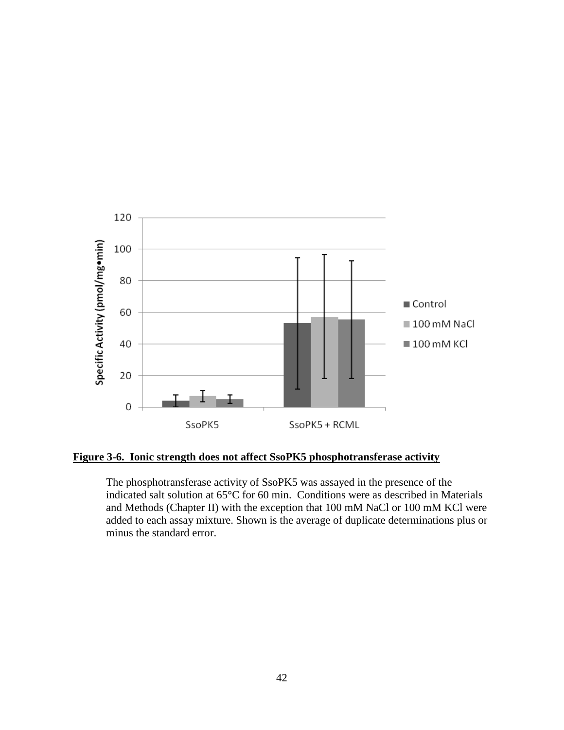**Figure 3-6. Ionic strength does not affect SsoPK5 phosphotransferase activity**

The phosphotransferase activity of SsoPK5 was assayed in the presence of the indicated salt solution at 65°C for 60 min. Conditions were as described in Materials and Methods (Chapter II) with the exception that 100 mM NaCl or 100 mM KCl were added to each assay mixture. Shown is the average of duplicate determinations plus or minus the standard error.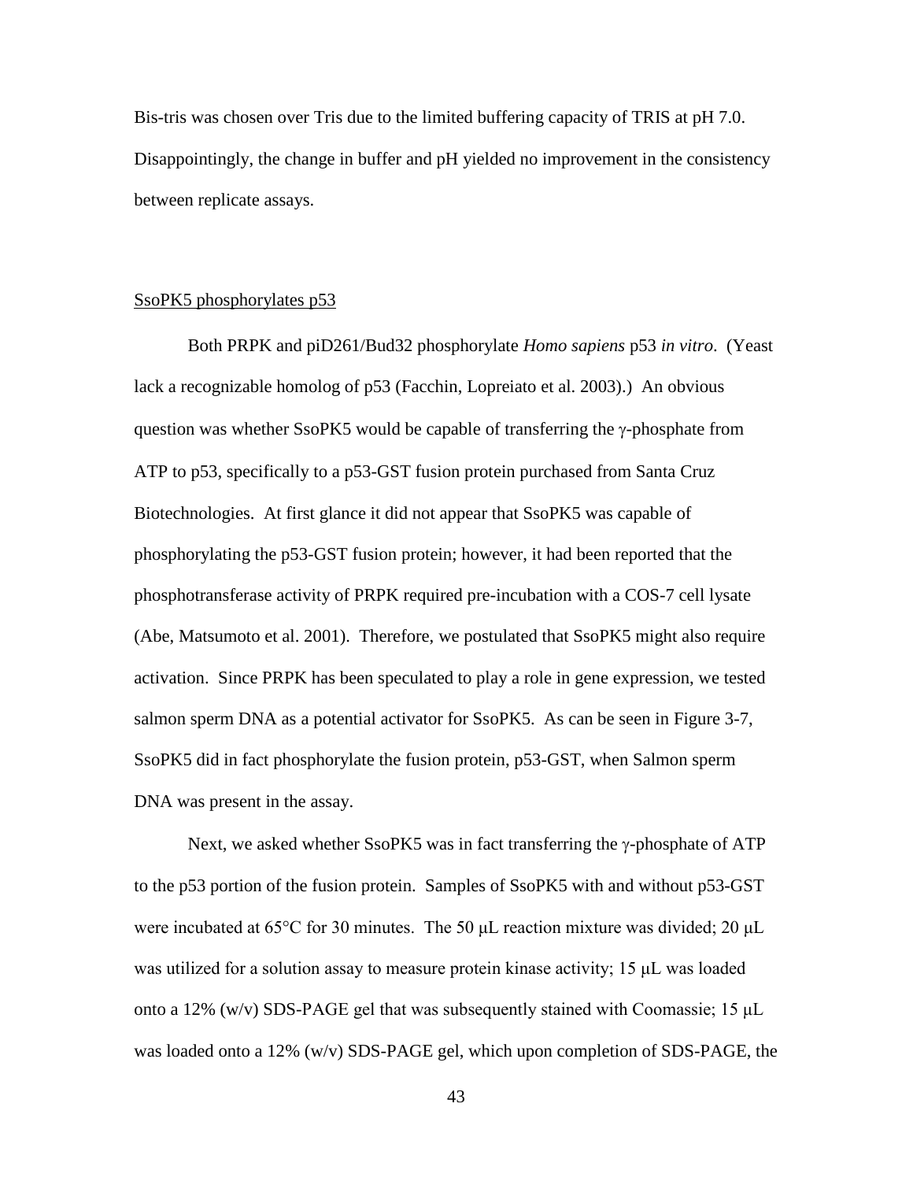Bis-tris was chosen over Tris due to the limited buffering capacity of TRIS at pH 7.0. Disappointingly, the change in buffer and pH yielded no improvement in the consistency between replicate assays.

### SsoPK5 phosphorylates p53

Both PRPK and piD261/Bud32 phosphorylate *Homo sapiens* p53 *in vitro*. (Yeast lack a recognizable homolog of p53 (Facchin, Lopreiato et al. 2003).) An obvious question was whether SsoPK5 would be capable of transferring the γ-phosphate from ATP to p53, specifically to a p53-GST fusion protein purchased from Santa Cruz Biotechnologies. At first glance it did not appear that SsoPK5 was capable of phosphorylating the p53-GST fusion protein; however, it had been reported that the phosphotransferase activity of PRPK required pre-incubation with a COS-7 cell lysate (Abe, Matsumoto et al. 2001). Therefore, we postulated that SsoPK5 might also require activation. Since PRPK has been speculated to play a role in gene expression, we tested salmon sperm DNA as a potential activator for SsoPK5. As can be seen in Figure 3-7, SsoPK5 did in fact phosphorylate the fusion protein, p53-GST, when Salmon sperm DNA was present in the assay.

Next, we asked whether SsoPK5 was in fact transferring the γ-phosphate of ATP to the p53 portion of the fusion protein. Samples of SsoPK5 with and without p53-GST were incubated at 65°C for 30 minutes. The 50 μL reaction mixture was divided; 20 μL was utilized for a solution assay to measure protein kinase activity; 15 μL was loaded onto a 12% (w/v) SDS-PAGE gel that was subsequently stained with Coomassie; 15 μL was loaded onto a 12% (w/v) SDS-PAGE gel, which upon completion of SDS-PAGE, the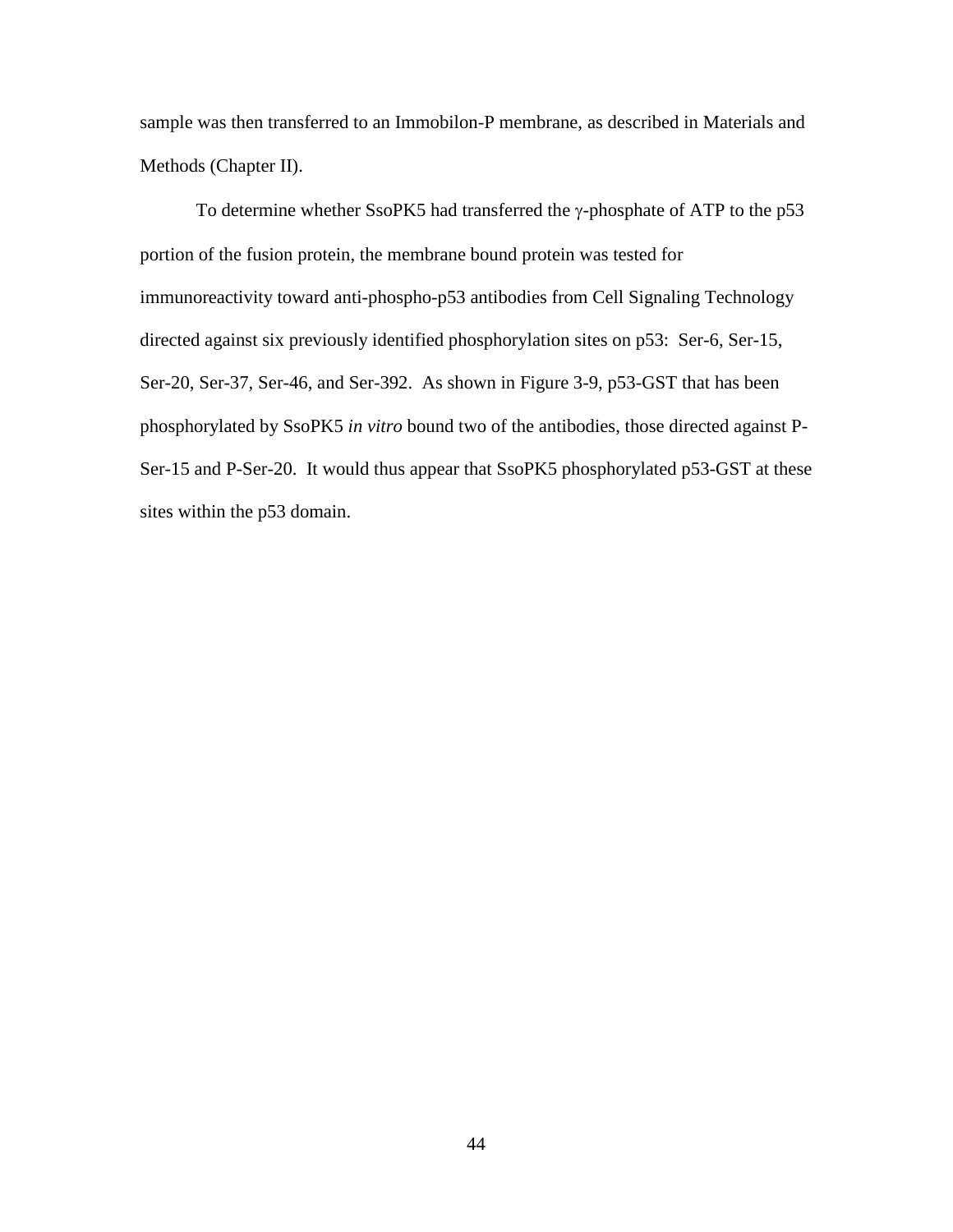sample was then transferred to an Immobilon-P membrane, as described in Materials and Methods (Chapter II).

To determine whether SsoPK5 had transferred the γ-phosphate of ATP to the p53 portion of the fusion protein, the membrane bound protein was tested for immunoreactivity toward anti-phospho-p53 antibodies from Cell Signaling Technology directed against six previously identified phosphorylation sites on p53: Ser-6, Ser-15, Ser-20, Ser-37, Ser-46, and Ser-392. As shown in Figure 3-9, p53-GST that has been phosphorylated by SsoPK5 *in vitro* bound two of the antibodies, those directed against P-Ser-15 and P-Ser-20. It would thus appear that SsoPK5 phosphorylated p53-GST at these sites within the p53 domain.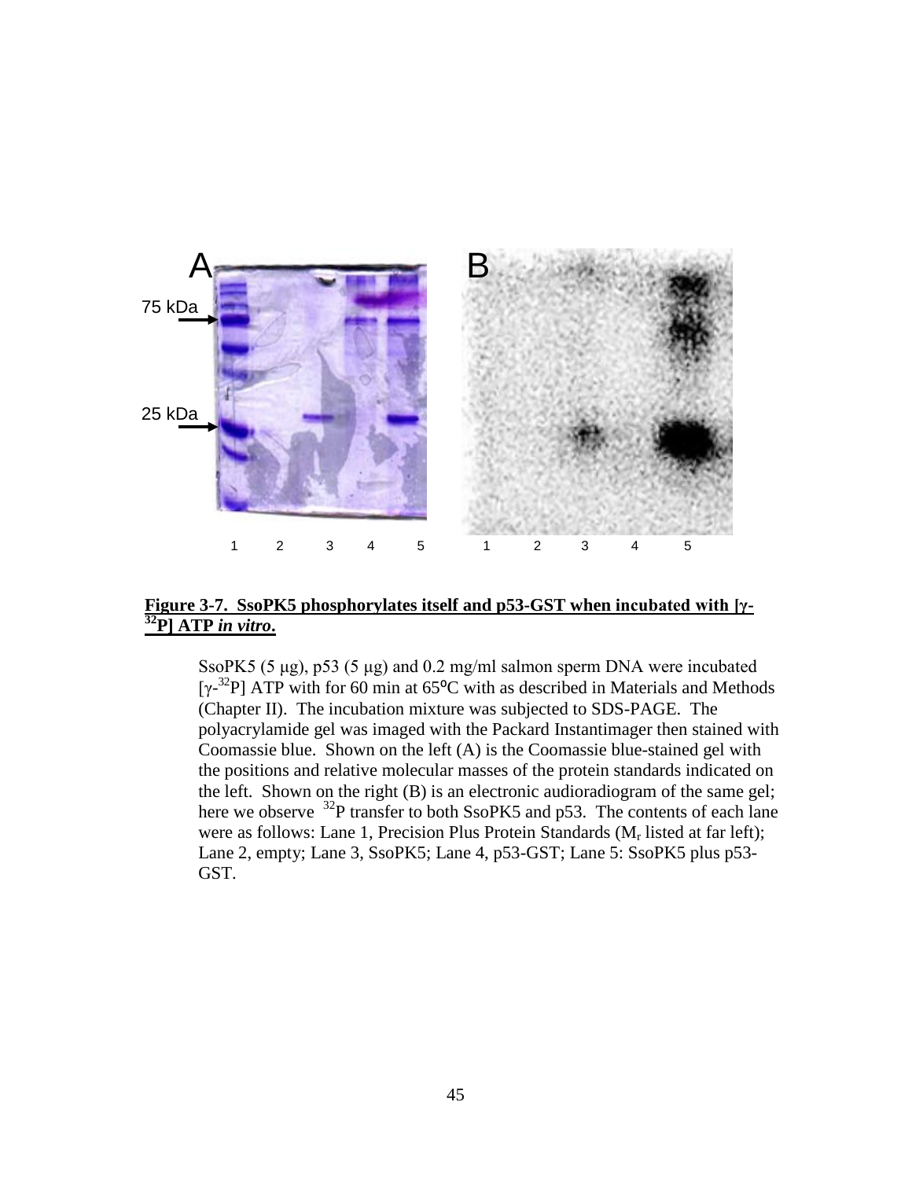**Figure 3-7. SsoPK5 phosphorylates itself and p53-GST when incubated with [γ-$^{32}$P] ATP *in vitro*.**

SsoPK5 (5 μg), p53 (5 μg) and 0.2 mg/ml salmon sperm DNA were incubated [γ-$^{32}$P] ATP with for 60 min at 65°C with as described in Materials and Methods (Chapter II). The incubation mixture was subjected to SDS-PAGE. The polyacrylamide gel was imaged with the Packard Instantimager then stained with Coomassie blue. Shown on the left (A) is the Coomassie blue-stained gel with the positions and relative molecular masses of the protein standards indicated on the left. Shown on the right (B) is an electronic audioradiogram of the same gel; here we observe $^{32}$P transfer to both SsoPK5 and p53. The contents of each lane were as follows: Lane 1, Precision Plus Protein Standards ($M_r$ listed at far left); Lane 2, empty; Lane 3, SsoPK5; Lane 4, p53-GST; Lane 5: SsoPK5 plus p53-GST.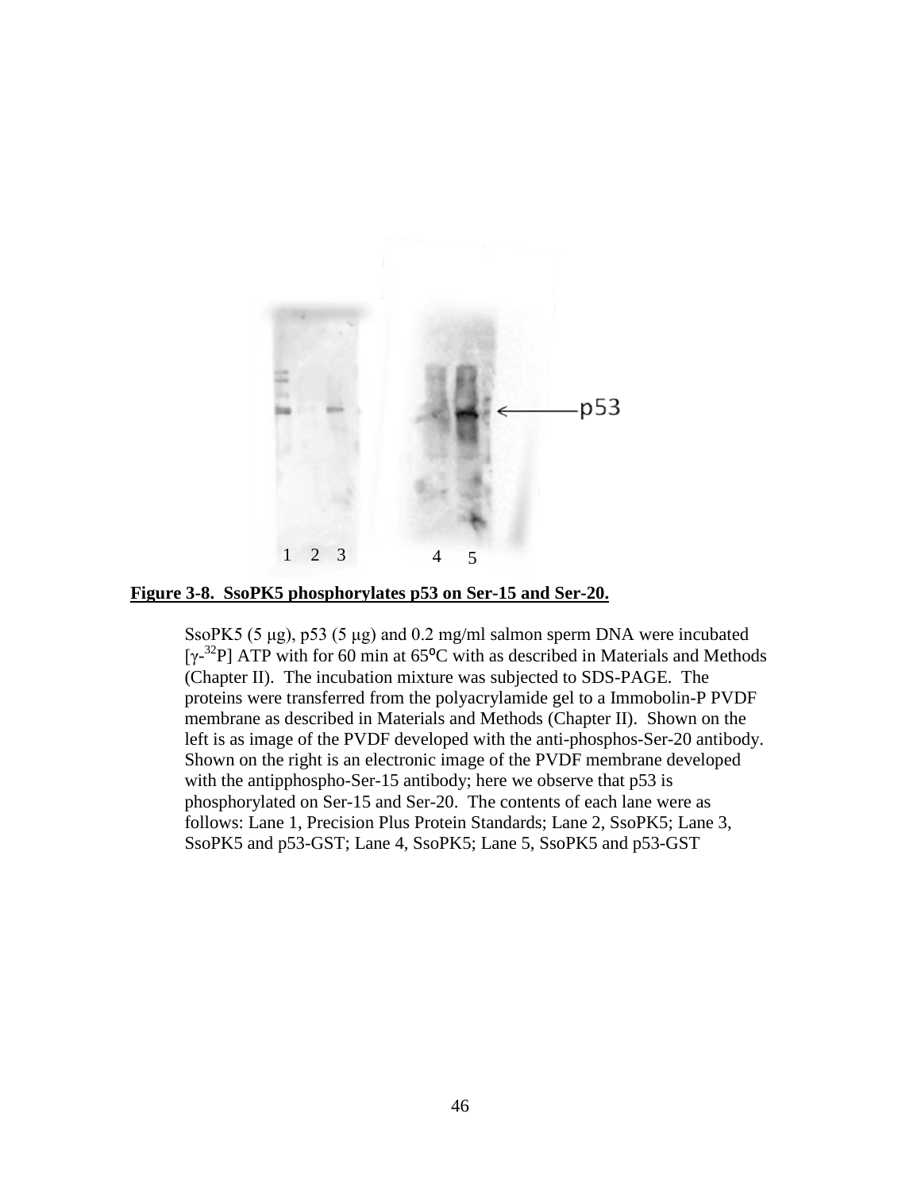**Figure 3-8. SsoPK5 phosphorylates p53 on Ser-15 and Ser-20.**

SsoPK5 (5 μg), p53 (5 μg) and 0.2 mg/ml salmon sperm DNA were incubated [$\gamma$-$^{32}$P] ATP with for 60 min at 65⁰C with as described in Materials and Methods (Chapter II). The incubation mixture was subjected to SDS-PAGE. The proteins were transferred from the polyacrylamide gel to a Immobolin-P PVDF membrane as described in Materials and Methods (Chapter II). Shown on the left is as image of the PVDF developed with the anti-phosphos-Ser-20 antibody. Shown on the right is an electronic image of the PVDF membrane developed with the antipphospho-Ser-15 antibody; here we observe that p53 is phosphorylated on Ser-15 and Ser-20. The contents of each lane were as follows: Lane 1, Precision Plus Protein Standards; Lane 2, SsoPK5; Lane 3, SsoPK5 and p53-GST; Lane 4, SsoPK5; Lane 5, SsoPK5 and p53-GST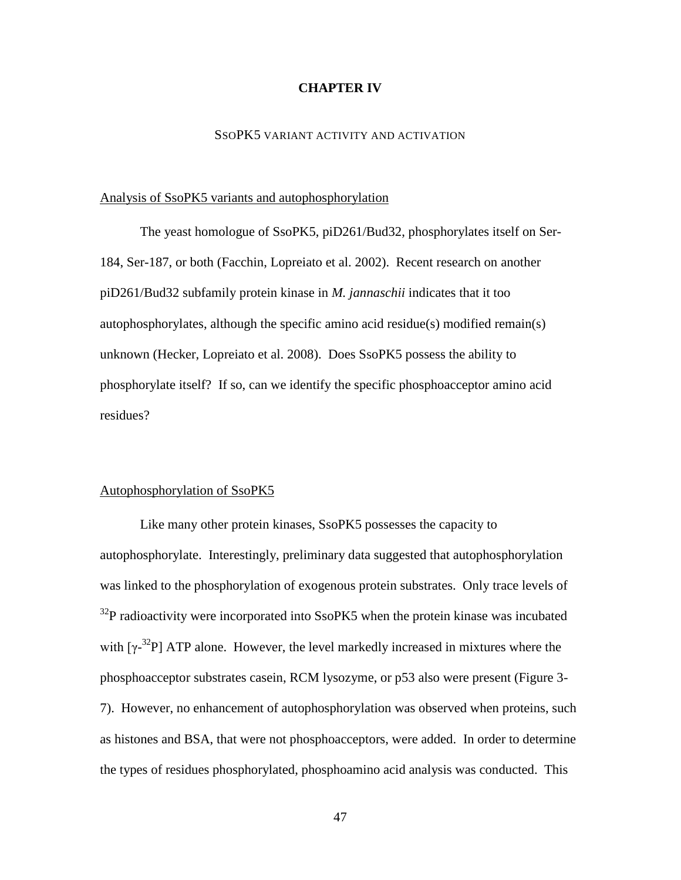# CHAPTER IV

## SSOPK5 VARIANT ACTIVITY AND ACTIVATION

### Analysis of SsoPK5 variants and autophosphorylation

The yeast homologue of SsoPK5, piD261/Bud32, phosphorylates itself on Ser-184, Ser-187, or both (Facchin, Lopreiato et al. 2002). Recent research on another piD261/Bud32 subfamily protein kinase in *M. jannaschii* indicates that it too autophosphorylates, although the specific amino acid residue(s) modified remain(s) unknown (Hecker, Lopreiato et al. 2008). Does SsoPK5 possess the ability to phosphorylate itself? If so, can we identify the specific phosphoacceptor amino acid residues?

### Autophosphorylation of SsoPK5

Like many other protein kinases, SsoPK5 possesses the capacity to autophosphorylate. Interestingly, preliminary data suggested that autophosphorylation was linked to the phosphorylation of exogenous protein substrates. Only trace levels of $^{32}P$ radioactivity were incorporated into SsoPK5 when the protein kinase was incubated with [$\gamma$-$^{32}P$] ATP alone. However, the level markedly increased in mixtures where the phosphoacceptor substrates casein, RCM lysozyme, or p53 also were present (Figure 3-7). However, no enhancement of autophosphorylation was observed when proteins, such as histones and BSA, that were not phosphoacceptors, were added. In order to determine the types of residues phosphorylated, phosphoamino acid analysis was conducted. This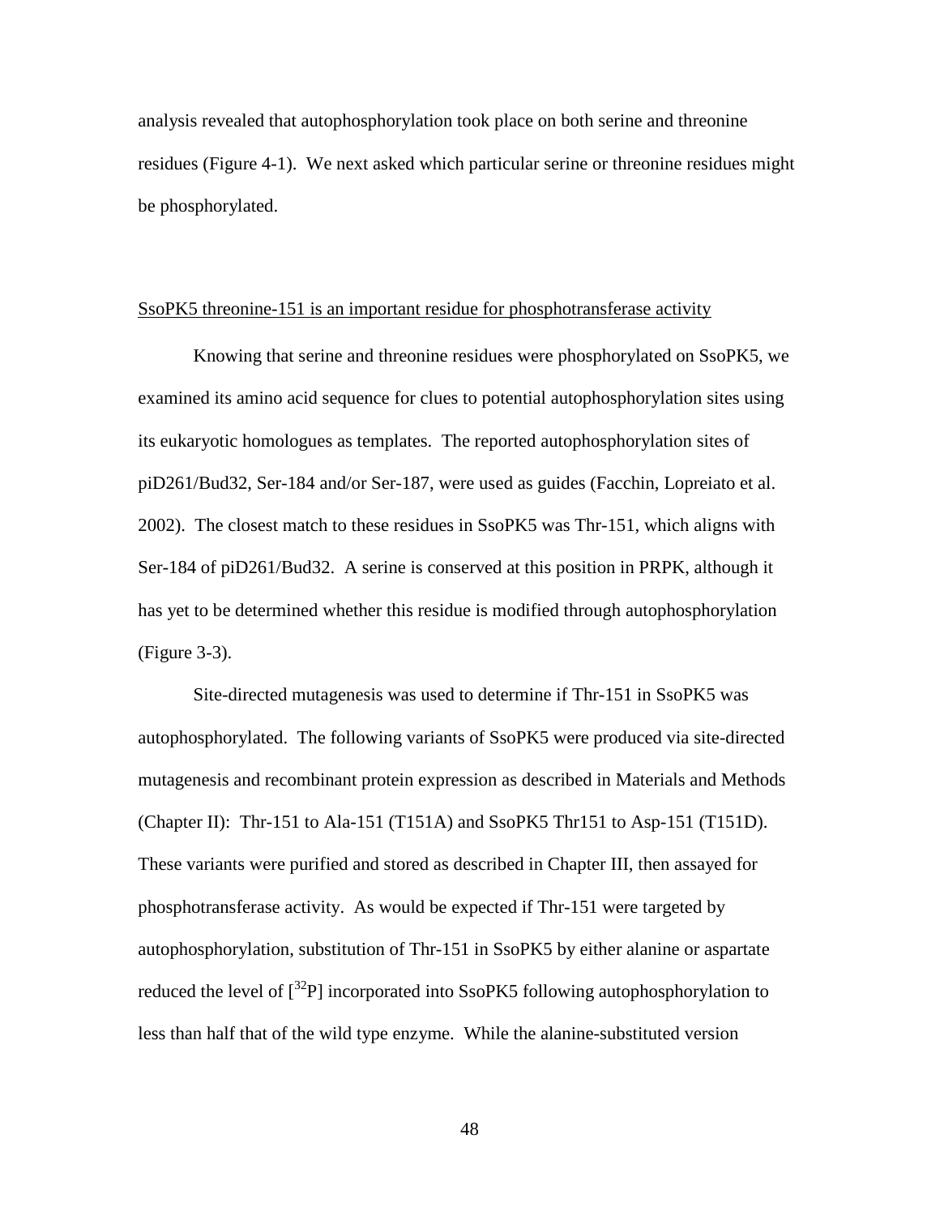analysis revealed that autophosphorylation took place on both serine and threonine residues (Figure 4-1). We next asked which particular serine or threonine residues might be phosphorylated.

SsoPK5 threonine-151 is an important residue for phosphotransferase activity

Knowing that serine and threonine residues were phosphorylated on SsoPK5, we examined its amino acid sequence for clues to potential autophosphorylation sites using its eukaryotic homologues as templates. The reported autophosphorylation sites of piD261/Bud32, Ser-184 and/or Ser-187, were used as guides (Facchin, Lopreiato et al. 2002). The closest match to these residues in SsoPK5 was Thr-151, which aligns with Ser-184 of piD261/Bud32. A serine is conserved at this position in PRPK, although it has yet to be determined whether this residue is modified through autophosphorylation (Figure 3-3).

Site-directed mutagenesis was used to determine if Thr-151 in SsoPK5 was autophosphorylated. The following variants of SsoPK5 were produced via site-directed mutagenesis and recombinant protein expression as described in Materials and Methods (Chapter II): Thr-151 to Ala-151 (T151A) and SsoPK5 Thr151 to Asp-151 (T151D). These variants were purified and stored as described in Chapter III, then assayed for phosphotransferase activity. As would be expected if Thr-151 were targeted by autophosphorylation, substitution of Thr-151 in SsoPK5 by either alanine or aspartate reduced the level of [$^{32}$P] incorporated into SsoPK5 following autophosphorylation to less than half that of the wild type enzyme. While the alanine-substituted version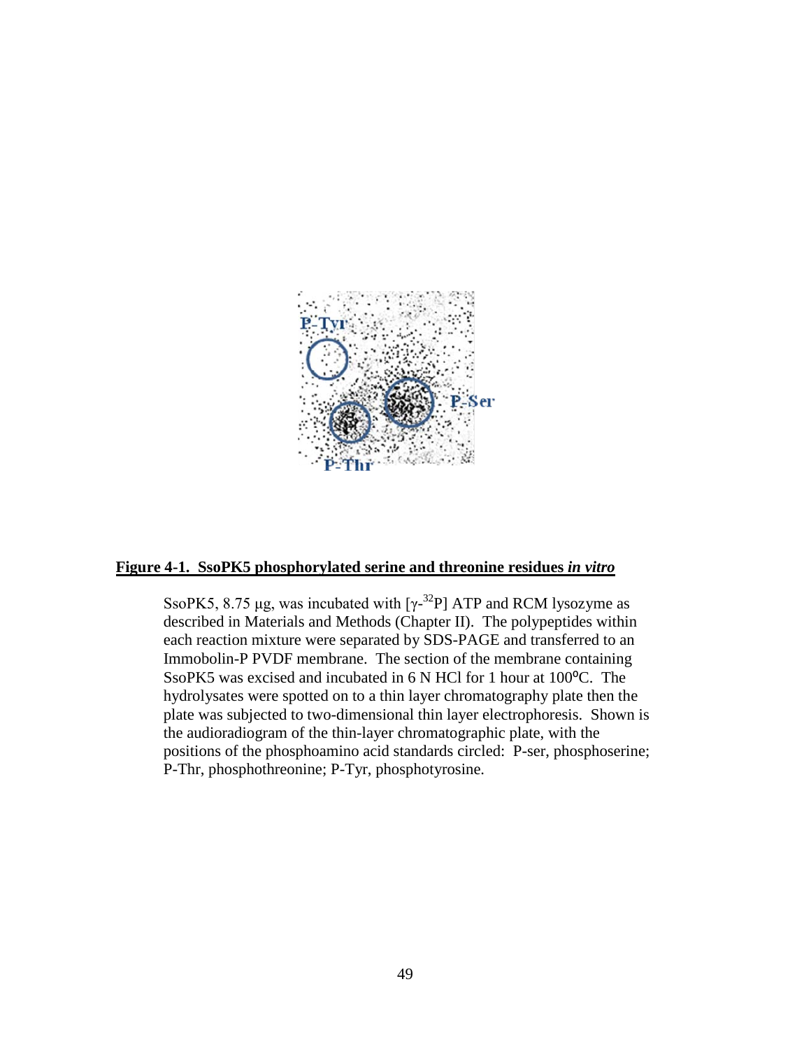**Figure 4-1. SsoPK5 phosphorylated serine and threonine residues *in vitro***

SsoPK5, 8.75 μg, was incubated with [$\gamma$-$^{32}$P] ATP and RCM lysozyme as described in Materials and Methods (Chapter II). The polypeptides within each reaction mixture were separated by SDS-PAGE and transferred to an Immobolin-P PVDF membrane. The section of the membrane containing SsoPK5 was excised and incubated in 6 N HCl for 1 hour at 100°C. The hydrolysates were spotted on to a thin layer chromatography plate then the plate was subjected to two-dimensional thin layer electrophoresis. Shown is the audioradiogram of the thin-layer chromatographic plate, with the positions of the phosphoamino acid standards circled: P-ser, phosphoserine; P-Thr, phosphothreonine; P-Tyr, phosphotyrosine.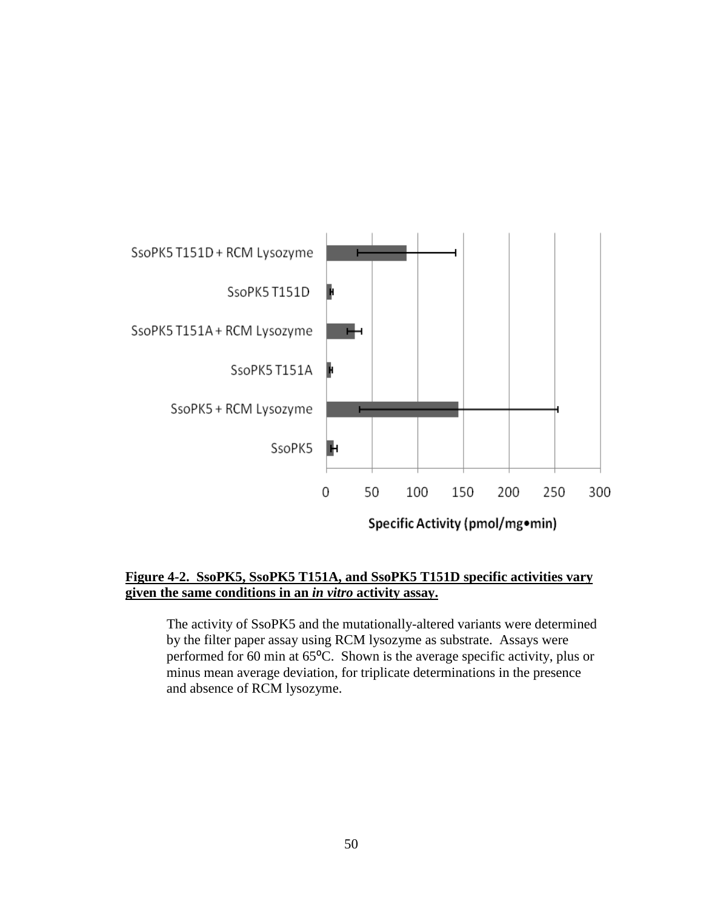**Figure 4-2. SsoPK5, SsoPK5 T151A, and SsoPK5 T151D specific activities vary given the same conditions in an *in vitro* activity assay.**

The activity of SsoPK5 and the mutationally-altered variants were determined by the filter paper assay using RCM lysozyme as substrate. Assays were performed for 60 min at 65°C. Shown is the average specific activity, plus or minus mean average deviation, for triplicate determinations in the presence and absence of RCM lysozyme.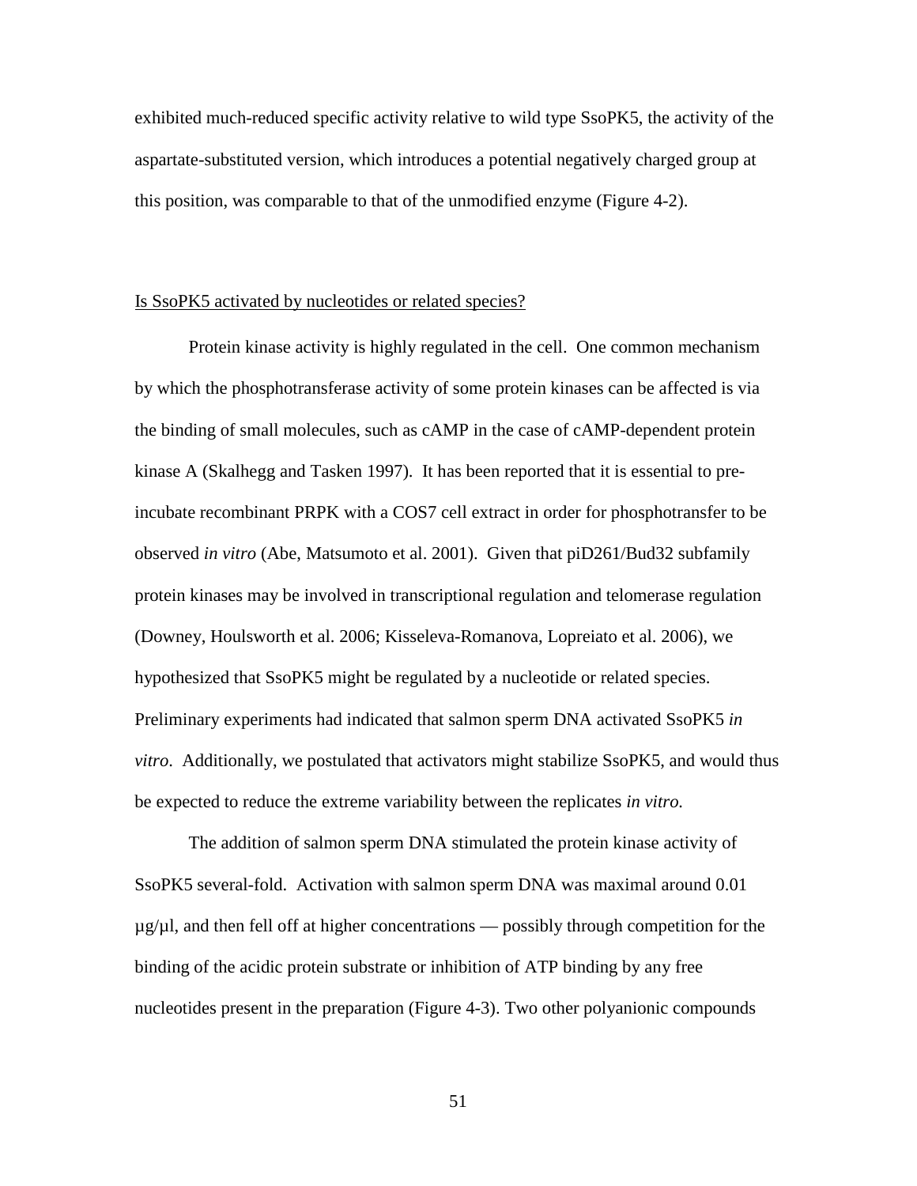exhibited much-reduced specific activity relative to wild type SsoPK5, the activity of the aspartate-substituted version, which introduces a potential negatively charged group at this position, was comparable to that of the unmodified enzyme (Figure 4-2).

### Is SsoPK5 activated by nucleotides or related species?

Protein kinase activity is highly regulated in the cell. One common mechanism by which the phosphotransferase activity of some protein kinases can be affected is via the binding of small molecules, such as cAMP in the case of cAMP-dependent protein kinase A (Skalhegg and Tasken 1997). It has been reported that it is essential to pre-incubate recombinant PRPK with a COS7 cell extract in order for phosphotransfer to be observed *in vitro* (Abe, Matsumoto et al. 2001). Given that piD261/Bud32 subfamily protein kinases may be involved in transcriptional regulation and telomerase regulation (Downey, Houlsworth et al. 2006; Kisseleva-Romanova, Lopreiato et al. 2006), we hypothesized that SsoPK5 might be regulated by a nucleotide or related species. Preliminary experiments had indicated that salmon sperm DNA activated SsoPK5 *in vitro*. Additionally, we postulated that activators might stabilize SsoPK5, and would thus be expected to reduce the extreme variability between the replicates *in vitro.*

The addition of salmon sperm DNA stimulated the protein kinase activity of SsoPK5 several-fold. Activation with salmon sperm DNA was maximal around 0.01 µg/µl, and then fell off at higher concentrations — possibly through competition for the binding of the acidic protein substrate or inhibition of ATP binding by any free nucleotides present in the preparation (Figure 4-3). Two other polyanionic compounds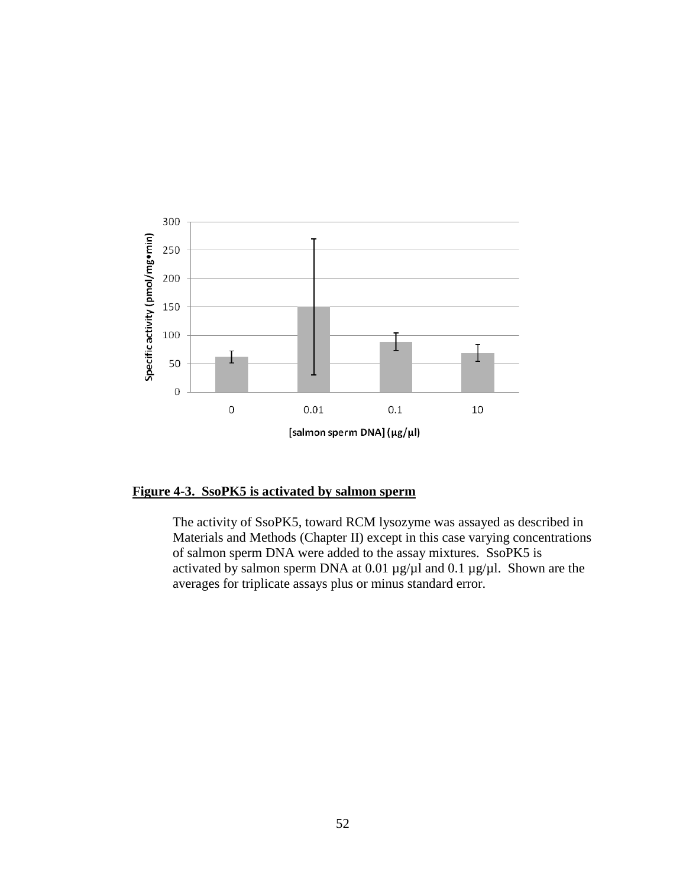**Figure 4-3. SsoPK5 is activated by salmon sperm**

The activity of SsoPK5, toward RCM lysozyme was assayed as described in Materials and Methods (Chapter II) except in this case varying concentrations of salmon sperm DNA were added to the assay mixtures. SsoPK5 is activated by salmon sperm DNA at 0.01 µg/µl and 0.1 µg/µl. Shown are the averages for triplicate assays plus or minus standard error.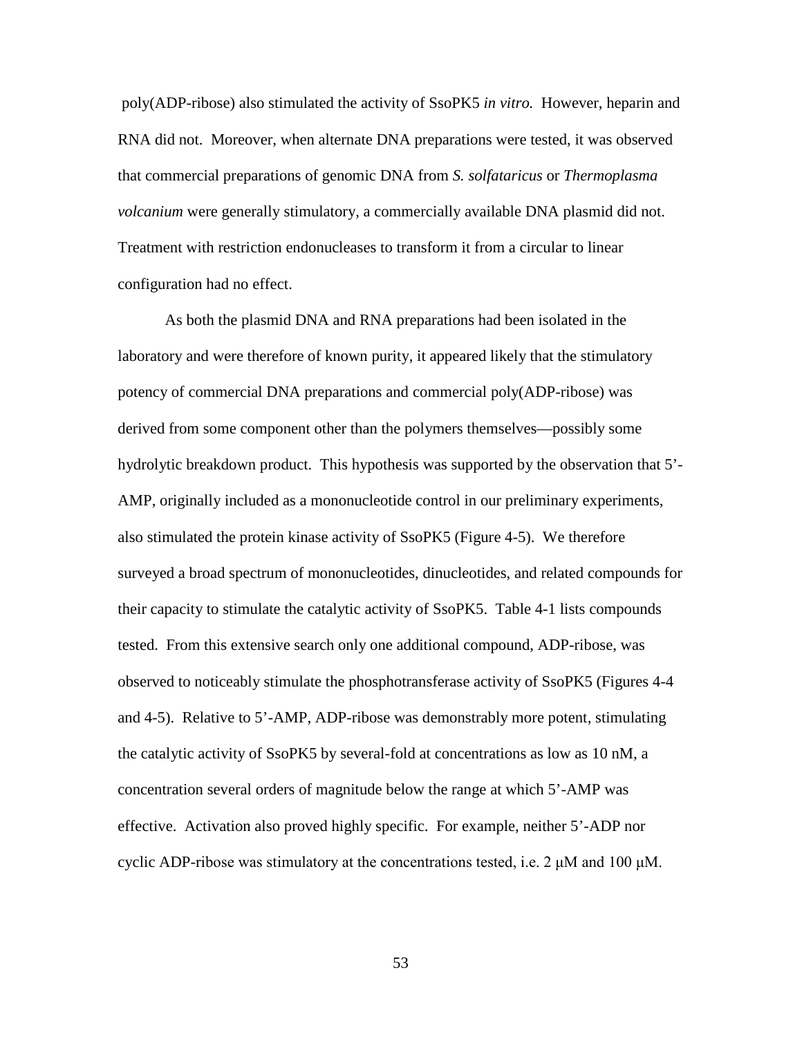poly(ADP-ribose) also stimulated the activity of SsoPK5 *in vitro.* However, heparin and RNA did not. Moreover, when alternate DNA preparations were tested, it was observed that commercial preparations of genomic DNA from *S. solfataricus* or *Thermoplasma volcanium* were generally stimulatory, a commercially available DNA plasmid did not. Treatment with restriction endonucleases to transform it from a circular to linear configuration had no effect.

As both the plasmid DNA and RNA preparations had been isolated in the laboratory and were therefore of known purity, it appeared likely that the stimulatory potency of commercial DNA preparations and commercial poly(ADP-ribose) was derived from some component other than the polymers themselves—possibly some hydrolytic breakdown product. This hypothesis was supported by the observation that 5'-AMP, originally included as a mononucleotide control in our preliminary experiments, also stimulated the protein kinase activity of SsoPK5 (Figure 4-5). We therefore surveyed a broad spectrum of mononucleotides, dinucleotides, and related compounds for their capacity to stimulate the catalytic activity of SsoPK5. Table 4-1 lists compounds tested. From this extensive search only one additional compound, ADP-ribose, was observed to noticeably stimulate the phosphotransferase activity of SsoPK5 (Figures 4-4 and 4-5). Relative to 5'-AMP, ADP-ribose was demonstrably more potent, stimulating the catalytic activity of SsoPK5 by several-fold at concentrations as low as 10 nM, a concentration several orders of magnitude below the range at which 5'-AMP was effective. Activation also proved highly specific. For example, neither 5'-ADP nor cyclic ADP-ribose was stimulatory at the concentrations tested, i.e. 2 μM and 100 μM.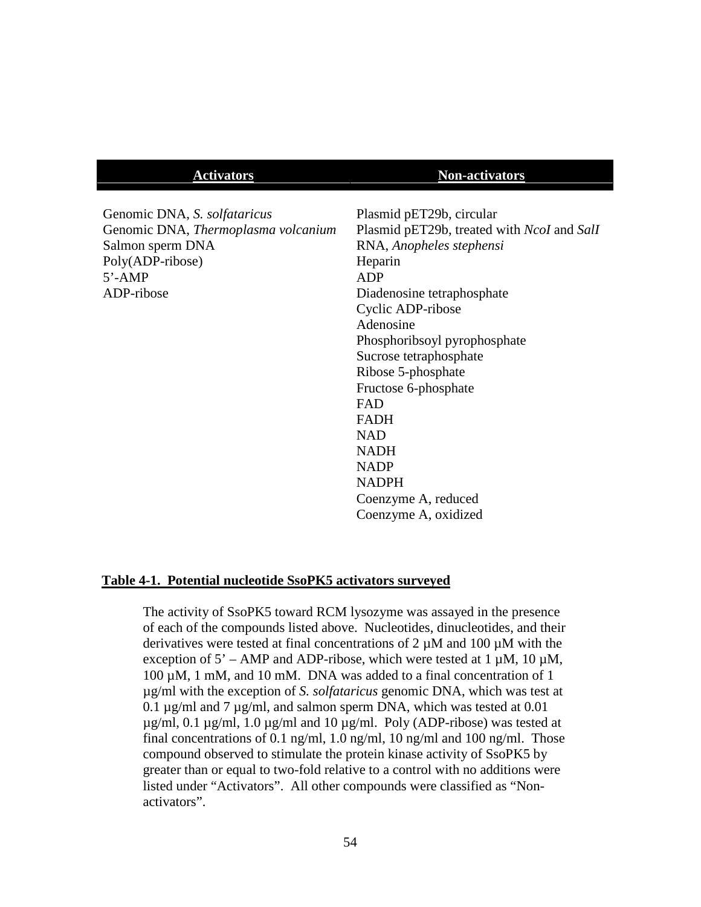| Activators | Non-activators |
| --- | --- |
| Genomic DNA, *S. solfataricus* | Plasmid pET29b, circular |
| Genomic DNA, *Thermoplasma volcanium* | Plasmid pET29b, treated with *NcoI* and *SalI* |
| Salmon sperm DNA | RNA, *Anopheles stephensi* |
| Poly(ADP-ribose) | Heparin |
| 5'-AMP | ADP |
| ADP-ribose | Diadenosine tetraphosphate |
| | Cyclic ADP-ribose |
| | Adenosine |
| | Phosphoribsoyl pyrophosphate |
| | Sucrose tetraphosphate |
| | Ribose 5-phosphate |
| | Fructose 6-phosphate |
| | FAD |
| | FADH |
| | NAD |
| | NADH |
| | NADP |
| | NADPH |
| | Coenzyme A, reduced |
| | Coenzyme A, oxidized |

**Table 4-1. Potential nucleotide SsoPK5 activators surveyed**

The activity of SsoPK5 toward RCM lysozyme was assayed in the presence of each of the compounds listed above. Nucleotides, dinucleotides, and their derivatives were tested at final concentrations of 2 µM and 100 µM with the exception of 5' – AMP and ADP-ribose, which were tested at 1 µM, 10 µM, 100 µM, 1 mM, and 10 mM. DNA was added to a final concentration of 1 µg/ml with the exception of *S. solfataricus* genomic DNA, which was test at 0.1 µg/ml and 7 µg/ml, and salmon sperm DNA, which was tested at 0.01 µg/ml, 0.1 µg/ml, 1.0 µg/ml and 10 µg/ml. Poly (ADP-ribose) was tested at final concentrations of 0.1 ng/ml, 1.0 ng/ml, 10 ng/ml and 100 ng/ml. Those compound observed to stimulate the protein kinase activity of SsoPK5 by greater than or equal to two-fold relative to a control with no additions were listed under "Activators". All other compounds were classified as "Non-activators".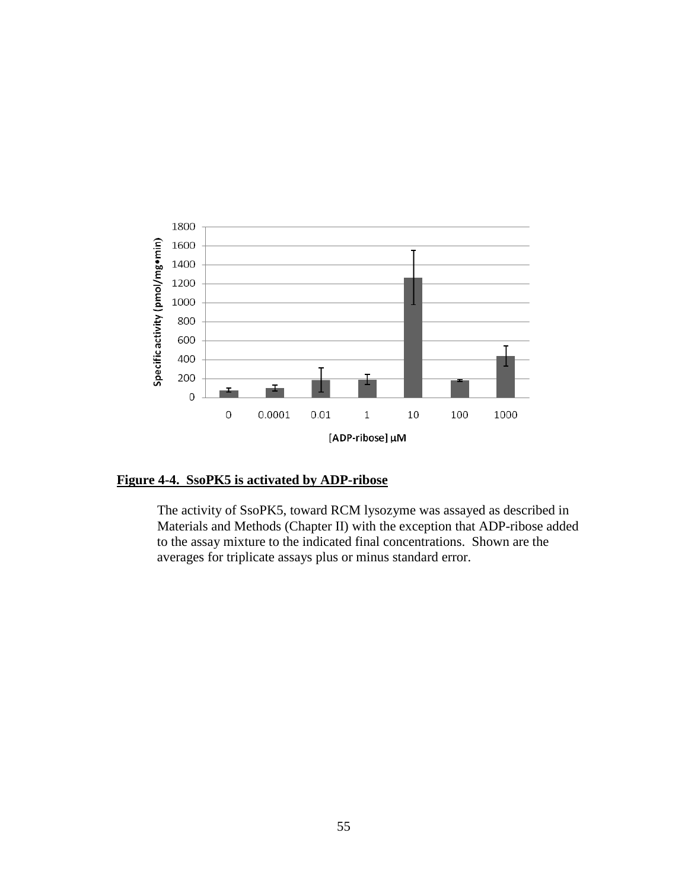**Figure 4-4. SsoPK5 is activated by ADP-ribose**

The activity of SsoPK5, toward RCM lysozyme was assayed as described in Materials and Methods (Chapter II) with the exception that ADP-ribose added to the assay mixture to the indicated final concentrations. Shown are the averages for triplicate assays plus or minus standard error.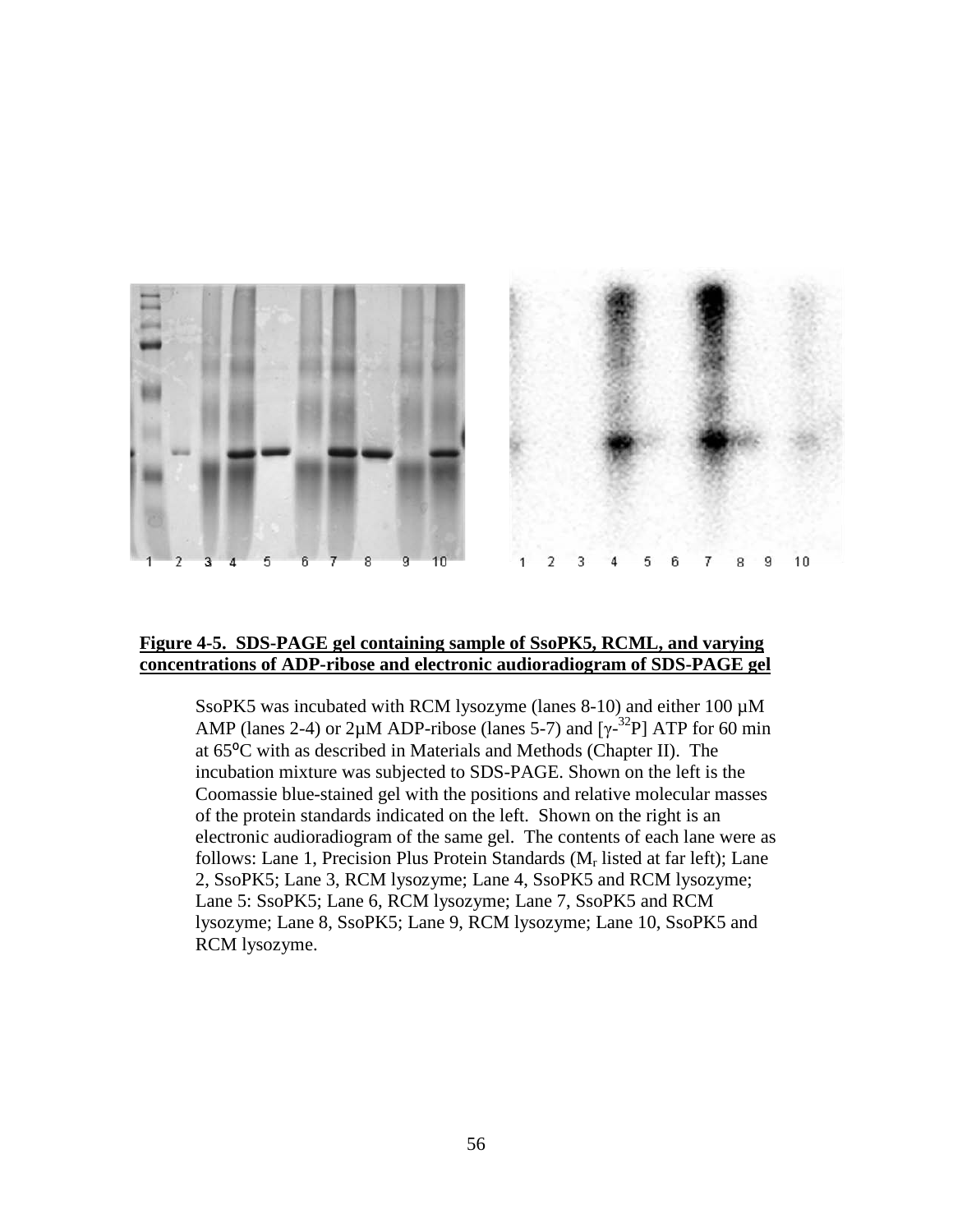**Figure 4-5. SDS-PAGE gel containing sample of SsoPK5, RCML, and varying concentrations of ADP-ribose and electronic audioradiogram of SDS-PAGE gel**

SsoPK5 was incubated with RCM lysozyme (lanes 8-10) and either 100 µM AMP (lanes 2-4) or 2µM ADP-ribose (lanes 5-7) and [$\gamma$-$^{32}$P] ATP for 60 min at 65°C with as described in Materials and Methods (Chapter II). The incubation mixture was subjected to SDS-PAGE. Shown on the left is the Coomassie blue-stained gel with the positions and relative molecular masses of the protein standards indicated on the left. Shown on the right is an electronic audioradiogram of the same gel. The contents of each lane were as follows: Lane 1, Precision Plus Protein Standards ($M_r$ listed at far left); Lane 2, SsoPK5; Lane 3, RCM lysozyme; Lane 4, SsoPK5 and RCM lysozyme; Lane 5: SsoPK5; Lane 6, RCM lysozyme; Lane 7, SsoPK5 and RCM lysozyme; Lane 8, SsoPK5; Lane 9, RCM lysozyme; Lane 10, SsoPK5 and RCM lysozyme.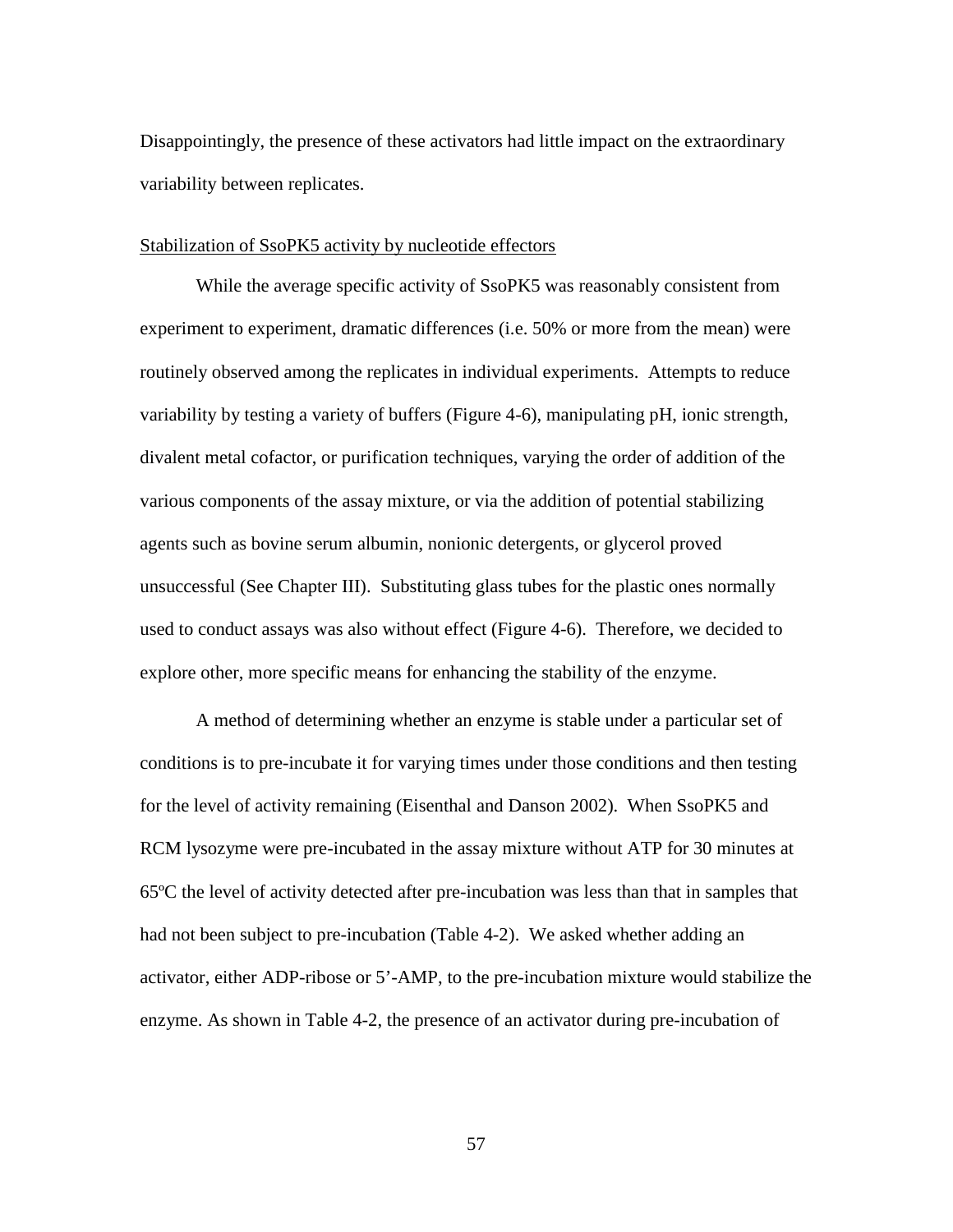Disappointingly, the presence of these activators had little impact on the extraordinary variability between replicates.

Stabilization of SsoPK5 activity by nucleotide effectors

While the average specific activity of SsoPK5 was reasonably consistent from experiment to experiment, dramatic differences (i.e. 50% or more from the mean) were routinely observed among the replicates in individual experiments. Attempts to reduce variability by testing a variety of buffers (Figure 4-6), manipulating pH, ionic strength, divalent metal cofactor, or purification techniques, varying the order of addition of the various components of the assay mixture, or via the addition of potential stabilizing agents such as bovine serum albumin, nonionic detergents, or glycerol proved unsuccessful (See Chapter III). Substituting glass tubes for the plastic ones normally used to conduct assays was also without effect (Figure 4-6). Therefore, we decided to explore other, more specific means for enhancing the stability of the enzyme.

A method of determining whether an enzyme is stable under a particular set of conditions is to pre-incubate it for varying times under those conditions and then testing for the level of activity remaining (Eisenthal and Danson 2002). When SsoPK5 and RCM lysozyme were pre-incubated in the assay mixture without ATP for 30 minutes at 65ºC the level of activity detected after pre-incubation was less than that in samples that had not been subject to pre-incubation (Table 4-2). We asked whether adding an activator, either ADP-ribose or 5'-AMP, to the pre-incubation mixture would stabilize the enzyme. As shown in Table 4-2, the presence of an activator during pre-incubation of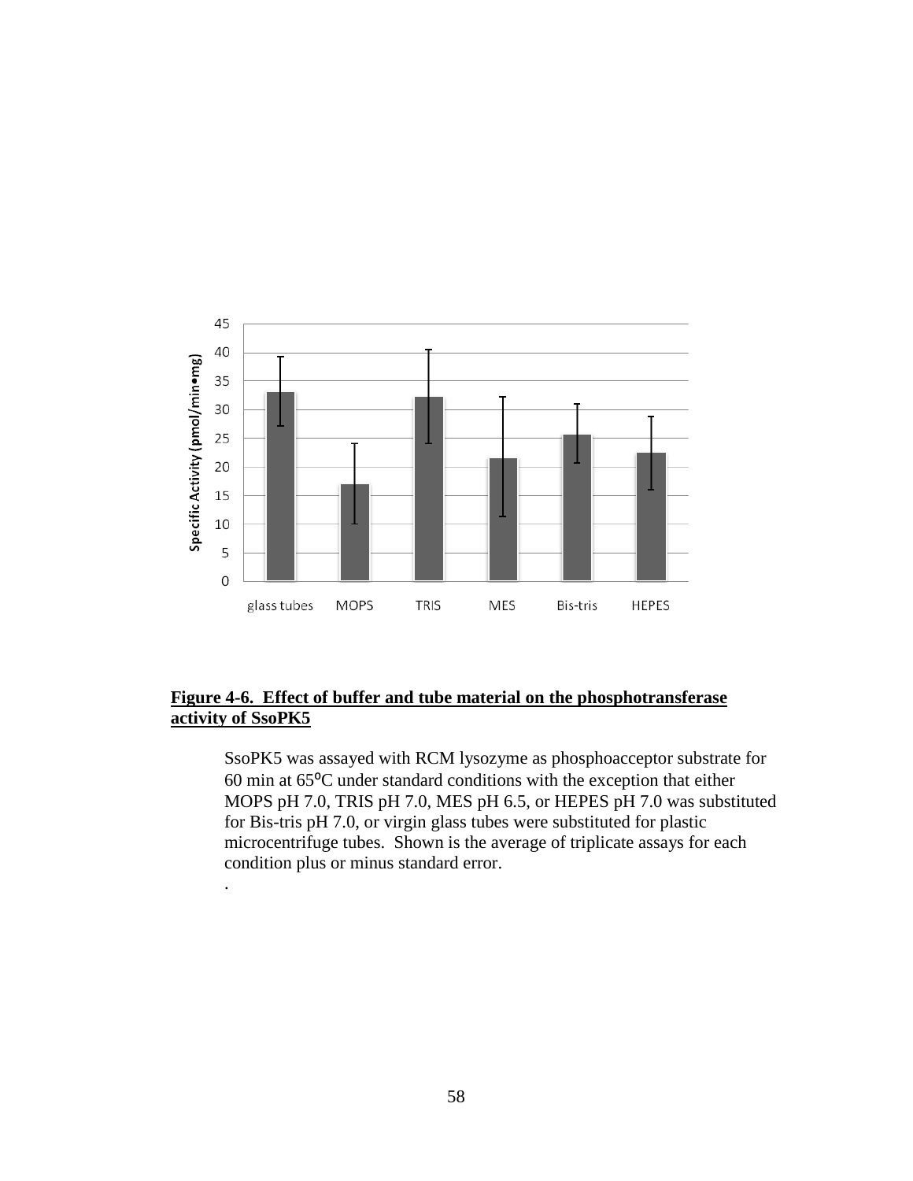**Figure 4-6. Effect of buffer and tube material on the phosphotransferase activity of SsoPK5**

SsoPK5 was assayed with RCM lysozyme as phosphoacceptor substrate for 60 min at 65ºC under standard conditions with the exception that either MOPS pH 7.0, TRIS pH 7.0, MES pH 6.5, or HEPES pH 7.0 was substituted for Bis-tris pH 7.0, or virgin glass tubes were substituted for plastic microcentrifuge tubes. Shown is the average of triplicate assays for each condition plus or minus standard error.

.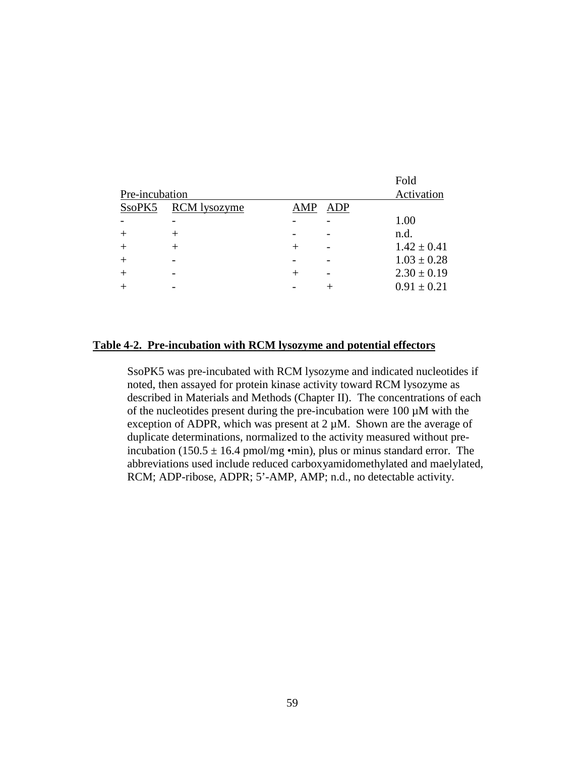| Pre-incubation | | | | Fold Activation |
|---|---|---|---|---|
| SsoPK5 | RCM lysozyme | AMP | ADP | |
| - | - | - | - | 1.00 |
| + | + | - | - | n.d. |
| + | + | + | - | 1.42 ± 0.41 |
| + | - | - | - | 1.03 ± 0.28 |
| + | - | + | - | 2.30 ± 0.19 |
| + | - | - | + | 0.91 ± 0.21 |

**Table 4-2. Pre-incubation with RCM lysozyme and potential effectors**

SsoPK5 was pre-incubated with RCM lysozyme and indicated nucleotides if noted, then assayed for protein kinase activity toward RCM lysozyme as described in Materials and Methods (Chapter II). The concentrations of each of the nucleotides present during the pre-incubation were 100 µM with the exception of ADPR, which was present at 2 µM. Shown are the average of duplicate determinations, normalized to the activity measured without pre-incubation (150.5 ± 16.4 pmol/mg •min), plus or minus standard error. The abbreviations used include reduced carboxyamidomethylated and maelylated, RCM; ADP-ribose, ADPR; 5'-AMP, AMP; n.d., no detectable activity.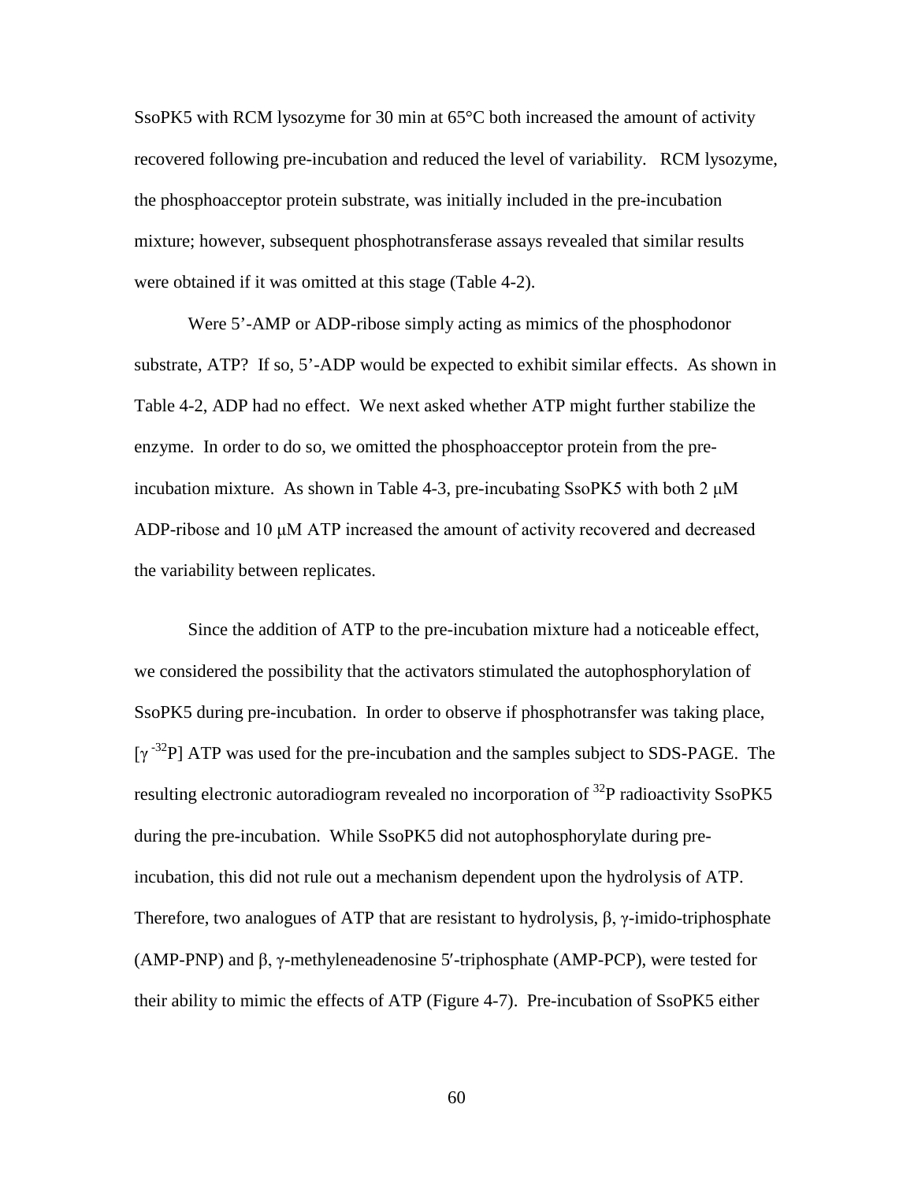SsoPK5 with RCM lysozyme for 30 min at 65°C both increased the amount of activity recovered following pre-incubation and reduced the level of variability. RCM lysozyme, the phosphoacceptor protein substrate, was initially included in the pre-incubation mixture; however, subsequent phosphotransferase assays revealed that similar results were obtained if it was omitted at this stage (Table 4-2).

Were 5'-AMP or ADP-ribose simply acting as mimics of the phosphodonor substrate, ATP? If so, 5'-ADP would be expected to exhibit similar effects. As shown in Table 4-2, ADP had no effect. We next asked whether ATP might further stabilize the enzyme. In order to do so, we omitted the phosphoacceptor protein from the pre-incubation mixture. As shown in Table 4-3, pre-incubating SsoPK5 with both 2 μM ADP-ribose and 10 μM ATP increased the amount of activity recovered and decreased the variability between replicates.

Since the addition of ATP to the pre-incubation mixture had a noticeable effect, we considered the possibility that the activators stimulated the autophosphorylation of SsoPK5 during pre-incubation. In order to observe if phosphotransfer was taking place, [$\gamma$-$^{32}$P] ATP was used for the pre-incubation and the samples subject to SDS-PAGE. The resulting electronic autoradiogram revealed no incorporation of $^{32}$P radioactivity SsoPK5 during the pre-incubation. While SsoPK5 did not autophosphorylate during pre-incubation, this did not rule out a mechanism dependent upon the hydrolysis of ATP. Therefore, two analogues of ATP that are resistant to hydrolysis, β, γ-imido-triphosphate (AMP-PNP) and β, γ-methyleneadenosine 5′-triphosphate (AMP-PCP), were tested for their ability to mimic the effects of ATP (Figure 4-7). Pre-incubation of SsoPK5 either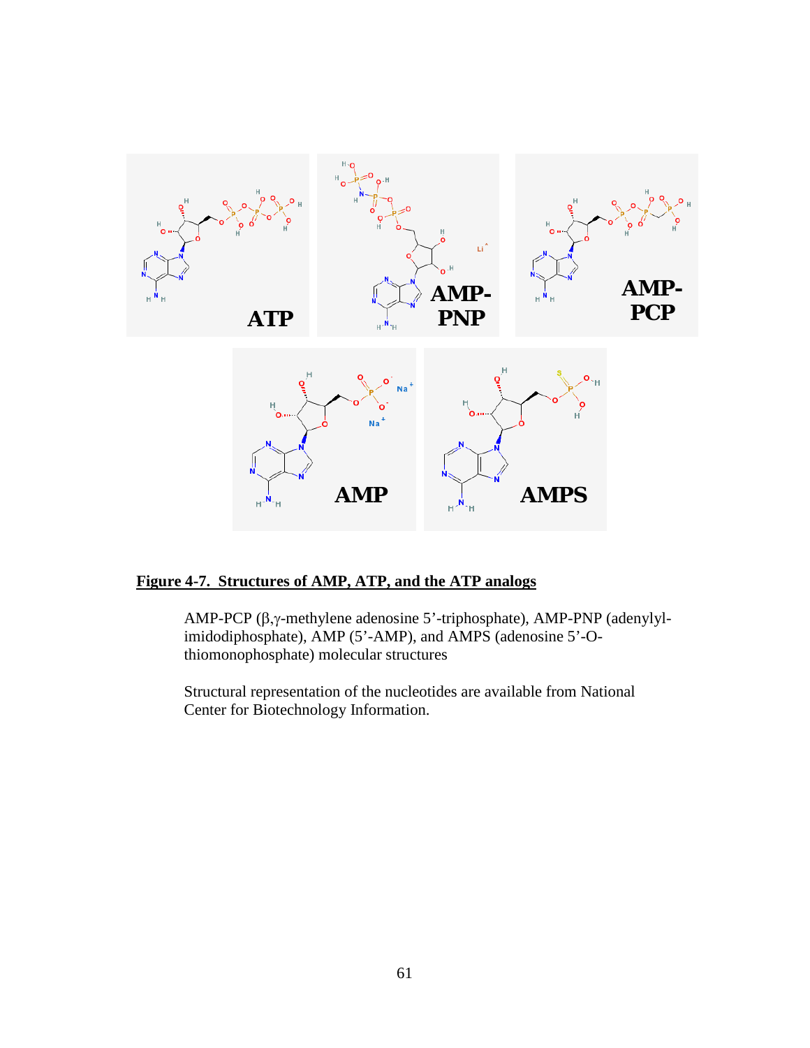**Figure 4-7. Structures of AMP, ATP, and the ATP analogs**

AMP-PCP (β,γ-methylene adenosine 5'-triphosphate), AMP-PNP (adenylyl-imidodiphosphate), AMP (5'-AMP), and AMPS (adenosine 5'-O-thiomonophosphate) molecular structures

Structural representation of the nucleotides are available from National Center for Biotechnology Information.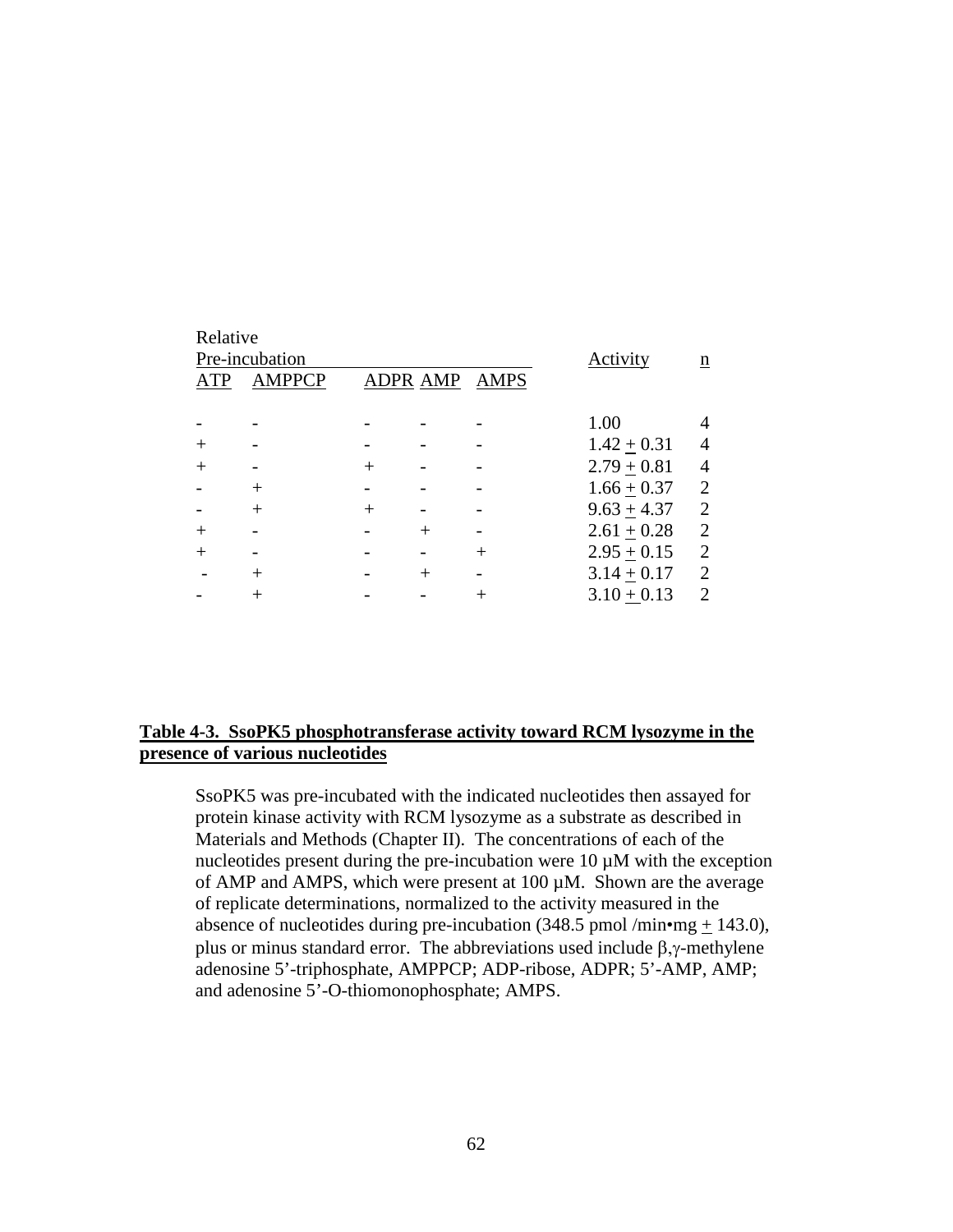| Relative Pre-incubation | | | | | Activity | n |
|---|---|---|---|---|---|---|
| ATP | AMPPCP | ADPR | AMP | AMPS | | |
| - | - | - | - | - | 1.00 | 4 |
| + | - | - | - | - | 1.42 ± 0.31 | 4 |
| + | - | + | - | - | 2.79 ± 0.81 | 4 |
| - | + | - | - | - | 1.66 ± 0.37 | 2 |
| - | + | + | - | - | 9.63 ± 4.37 | 2 |
| + | - | - | + | - | 2.61 ± 0.28 | 2 |
| + | - | - | - | + | 2.95 ± 0.15 | 2 |
| - | + | - | + | - | 3.14 ± 0.17 | 2 |
| - | + | - | - | + | 3.10 ± 0.13 | 2 |

**Table 4-3. SsoPK5 phosphotransferase activity toward RCM lysozyme in the presence of various nucleotides**

SsoPK5 was pre-incubated with the indicated nucleotides then assayed for protein kinase activity with RCM lysozyme as a substrate as described in Materials and Methods (Chapter II). The concentrations of each of the nucleotides present during the pre-incubation were 10 µM with the exception of AMP and AMPS, which were present at 100 µM. Shown are the average of replicate determinations, normalized to the activity measured in the absence of nucleotides during pre-incubation (348.5 pmol /min•mg ± 143.0), plus or minus standard error. The abbreviations used include β,γ-methylene adenosine 5'-triphosphate, AMPPCP; ADP-ribose, ADPR; 5'-AMP, AMP; and adenosine 5'-O-thiomonophosphate; AMPS.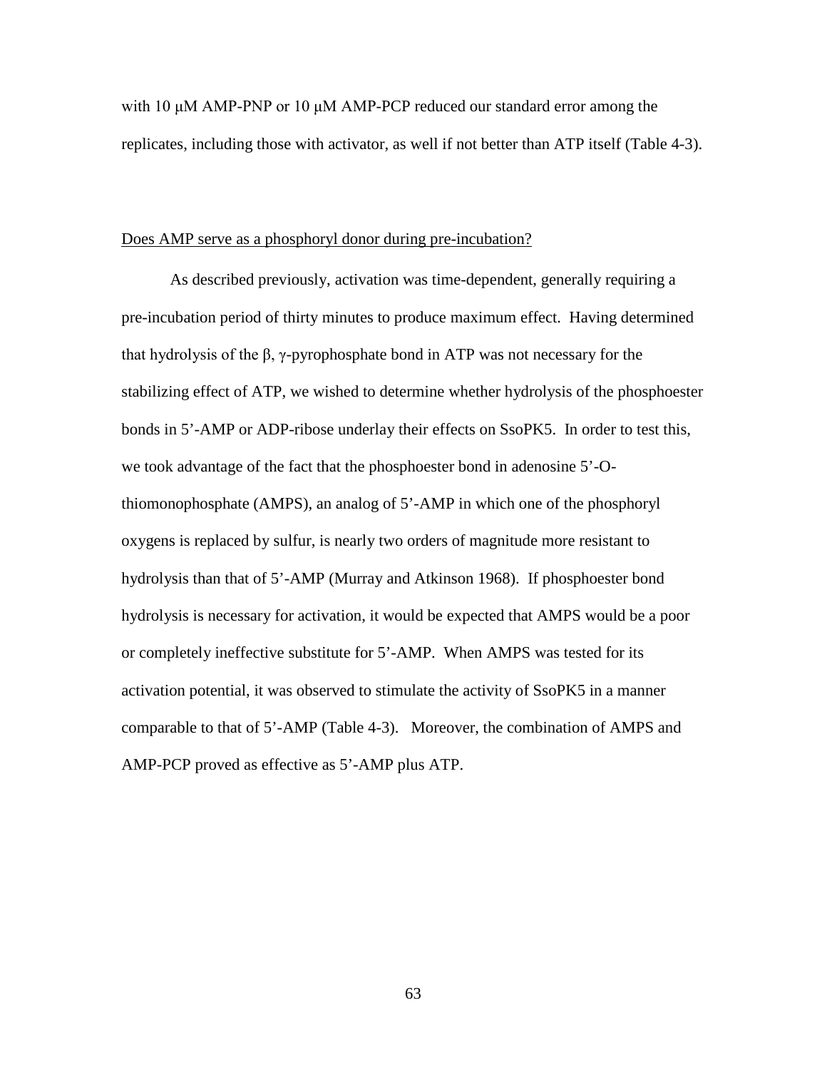with 10 μM AMP-PNP or 10 μM AMP-PCP reduced our standard error among the replicates, including those with activator, as well if not better than ATP itself (Table 4-3).

Does AMP serve as a phosphoryl donor during pre-incubation?

As described previously, activation was time-dependent, generally requiring a pre-incubation period of thirty minutes to produce maximum effect. Having determined that hydrolysis of the β, γ-pyrophosphate bond in ATP was not necessary for the stabilizing effect of ATP, we wished to determine whether hydrolysis of the phosphoester bonds in 5'-AMP or ADP-ribose underlay their effects on SsoPK5. In order to test this, we took advantage of the fact that the phosphoester bond in adenosine 5'-O-thiomonophosphate (AMPS), an analog of 5'-AMP in which one of the phosphoryl oxygens is replaced by sulfur, is nearly two orders of magnitude more resistant to hydrolysis than that of 5'-AMP (Murray and Atkinson 1968). If phosphoester bond hydrolysis is necessary for activation, it would be expected that AMPS would be a poor or completely ineffective substitute for 5'-AMP. When AMPS was tested for its activation potential, it was observed to stimulate the activity of SsoPK5 in a manner comparable to that of 5'-AMP (Table 4-3). Moreover, the combination of AMPS and AMP-PCP proved as effective as 5'-AMP plus ATP.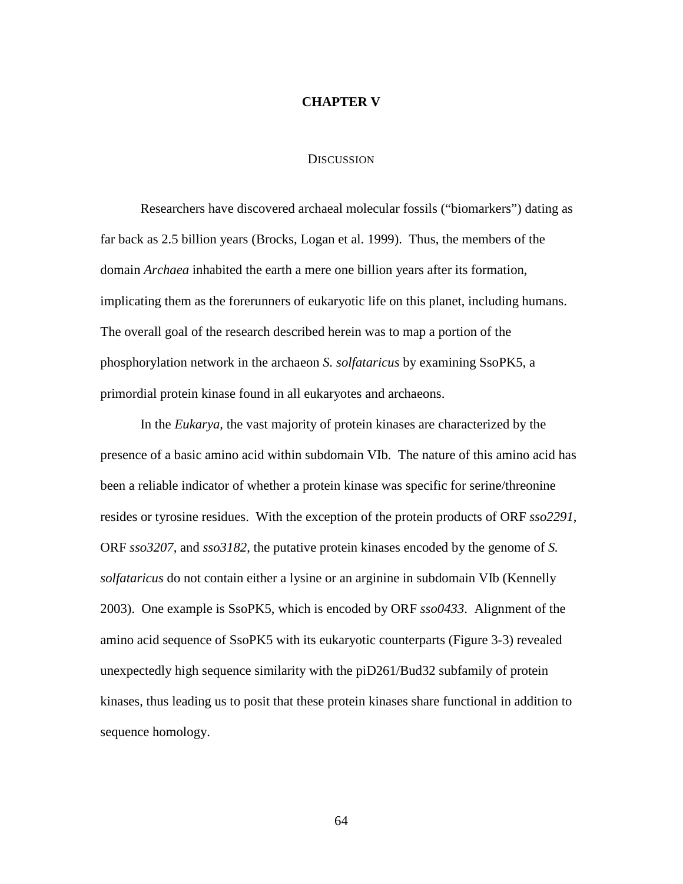# CHAPTER V

## DISCUSSION

Researchers have discovered archaeal molecular fossils ("biomarkers") dating as far back as 2.5 billion years (Brocks, Logan et al. 1999). Thus, the members of the domain *Archaea* inhabited the earth a mere one billion years after its formation, implicating them as the forerunners of eukaryotic life on this planet, including humans. The overall goal of the research described herein was to map a portion of the phosphorylation network in the archaeon *S. solfataricus* by examining SsoPK5, a primordial protein kinase found in all eukaryotes and archaeons.

In the *Eukarya*, the vast majority of protein kinases are characterized by the presence of a basic amino acid within subdomain VIb. The nature of this amino acid has been a reliable indicator of whether a protein kinase was specific for serine/threonine resides or tyrosine residues. With the exception of the protein products of ORF *sso2291*, ORF *sso3207*, and *sso3182*, the putative protein kinases encoded by the genome of *S. solfataricus* do not contain either a lysine or an arginine in subdomain VIb (Kennelly 2003). One example is SsoPK5, which is encoded by ORF *sso0433*. Alignment of the amino acid sequence of SsoPK5 with its eukaryotic counterparts (Figure 3-3) revealed unexpectedly high sequence similarity with the piD261/Bud32 subfamily of protein kinases, thus leading us to posit that these protein kinases share functional in addition to sequence homology.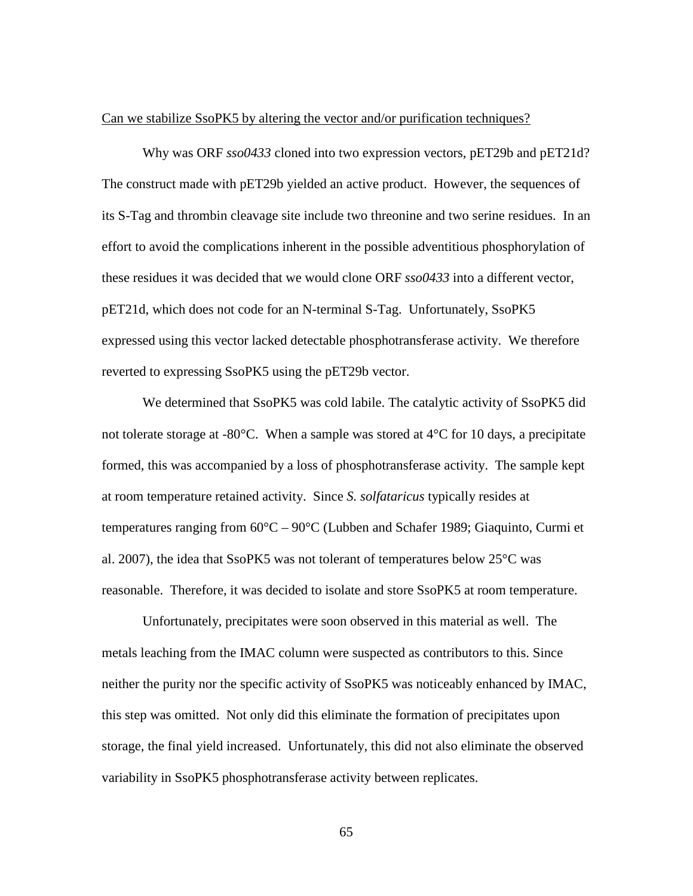Can we stabilize SsoPK5 by altering the vector and/or purification techniques?

Why was ORF *sso0433* cloned into two expression vectors, pET29b and pET21d? The construct made with pET29b yielded an active product. However, the sequences of its S-Tag and thrombin cleavage site include two threonine and two serine residues. In an effort to avoid the complications inherent in the possible adventitious phosphorylation of these residues it was decided that we would clone ORF *sso0433* into a different vector, pET21d, which does not code for an N-terminal S-Tag. Unfortunately, SsoPK5 expressed using this vector lacked detectable phosphotransferase activity. We therefore reverted to expressing SsoPK5 using the pET29b vector.

We determined that SsoPK5 was cold labile. The catalytic activity of SsoPK5 did not tolerate storage at -80°C. When a sample was stored at 4°C for 10 days, a precipitate formed, this was accompanied by a loss of phosphotransferase activity. The sample kept at room temperature retained activity. Since *S. solfataricus* typically resides at temperatures ranging from 60°C – 90°C (Lubben and Schafer 1989; Giaquinto, Curmi et al. 2007), the idea that SsoPK5 was not tolerant of temperatures below 25°C was reasonable. Therefore, it was decided to isolate and store SsoPK5 at room temperature.

Unfortunately, precipitates were soon observed in this material as well. The metals leaching from the IMAC column were suspected as contributors to this. Since neither the purity nor the specific activity of SsoPK5 was noticeably enhanced by IMAC, this step was omitted. Not only did this eliminate the formation of precipitates upon storage, the final yield increased. Unfortunately, this did not also eliminate the observed variability in SsoPK5 phosphotransferase activity between replicates.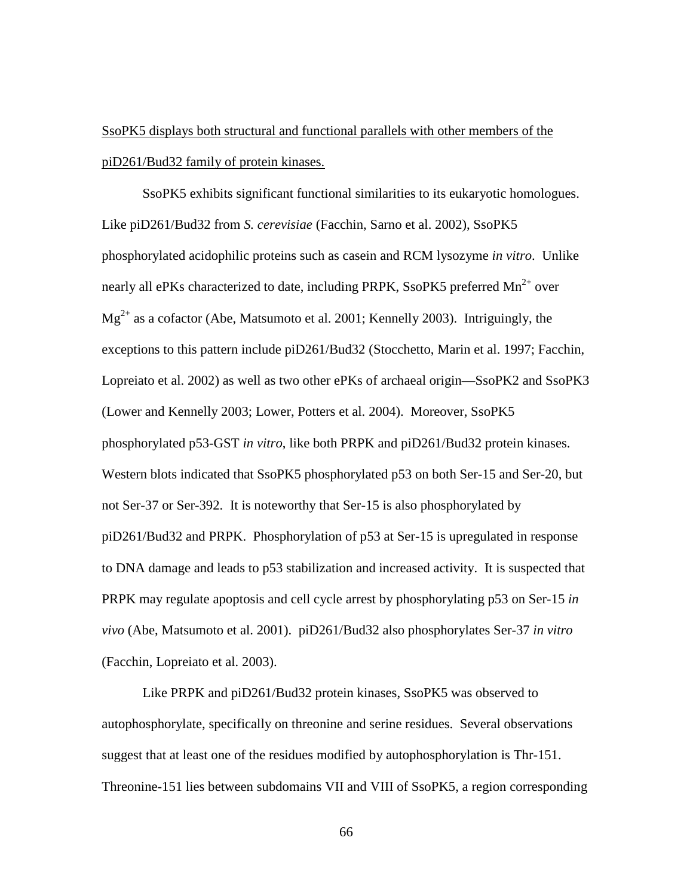<u>SsoPK5 displays both structural and functional parallels with other members of the piD261/Bud32 family of protein kinases.</u>

SsoPK5 exhibits significant functional similarities to its eukaryotic homologues. Like piD261/Bud32 from *S. cerevisiae* (Facchin, Sarno et al. 2002), SsoPK5 phosphorylated acidophilic proteins such as casein and RCM lysozyme *in vitro*. Unlike nearly all ePKs characterized to date, including PRPK, SsoPK5 preferred $Mn^{2+}$ over $Mg^{2+}$ as a cofactor (Abe, Matsumoto et al. 2001; Kennelly 2003). Intriguingly, the exceptions to this pattern include piD261/Bud32 (Stocchetto, Marin et al. 1997; Facchin, Lopreiato et al. 2002) as well as two other ePKs of archaeal origin—SsoPK2 and SsoPK3 (Lower and Kennelly 2003; Lower, Potters et al. 2004). Moreover, SsoPK5 phosphorylated p53-GST *in vitro*, like both PRPK and piD261/Bud32 protein kinases. Western blots indicated that SsoPK5 phosphorylated p53 on both Ser-15 and Ser-20, but not Ser-37 or Ser-392. It is noteworthy that Ser-15 is also phosphorylated by piD261/Bud32 and PRPK. Phosphorylation of p53 at Ser-15 is upregulated in response to DNA damage and leads to p53 stabilization and increased activity. It is suspected that PRPK may regulate apoptosis and cell cycle arrest by phosphorylating p53 on Ser-15 *in vivo* (Abe, Matsumoto et al. 2001). piD261/Bud32 also phosphorylates Ser-37 *in vitro* (Facchin, Lopreiato et al. 2003).

Like PRPK and piD261/Bud32 protein kinases, SsoPK5 was observed to autophosphorylate, specifically on threonine and serine residues. Several observations suggest that at least one of the residues modified by autophosphorylation is Thr-151. Threonine-151 lies between subdomains VII and VIII of SsoPK5, a region corresponding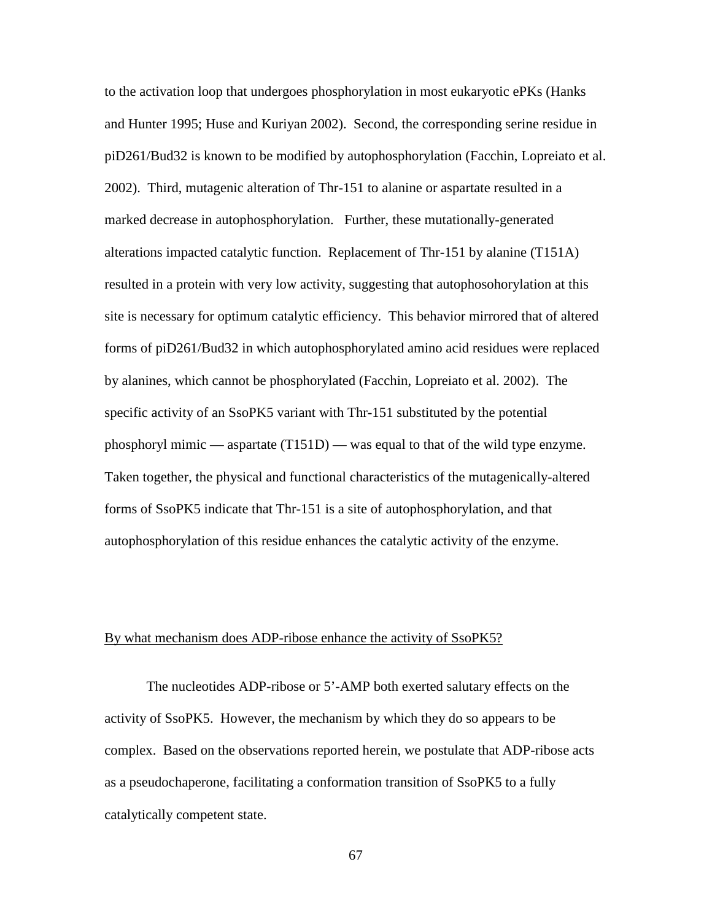to the activation loop that undergoes phosphorylation in most eukaryotic ePKs (Hanks and Hunter 1995; Huse and Kuriyan 2002). Second, the corresponding serine residue in piD261/Bud32 is known to be modified by autophosphorylation (Facchin, Lopreiato et al. 2002). Third, mutagenic alteration of Thr-151 to alanine or aspartate resulted in a marked decrease in autophosphorylation. Further, these mutationally-generated alterations impacted catalytic function. Replacement of Thr-151 by alanine (T151A) resulted in a protein with very low activity, suggesting that autophosohorylation at this site is necessary for optimum catalytic efficiency. This behavior mirrored that of altered forms of piD261/Bud32 in which autophosphorylated amino acid residues were replaced by alanines, which cannot be phosphorylated (Facchin, Lopreiato et al. 2002). The specific activity of an SsoPK5 variant with Thr-151 substituted by the potential phosphoryl mimic — aspartate (T151D) — was equal to that of the wild type enzyme. Taken together, the physical and functional characteristics of the mutagenically-altered forms of SsoPK5 indicate that Thr-151 is a site of autophosphorylation, and that autophosphorylation of this residue enhances the catalytic activity of the enzyme.

<u>By what mechanism does ADP-ribose enhance the activity of SsoPK5?</u>

The nucleotides ADP-ribose or 5'-AMP both exerted salutary effects on the activity of SsoPK5. However, the mechanism by which they do so appears to be complex. Based on the observations reported herein, we postulate that ADP-ribose acts as a pseudochaperone, facilitating a conformation transition of SsoPK5 to a fully catalytically competent state.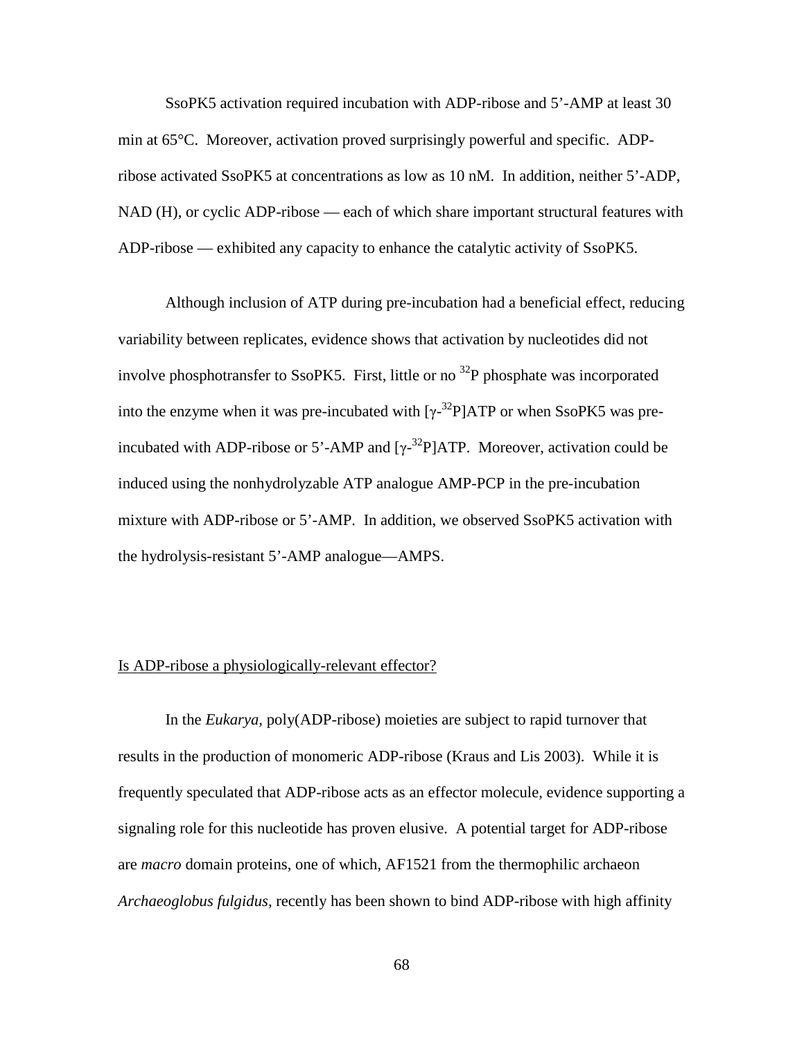SsoPK5 activation required incubation with ADP-ribose and 5'-AMP at least 30 min at 65°C. Moreover, activation proved surprisingly powerful and specific. ADP-ribose activated SsoPK5 at concentrations as low as 10 nM. In addition, neither 5'-ADP, NAD (H), or cyclic ADP-ribose — each of which share important structural features with ADP-ribose — exhibited any capacity to enhance the catalytic activity of SsoPK5.

Although inclusion of ATP during pre-incubation had a beneficial effect, reducing variability between replicates, evidence shows that activation by nucleotides did not involve phosphotransfer to SsoPK5. First, little or no $^{32}$P phosphate was incorporated into the enzyme when it was pre-incubated with [$\gamma$-$^{32}$P]ATP or when SsoPK5 was pre-incubated with ADP-ribose or 5'-AMP and [$\gamma$-$^{32}$P]ATP. Moreover, activation could be induced using the nonhydrolyzable ATP analogue AMP-PCP in the pre-incubation mixture with ADP-ribose or 5'-AMP. In addition, we observed SsoPK5 activation with the hydrolysis-resistant 5'-AMP analogue—AMPS.

## Is ADP-ribose a physiologically-relevant effector?

In the *Eukarya*, poly(ADP-ribose) moieties are subject to rapid turnover that results in the production of monomeric ADP-ribose (Kraus and Lis 2003). While it is frequently speculated that ADP-ribose acts as an effector molecule, evidence supporting a signaling role for this nucleotide has proven elusive. A potential target for ADP-ribose are *macro* domain proteins, one of which, AF1521 from the thermophilic archaeon *Archaeoglobus fulgidus*, recently has been shown to bind ADP-ribose with high affinity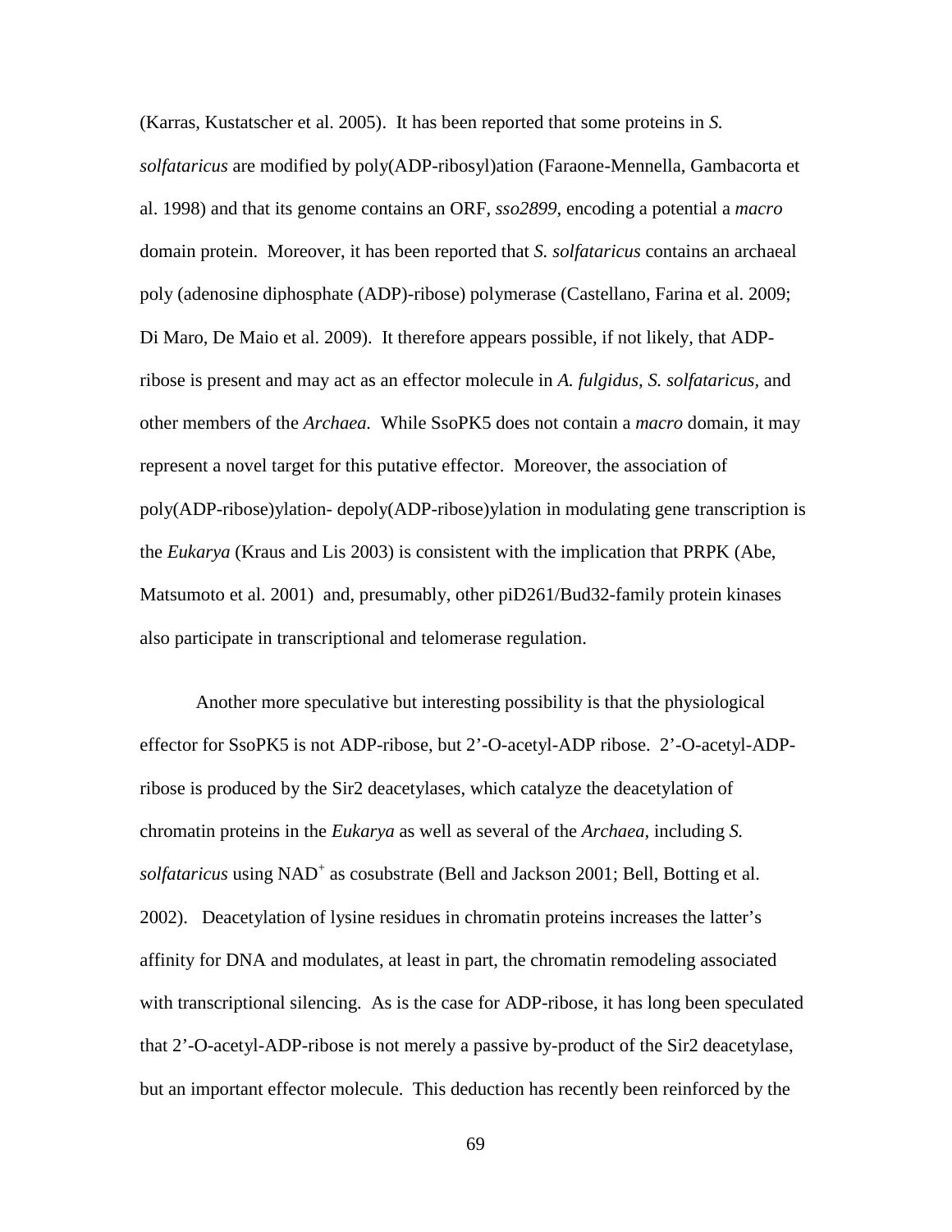(Karras, Kustatscher et al. 2005). It has been reported that some proteins in *S. solfataricus* are modified by poly(ADP-ribosyl)ation (Faraone-Mennella, Gambacorta et al. 1998) and that its genome contains an ORF, *sso2899*, encoding a potential a *macro* domain protein. Moreover, it has been reported that *S. solfataricus* contains an archaeal poly (adenosine diphosphate (ADP)-ribose) polymerase (Castellano, Farina et al. 2009; Di Maro, De Maio et al. 2009). It therefore appears possible, if not likely, that ADP-ribose is present and may act as an effector molecule in *A. fulgidus*, *S. solfataricus*, and other members of the *Archaea.* While SsoPK5 does not contain a *macro* domain, it may represent a novel target for this putative effector. Moreover, the association of poly(ADP-ribose)ylation- depoly(ADP-ribose)ylation in modulating gene transcription is the *Eukarya* (Kraus and Lis 2003) is consistent with the implication that PRPK (Abe, Matsumoto et al. 2001) and, presumably, other piD261/Bud32-family protein kinases also participate in transcriptional and telomerase regulation.

Another more speculative but interesting possibility is that the physiological effector for SsoPK5 is not ADP-ribose, but 2'-O-acetyl-ADP ribose. 2'-O-acetyl-ADP-ribose is produced by the Sir2 deacetylases, which catalyze the deacetylation of chromatin proteins in the *Eukarya* as well as several of the *Archaea*, including *S. solfataricus* using $NAD^+$ as cosubstrate (Bell and Jackson 2001; Bell, Botting et al. 2002). Deacetylation of lysine residues in chromatin proteins increases the latter's affinity for DNA and modulates, at least in part, the chromatin remodeling associated with transcriptional silencing. As is the case for ADP-ribose, it has long been speculated that 2'-O-acetyl-ADP-ribose is not merely a passive by-product of the Sir2 deacetylase, but an important effector molecule. This deduction has recently been reinforced by the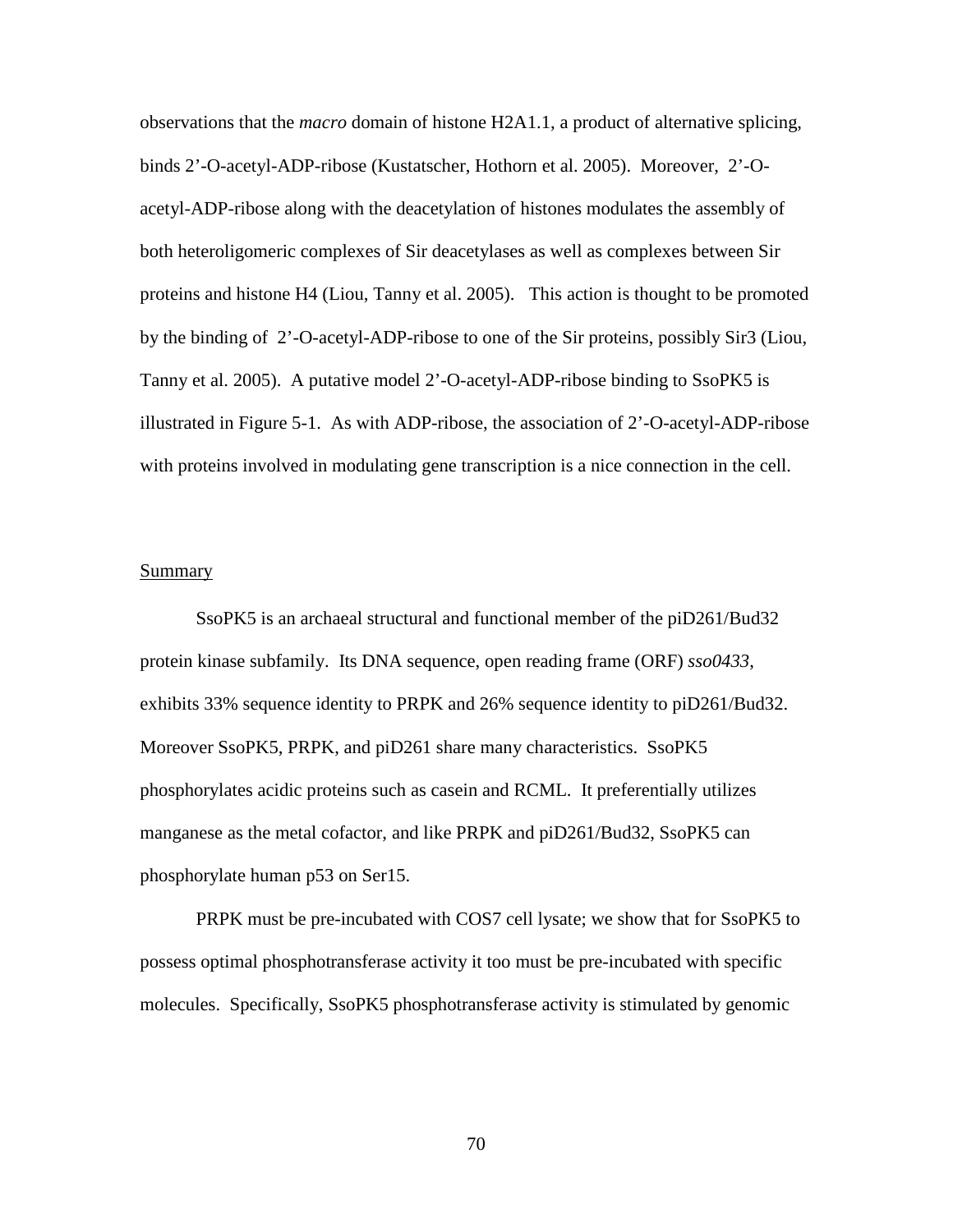observations that the *macro* domain of histone H2A1.1, a product of alternative splicing, binds 2'-O-acetyl-ADP-ribose (Kustatscher, Hothorn et al. 2005). Moreover, 2'-O-acetyl-ADP-ribose along with the deacetylation of histones modulates the assembly of both heteroligomeric complexes of Sir deacetylases as well as complexes between Sir proteins and histone H4 (Liou, Tanny et al. 2005). This action is thought to be promoted by the binding of 2'-O-acetyl-ADP-ribose to one of the Sir proteins, possibly Sir3 (Liou, Tanny et al. 2005). A putative model 2'-O-acetyl-ADP-ribose binding to SsoPK5 is illustrated in Figure 5-1. As with ADP-ribose, the association of 2'-O-acetyl-ADP-ribose with proteins involved in modulating gene transcription is a nice connection in the cell.

## Summary

SsoPK5 is an archaeal structural and functional member of the piD261/Bud32 protein kinase subfamily. Its DNA sequence, open reading frame (ORF) *sso0433*, exhibits 33% sequence identity to PRPK and 26% sequence identity to piD261/Bud32. Moreover SsoPK5, PRPK, and piD261 share many characteristics. SsoPK5 phosphorylates acidic proteins such as casein and RCML. It preferentially utilizes manganese as the metal cofactor, and like PRPK and piD261/Bud32, SsoPK5 can phosphorylate human p53 on Ser15.

PRPK must be pre-incubated with COS7 cell lysate; we show that for SsoPK5 to possess optimal phosphotransferase activity it too must be pre-incubated with specific molecules. Specifically, SsoPK5 phosphotransferase activity is stimulated by genomic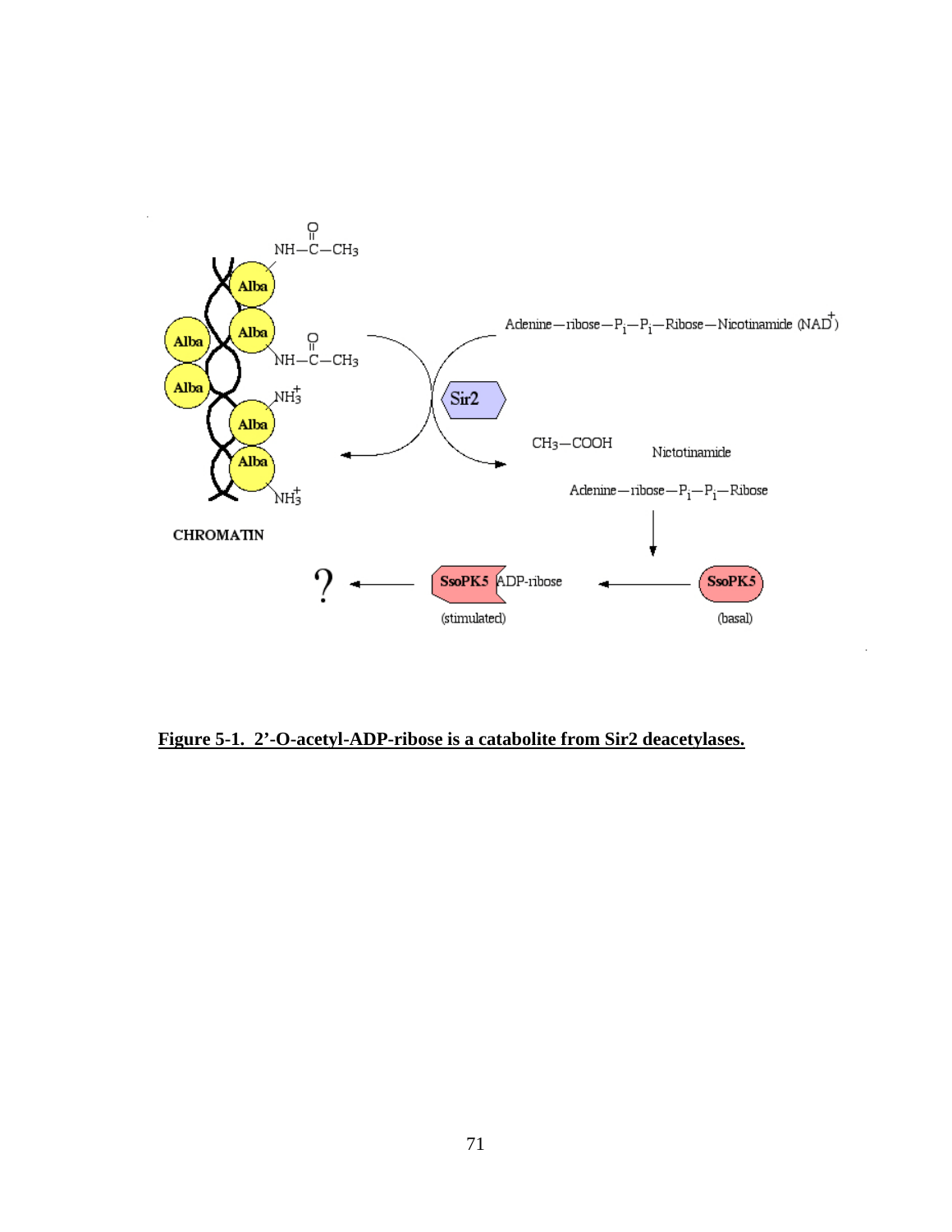**Figure 5-1. 2'-O-acetyl-ADP-ribose is a catabolite from Sir2 deacetylases.**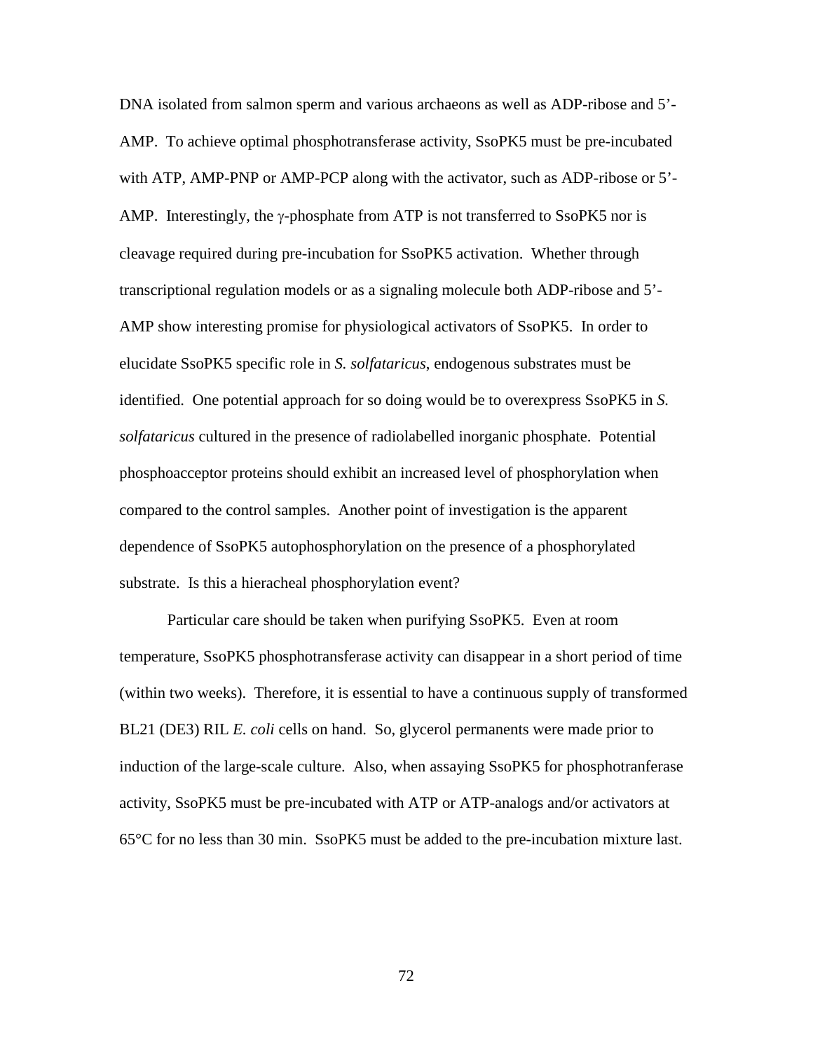DNA isolated from salmon sperm and various archaeons as well as ADP-ribose and 5'-AMP. To achieve optimal phosphotransferase activity, SsoPK5 must be pre-incubated with ATP, AMP-PNP or AMP-PCP along with the activator, such as ADP-ribose or 5'-AMP. Interestingly, the γ-phosphate from ATP is not transferred to SsoPK5 nor is cleavage required during pre-incubation for SsoPK5 activation. Whether through transcriptional regulation models or as a signaling molecule both ADP-ribose and 5'-AMP show interesting promise for physiological activators of SsoPK5. In order to elucidate SsoPK5 specific role in *S. solfataricus*, endogenous substrates must be identified. One potential approach for so doing would be to overexpress SsoPK5 in *S. solfataricus* cultured in the presence of radiolabelled inorganic phosphate. Potential phosphoacceptor proteins should exhibit an increased level of phosphorylation when compared to the control samples. Another point of investigation is the apparent dependence of SsoPK5 autophosphorylation on the presence of a phosphorylated substrate. Is this a hieracheal phosphorylation event?

Particular care should be taken when purifying SsoPK5. Even at room temperature, SsoPK5 phosphotransferase activity can disappear in a short period of time (within two weeks). Therefore, it is essential to have a continuous supply of transformed BL21 (DE3) RIL *E. coli* cells on hand. So, glycerol permanents were made prior to induction of the large-scale culture. Also, when assaying SsoPK5 for phosphotranferase activity, SsoPK5 must be pre-incubated with ATP or ATP-analogs and/or activators at 65°C for no less than 30 min. SsoPK5 must be added to the pre-incubation mixture last.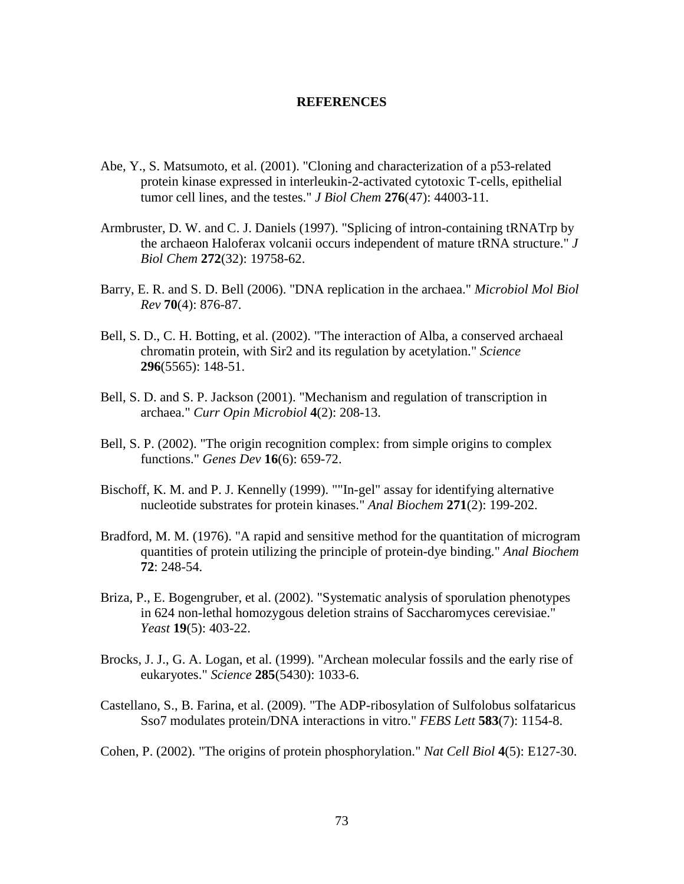# REFERENCES

Abe, Y., S. Matsumoto, et al. (2001). "Cloning and characterization of a p53-related protein kinase expressed in interleukin-2-activated cytotoxic T-cells, epithelial tumor cell lines, and the testes." *J Biol Chem* **276**(47): 44003-11.

Armbruster, D. W. and C. J. Daniels (1997). "Splicing of intron-containing tRNATrp by the archaeon Haloferax volcanii occurs independent of mature tRNA structure." *J Biol Chem* **272**(32): 19758-62.

Barry, E. R. and S. D. Bell (2006). "DNA replication in the archaea." *Microbiol Mol Biol Rev* **70**(4): 876-87.

Bell, S. D., C. H. Botting, et al. (2002). "The interaction of Alba, a conserved archaeal chromatin protein, with Sir2 and its regulation by acetylation." *Science* **296**(5565): 148-51.

Bell, S. D. and S. P. Jackson (2001). "Mechanism and regulation of transcription in archaea." *Curr Opin Microbiol* **4**(2): 208-13.

Bell, S. P. (2002). "The origin recognition complex: from simple origins to complex functions." *Genes Dev* **16**(6): 659-72.

Bischoff, K. M. and P. J. Kennelly (1999). ""In-gel" assay for identifying alternative nucleotide substrates for protein kinases." *Anal Biochem* **271**(2): 199-202.

Bradford, M. M. (1976). "A rapid and sensitive method for the quantitation of microgram quantities of protein utilizing the principle of protein-dye binding." *Anal Biochem* **72**: 248-54.

Briza, P., E. Bogengruber, et al. (2002). "Systematic analysis of sporulation phenotypes in 624 non-lethal homozygous deletion strains of Saccharomyces cerevisiae." *Yeast* **19**(5): 403-22.

Brocks, J. J., G. A. Logan, et al. (1999). "Archean molecular fossils and the early rise of eukaryotes." *Science* **285**(5430): 1033-6.

Castellano, S., B. Farina, et al. (2009). "The ADP-ribosylation of Sulfolobus solfataricus Sso7 modulates protein/DNA interactions in vitro." *FEBS Lett* **583**(7): 1154-8.

Cohen, P. (2002). "The origins of protein phosphorylation." *Nat Cell Biol* **4**(5): E127-30.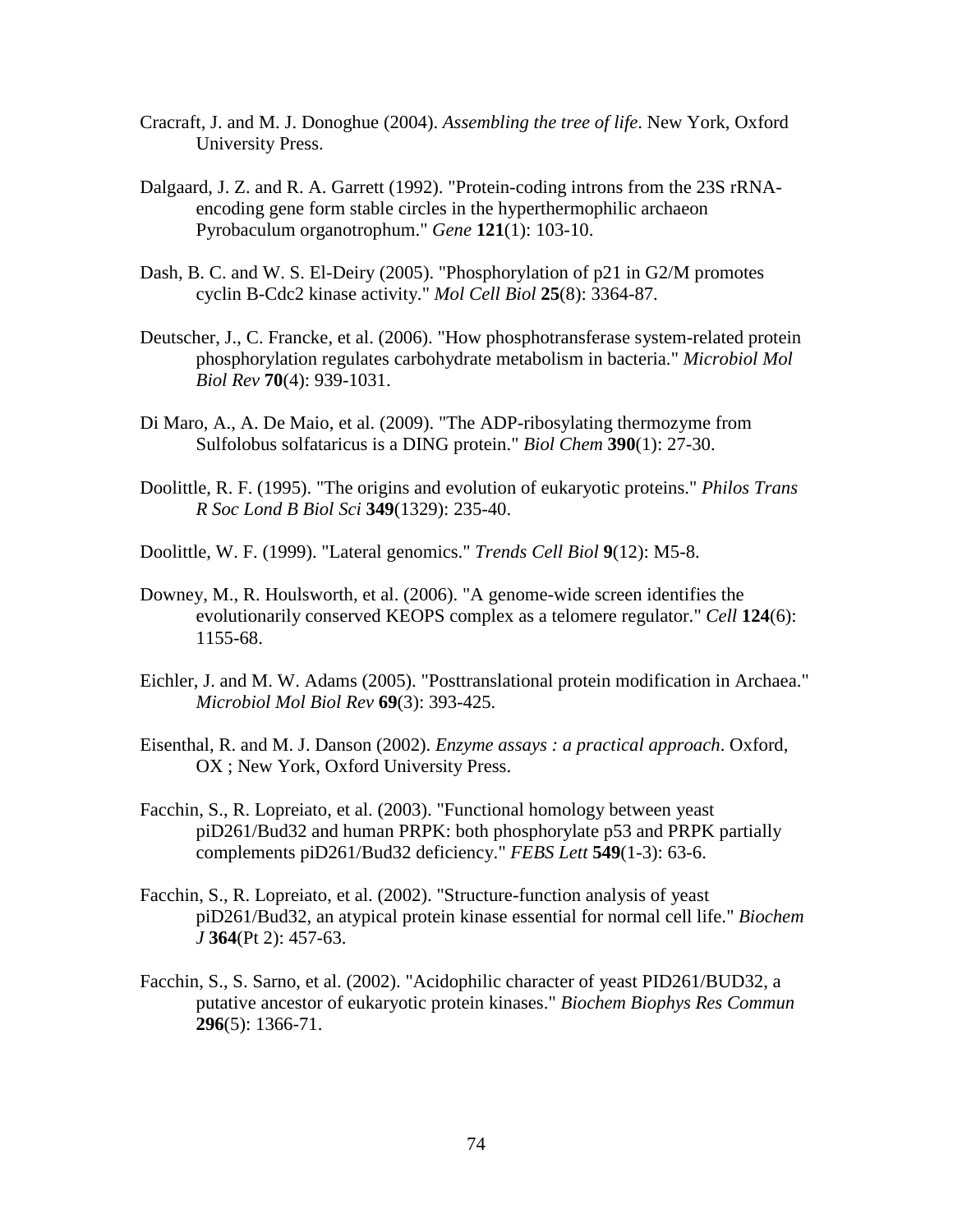Cracraft, J. and M. J. Donoghue (2004). *Assembling the tree of life*. New York, Oxford University Press.

Dalgaard, J. Z. and R. A. Garrett (1992). "Protein-coding introns from the 23S rRNA-encoding gene form stable circles in the hyperthermophilic archaeon Pyrobaculum organotrophum." *Gene* **121**(1): 103-10.

Dash, B. C. and W. S. El-Deiry (2005). "Phosphorylation of p21 in G2/M promotes cyclin B-Cdc2 kinase activity." *Mol Cell Biol* **25**(8): 3364-87.

Deutscher, J., C. Francke, et al. (2006). "How phosphotransferase system-related protein phosphorylation regulates carbohydrate metabolism in bacteria." *Microbiol Mol Biol Rev* **70**(4): 939-1031.

Di Maro, A., A. De Maio, et al. (2009). "The ADP-ribosylating thermozyme from Sulfolobus solfataricus is a DING protein." *Biol Chem* **390**(1): 27-30.

Doolittle, R. F. (1995). "The origins and evolution of eukaryotic proteins." *Philos Trans R Soc Lond B Biol Sci* **349**(1329): 235-40.

Doolittle, W. F. (1999). "Lateral genomics." *Trends Cell Biol* **9**(12): M5-8.

Downey, M., R. Houlsworth, et al. (2006). "A genome-wide screen identifies the evolutionarily conserved KEOPS complex as a telomere regulator." *Cell* **124**(6): 1155-68.

Eichler, J. and M. W. Adams (2005). "Posttranslational protein modification in Archaea." *Microbiol Mol Biol Rev* **69**(3): 393-425.

Eisenthal, R. and M. J. Danson (2002). *Enzyme assays : a practical approach*. Oxford, OX ; New York, Oxford University Press.

Facchin, S., R. Lopreiato, et al. (2003). "Functional homology between yeast piD261/Bud32 and human PRPK: both phosphorylate p53 and PRPK partially complements piD261/Bud32 deficiency." *FEBS Lett* **549**(1-3): 63-6.

Facchin, S., R. Lopreiato, et al. (2002). "Structure-function analysis of yeast piD261/Bud32, an atypical protein kinase essential for normal cell life." *Biochem J* **364**(Pt 2): 457-63.

Facchin, S., S. Sarno, et al. (2002). "Acidophilic character of yeast PID261/BUD32, a putative ancestor of eukaryotic protein kinases." *Biochem Biophys Res Commun* **296**(5): 1366-71.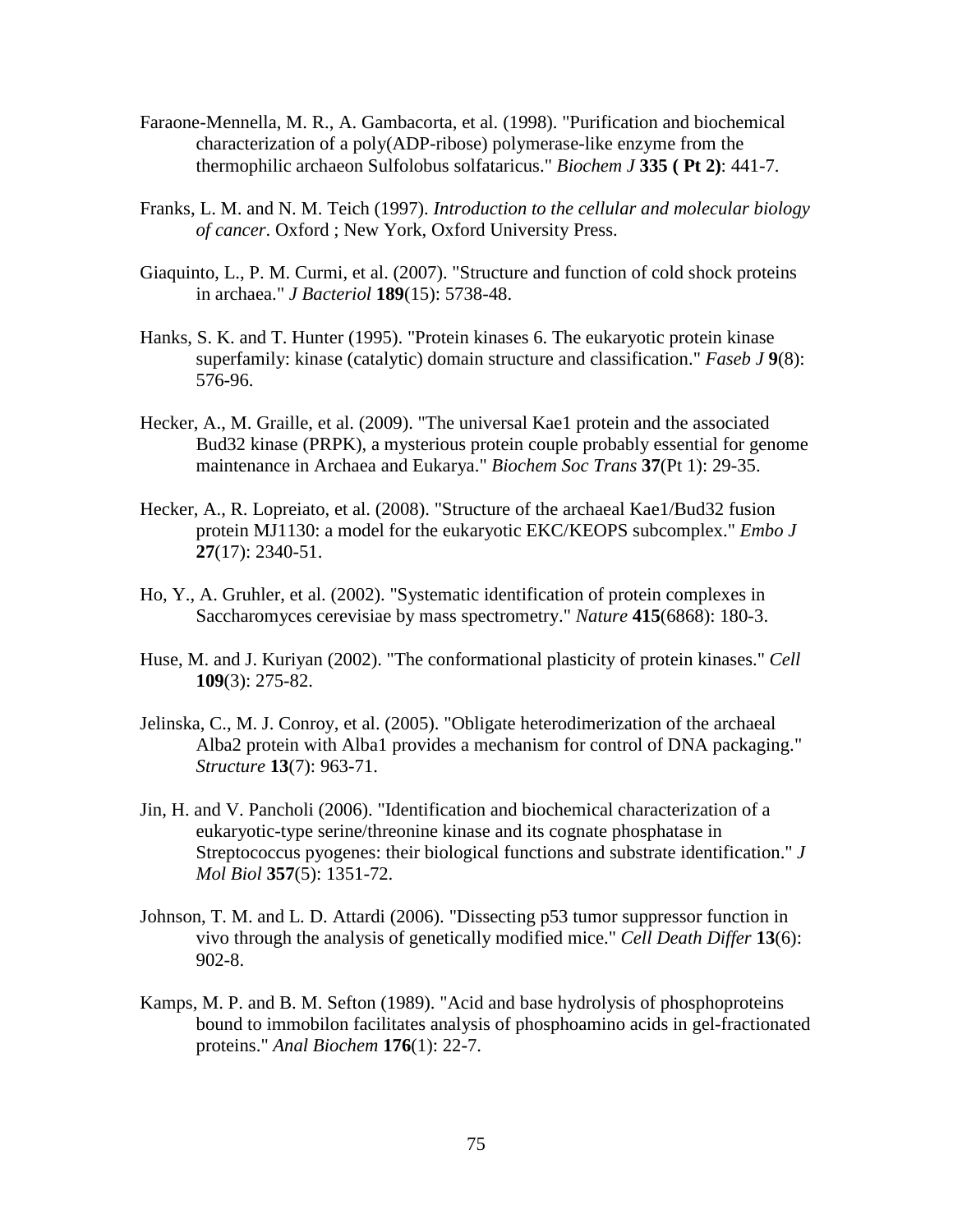Faraone-Mennella, M. R., A. Gambacorta, et al. (1998). "Purification and biochemical characterization of a poly(ADP-ribose) polymerase-like enzyme from the thermophilic archaeon Sulfolobus solfataricus." *Biochem J* **335 ( Pt 2)**: 441-7.

Franks, L. M. and N. M. Teich (1997). *Introduction to the cellular and molecular biology of cancer*. Oxford ; New York, Oxford University Press.

Giaquinto, L., P. M. Curmi, et al. (2007). "Structure and function of cold shock proteins in archaea." *J Bacteriol* **189**(15): 5738-48.

Hanks, S. K. and T. Hunter (1995). "Protein kinases 6. The eukaryotic protein kinase superfamily: kinase (catalytic) domain structure and classification." *Faseb J* **9**(8): 576-96.

Hecker, A., M. Graille, et al. (2009). "The universal Kae1 protein and the associated Bud32 kinase (PRPK), a mysterious protein couple probably essential for genome maintenance in Archaea and Eukarya." *Biochem Soc Trans* **37**(Pt 1): 29-35.

Hecker, A., R. Lopreiato, et al. (2008). "Structure of the archaeal Kae1/Bud32 fusion protein MJ1130: a model for the eukaryotic EKC/KEOPS subcomplex." *Embo J* **27**(17): 2340-51.

Ho, Y., A. Gruhler, et al. (2002). "Systematic identification of protein complexes in Saccharomyces cerevisiae by mass spectrometry." *Nature* **415**(6868): 180-3.

Huse, M. and J. Kuriyan (2002). "The conformational plasticity of protein kinases." *Cell* **109**(3): 275-82.

Jelinska, C., M. J. Conroy, et al. (2005). "Obligate heterodimerization of the archaeal Alba2 protein with Alba1 provides a mechanism for control of DNA packaging." *Structure* **13**(7): 963-71.

Jin, H. and V. Pancholi (2006). "Identification and biochemical characterization of a eukaryotic-type serine/threonine kinase and its cognate phosphatase in Streptococcus pyogenes: their biological functions and substrate identification." *J Mol Biol* **357**(5): 1351-72.

Johnson, T. M. and L. D. Attardi (2006). "Dissecting p53 tumor suppressor function in vivo through the analysis of genetically modified mice." *Cell Death Differ* **13**(6): 902-8.

Kamps, M. P. and B. M. Sefton (1989). "Acid and base hydrolysis of phosphoproteins bound to immobilon facilitates analysis of phosphoamino acids in gel-fractionated proteins." *Anal Biochem* **176**(1): 22-7.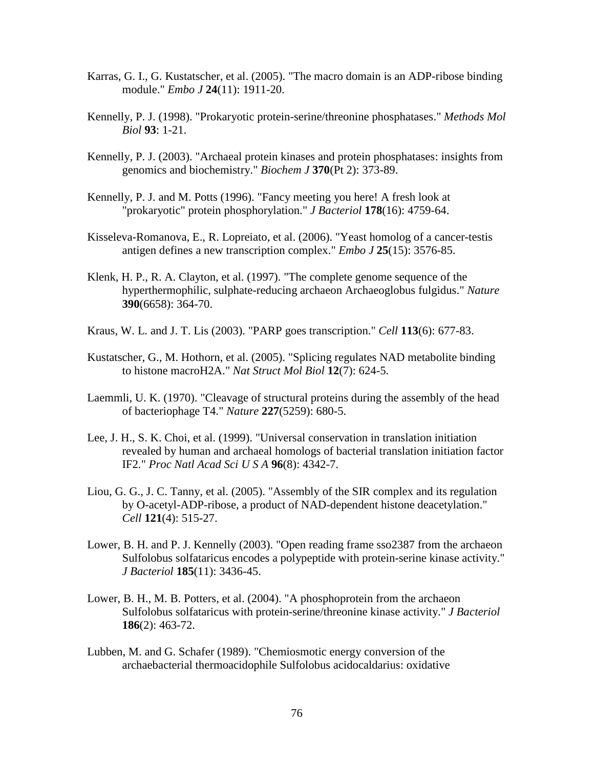Karras, G. I., G. Kustatscher, et al. (2005). "The macro domain is an ADP-ribose binding module." *Embo J* **24**(11): 1911-20.

Kennelly, P. J. (1998). "Prokaryotic protein-serine/threonine phosphatases." *Methods Mol Biol* **93**: 1-21.

Kennelly, P. J. (2003). "Archaeal protein kinases and protein phosphatases: insights from genomics and biochemistry." *Biochem J* **370**(Pt 2): 373-89.

Kennelly, P. J. and M. Potts (1996). "Fancy meeting you here! A fresh look at "prokaryotic" protein phosphorylation." *J Bacteriol* **178**(16): 4759-64.

Kisseleva-Romanova, E., R. Lopreiato, et al. (2006). "Yeast homolog of a cancer-testis antigen defines a new transcription complex." *Embo J* **25**(15): 3576-85.

Klenk, H. P., R. A. Clayton, et al. (1997). "The complete genome sequence of the hyperthermophilic, sulphate-reducing archaeon Archaeoglobus fulgidus." *Nature* **390**(6658): 364-70.

Kraus, W. L. and J. T. Lis (2003). "PARP goes transcription." *Cell* **113**(6): 677-83.

Kustatscher, G., M. Hothorn, et al. (2005). "Splicing regulates NAD metabolite binding to histone macroH2A." *Nat Struct Mol Biol* **12**(7): 624-5.

Laemmli, U. K. (1970). "Cleavage of structural proteins during the assembly of the head of bacteriophage T4." *Nature* **227**(5259): 680-5.

Lee, J. H., S. K. Choi, et al. (1999). "Universal conservation in translation initiation revealed by human and archaeal homologs of bacterial translation initiation factor IF2." *Proc Natl Acad Sci U S A* **96**(8): 4342-7.

Liou, G. G., J. C. Tanny, et al. (2005). "Assembly of the SIR complex and its regulation by O-acetyl-ADP-ribose, a product of NAD-dependent histone deacetylation." *Cell* **121**(4): 515-27.

Lower, B. H. and P. J. Kennelly (2003). "Open reading frame sso2387 from the archaeon Sulfolobus solfataricus encodes a polypeptide with protein-serine kinase activity." *J Bacteriol* **185**(11): 3436-45.

Lower, B. H., M. B. Potters, et al. (2004). "A phosphoprotein from the archaeon Sulfolobus solfataricus with protein-serine/threonine kinase activity." *J Bacteriol* **186**(2): 463-72.

Lubben, M. and G. Schafer (1989). "Chemiosmotic energy conversion of the archaebacterial thermoacidophile Sulfolobus acidocaldarius: oxidative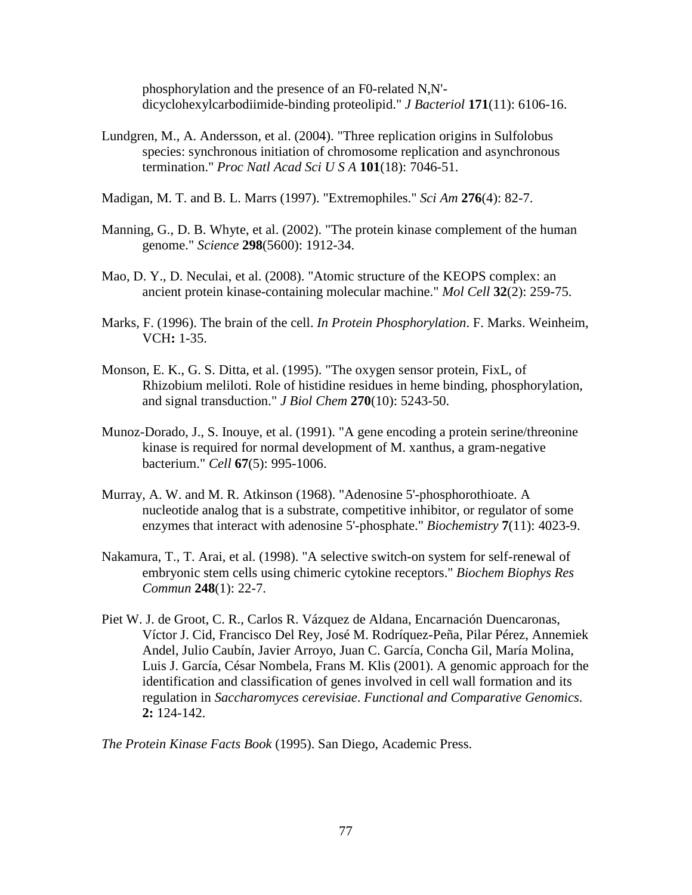phosphorylation and the presence of an F0-related N,N'-dicyclohexylcarbodiimide-binding proteolipid." *J Bacteriol* **171**(11): 6106-16.

Lundgren, M., A. Andersson, et al. (2004). "Three replication origins in Sulfolobus species: synchronous initiation of chromosome replication and asynchronous termination." *Proc Natl Acad Sci U S A* **101**(18): 7046-51.

Madigan, M. T. and B. L. Marrs (1997). "Extremophiles." *Sci Am* **276**(4): 82-7.

Manning, G., D. B. Whyte, et al. (2002). "The protein kinase complement of the human genome." *Science* **298**(5600): 1912-34.

Mao, D. Y., D. Neculai, et al. (2008). "Atomic structure of the KEOPS complex: an ancient protein kinase-containing molecular machine." *Mol Cell* **32**(2): 259-75.

Marks, F. (1996). The brain of the cell. *In Protein Phosphorylation*. F. Marks. Weinheim, VCH**:** 1-35.

Monson, E. K., G. S. Ditta, et al. (1995). "The oxygen sensor protein, FixL, of Rhizobium meliloti. Role of histidine residues in heme binding, phosphorylation, and signal transduction." *J Biol Chem* **270**(10): 5243-50.

Munoz-Dorado, J., S. Inouye, et al. (1991). "A gene encoding a protein serine/threonine kinase is required for normal development of M. xanthus, a gram-negative bacterium." *Cell* **67**(5): 995-1006.

Murray, A. W. and M. R. Atkinson (1968). "Adenosine 5'-phosphorothioate. A nucleotide analog that is a substrate, competitive inhibitor, or regulator of some enzymes that interact with adenosine 5'-phosphate." *Biochemistry* **7**(11): 4023-9.

Nakamura, T., T. Arai, et al. (1998). "A selective switch-on system for self-renewal of embryonic stem cells using chimeric cytokine receptors." *Biochem Biophys Res Commun* **248**(1): 22-7.

Piet W. J. de Groot, C. R., Carlos R. Vázquez de Aldana, Encarnación Duencaronas, Víctor J. Cid, Francisco Del Rey, José M. Rodríquez-Peña, Pilar Pérez, Annemiek Andel, Julio Caubín, Javier Arroyo, Juan C. García, Concha Gil, María Molina, Luis J. García, César Nombela, Frans M. Klis (2001). A genomic approach for the identification and classification of genes involved in cell wall formation and its regulation in *Saccharomyces cerevisiae*. *Functional and Comparative Genomics*. **2:** 124-142.

*The Protein Kinase Facts Book* (1995). San Diego, Academic Press.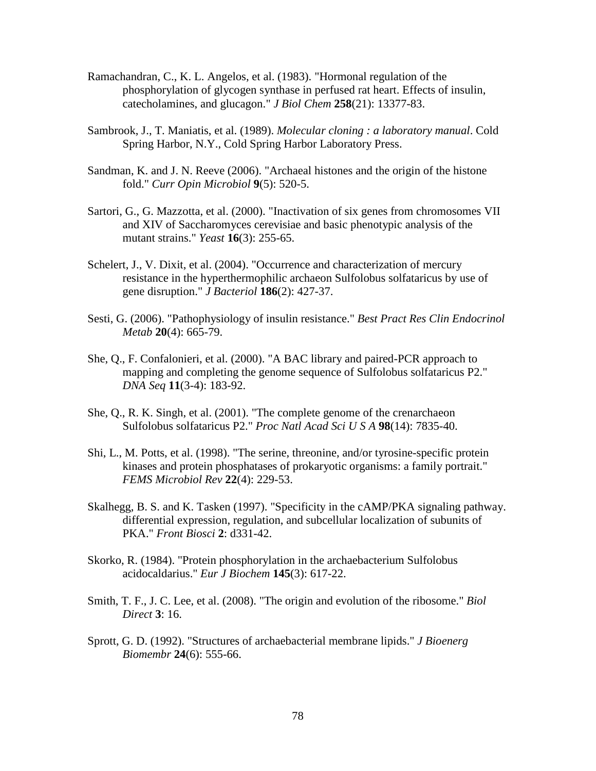Ramachandran, C., K. L. Angelos, et al. (1983). "Hormonal regulation of the phosphorylation of glycogen synthase in perfused rat heart. Effects of insulin, catecholamines, and glucagon." *J Biol Chem* **258**(21): 13377-83.

Sambrook, J., T. Maniatis, et al. (1989). *Molecular cloning : a laboratory manual*. Cold Spring Harbor, N.Y., Cold Spring Harbor Laboratory Press.

Sandman, K. and J. N. Reeve (2006). "Archaeal histones and the origin of the histone fold." *Curr Opin Microbiol* **9**(5): 520-5.

Sartori, G., G. Mazzotta, et al. (2000). "Inactivation of six genes from chromosomes VII and XIV of Saccharomyces cerevisiae and basic phenotypic analysis of the mutant strains." *Yeast* **16**(3): 255-65.

Schelert, J., V. Dixit, et al. (2004). "Occurrence and characterization of mercury resistance in the hyperthermophilic archaeon Sulfolobus solfataricus by use of gene disruption." *J Bacteriol* **186**(2): 427-37.

Sesti, G. (2006). "Pathophysiology of insulin resistance." *Best Pract Res Clin Endocrinol Metab* **20**(4): 665-79.

She, Q., F. Confalonieri, et al. (2000). "A BAC library and paired-PCR approach to mapping and completing the genome sequence of Sulfolobus solfataricus P2." *DNA Seq* **11**(3-4): 183-92.

She, Q., R. K. Singh, et al. (2001). "The complete genome of the crenarchaeon Sulfolobus solfataricus P2." *Proc Natl Acad Sci U S A* **98**(14): 7835-40.

Shi, L., M. Potts, et al. (1998). "The serine, threonine, and/or tyrosine-specific protein kinases and protein phosphatases of prokaryotic organisms: a family portrait." *FEMS Microbiol Rev* **22**(4): 229-53.

Skalhegg, B. S. and K. Tasken (1997). "Specificity in the cAMP/PKA signaling pathway. differential expression, regulation, and subcellular localization of subunits of PKA." *Front Biosci* **2**: d331-42.

Skorko, R. (1984). "Protein phosphorylation in the archaebacterium Sulfolobus acidocaldarius." *Eur J Biochem* **145**(3): 617-22.

Smith, T. F., J. C. Lee, et al. (2008). "The origin and evolution of the ribosome." *Biol Direct* **3**: 16.

Sprott, G. D. (1992). "Structures of archaebacterial membrane lipids." *J Bioenerg Biomembr* **24**(6): 555-66.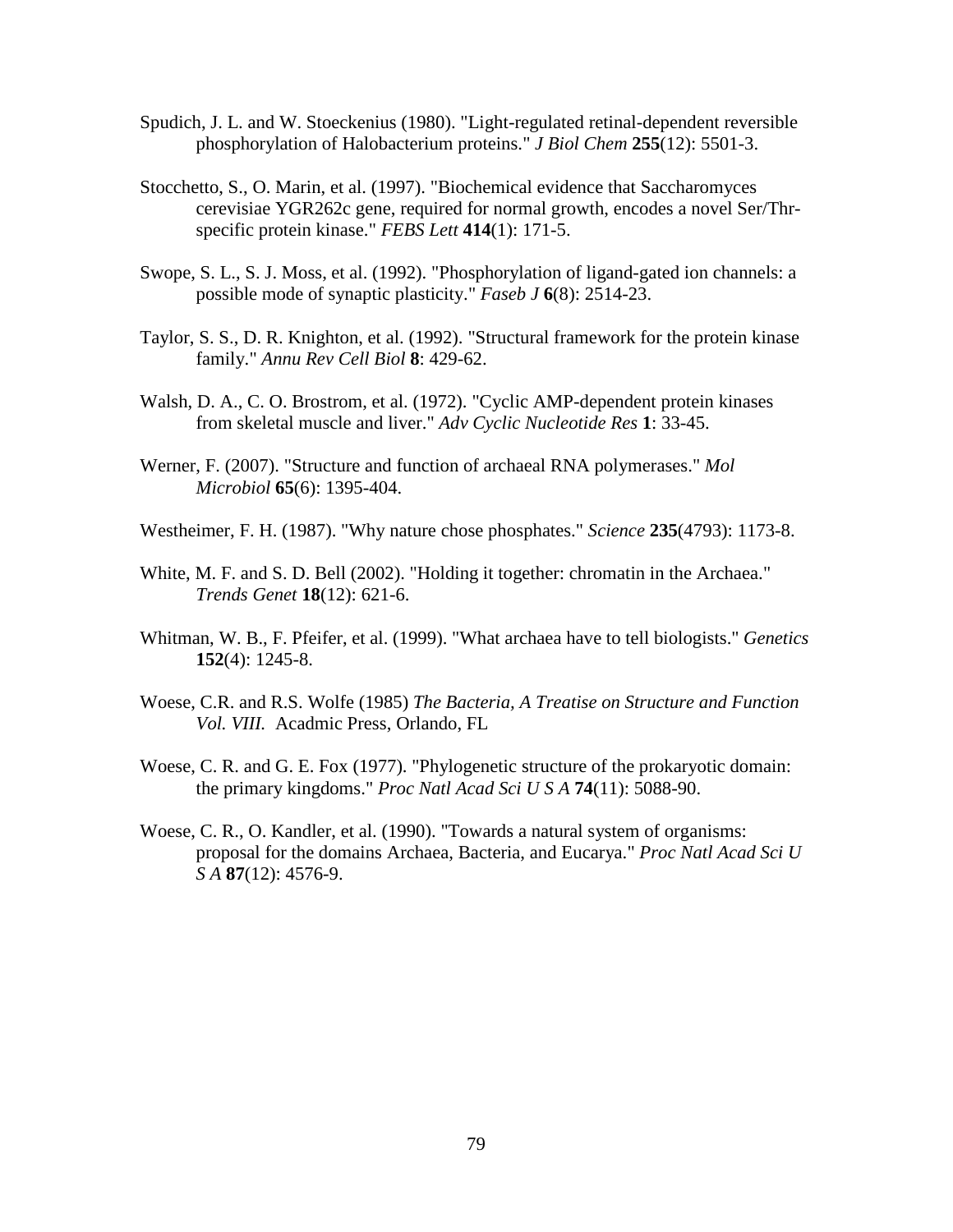Spudich, J. L. and W. Stoeckenius (1980). "Light-regulated retinal-dependent reversible phosphorylation of Halobacterium proteins." *J Biol Chem* **255**(12): 5501-3.

Stocchetto, S., O. Marin, et al. (1997). "Biochemical evidence that Saccharomyces cerevisiae YGR262c gene, required for normal growth, encodes a novel Ser/Thr-specific protein kinase." *FEBS Lett* **414**(1): 171-5.

Swope, S. L., S. J. Moss, et al. (1992). "Phosphorylation of ligand-gated ion channels: a possible mode of synaptic plasticity." *Faseb J* **6**(8): 2514-23.

Taylor, S. S., D. R. Knighton, et al. (1992). "Structural framework for the protein kinase family." *Annu Rev Cell Biol* **8**: 429-62.

Walsh, D. A., C. O. Brostrom, et al. (1972). "Cyclic AMP-dependent protein kinases from skeletal muscle and liver." *Adv Cyclic Nucleotide Res* **1**: 33-45.

Werner, F. (2007). "Structure and function of archaeal RNA polymerases." *Mol Microbiol* **65**(6): 1395-404.

Westheimer, F. H. (1987). "Why nature chose phosphates." *Science* **235**(4793): 1173-8.

White, M. F. and S. D. Bell (2002). "Holding it together: chromatin in the Archaea." *Trends Genet* **18**(12): 621-6.

Whitman, W. B., F. Pfeifer, et al. (1999). "What archaea have to tell biologists." *Genetics* **152**(4): 1245-8.

Woese, C.R. and R.S. Wolfe (1985) *The Bacteria, A Treatise on Structure and Function Vol. VIII.* Acadmic Press, Orlando, FL

Woese, C. R. and G. E. Fox (1977). "Phylogenetic structure of the prokaryotic domain: the primary kingdoms." *Proc Natl Acad Sci U S A* **74**(11): 5088-90.

Woese, C. R., O. Kandler, et al. (1990). "Towards a natural system of organisms: proposal for the domains Archaea, Bacteria, and Eucarya." *Proc Natl Acad Sci U S A* **87**(12): 4576-9.